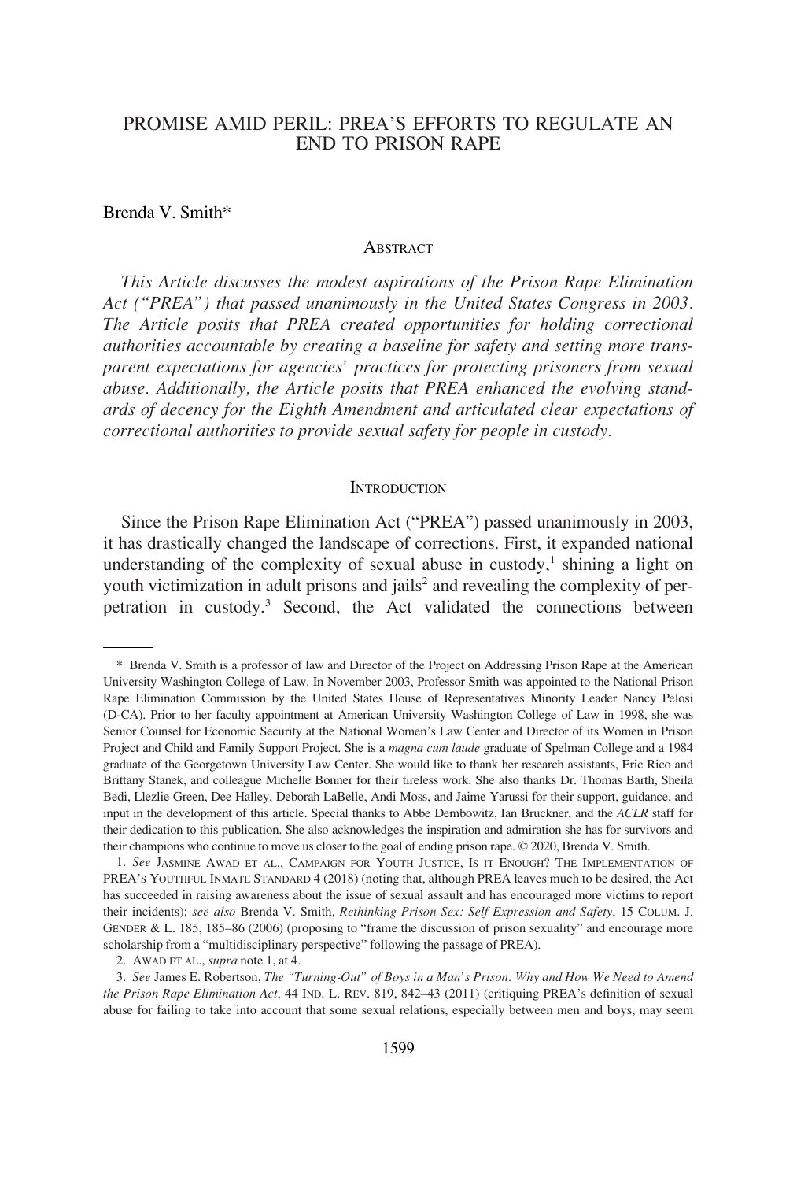# PROMISE AMID PERIL: PREA'S EFFORTS TO REGULATE AN END TO PRISON RAPE

Brenda V. Smith*

## ABSTRACT

*This Article discusses the modest aspirations of the Prison Rape Elimination Act ("PREA") that passed unanimously in the United States Congress in 2003. The Article posits that PREA created opportunities for holding correctional authorities accountable by creating a baseline for safety and setting more transparent expectations for agencies' practices for protecting prisoners from sexual abuse. Additionally, the Article posits that PREA enhanced the evolving standards of decency for the Eighth Amendment and articulated clear expectations of correctional authorities to provide sexual safety for people in custody.*

## INTRODUCTION

Since the Prison Rape Elimination Act ("PREA") passed unanimously in 2003, it has drastically changed the landscape of corrections. First, it expanded national understanding of the complexity of sexual abuse in custody,[1] shining a light on youth victimization in adult prisons and jails[2] and revealing the complexity of perpetration in custody.[3] Second, the Act validated the connections between

---

\* Brenda V. Smith is a professor of law and Director of the Project on Addressing Prison Rape at the American University Washington College of Law. In November 2003, Professor Smith was appointed to the National Prison Rape Elimination Commission by the United States House of Representatives Minority Leader Nancy Pelosi (D-CA). Prior to her faculty appointment at American University Washington College of Law in 1998, she was Senior Counsel for Economic Security at the National Women's Law Center and Director of its Women in Prison Project and Child and Family Support Project. She is a *magna cum laude* graduate of Spelman College and a 1984 graduate of the Georgetown University Law Center. She would like to thank her research assistants, Eric Rico and Brittany Stanek, and colleague Michelle Bonner for their tireless work. She also thanks Dr. Thomas Barth, Sheila Bedi, Llezlie Green, Dee Halley, Deborah LaBelle, Andi Moss, and Jaime Yarussi for their support, guidance, and input in the development of this article. Special thanks to Abbe Dembowitz, Ian Bruckner, and the *ACLR* staff for their dedication to this publication. She also acknowledges the inspiration and admiration she has for survivors and their champions who continue to move us closer to the goal of ending prison rape. © 2020, Brenda V. Smith.

1. *See* JASMINE AWAD ET AL., CAMPAIGN FOR YOUTH JUSTICE, IS IT ENOUGH? THE IMPLEMENTATION OF PREA'S YOUTHFUL INMATE STANDARD 4 (2018) (noting that, although PREA leaves much to be desired, the Act has succeeded in raising awareness about the issue of sexual assault and has encouraged more victims to report their incidents); *see also* Brenda V. Smith, *Rethinking Prison Sex: Self Expression and Safety*, 15 COLUM. J. GENDER & L. 185, 185–86 (2006) (proposing to "frame the discussion of prison sexuality" and encourage more scholarship from a "multidisciplinary perspective" following the passage of PREA).

2. AWAD ET AL., *supra* note 1, at 4.

3. *See* James E. Robertson, *The "Turning-Out" of Boys in a Man's Prison: Why and How We Need to Amend the Prison Rape Elimination Act*, 44 IND. L. REV. 819, 842–43 (2011) (critiquing PREA's definition of sexual abuse for failing to take into account that some sexual relations, especially between men and boys, may seem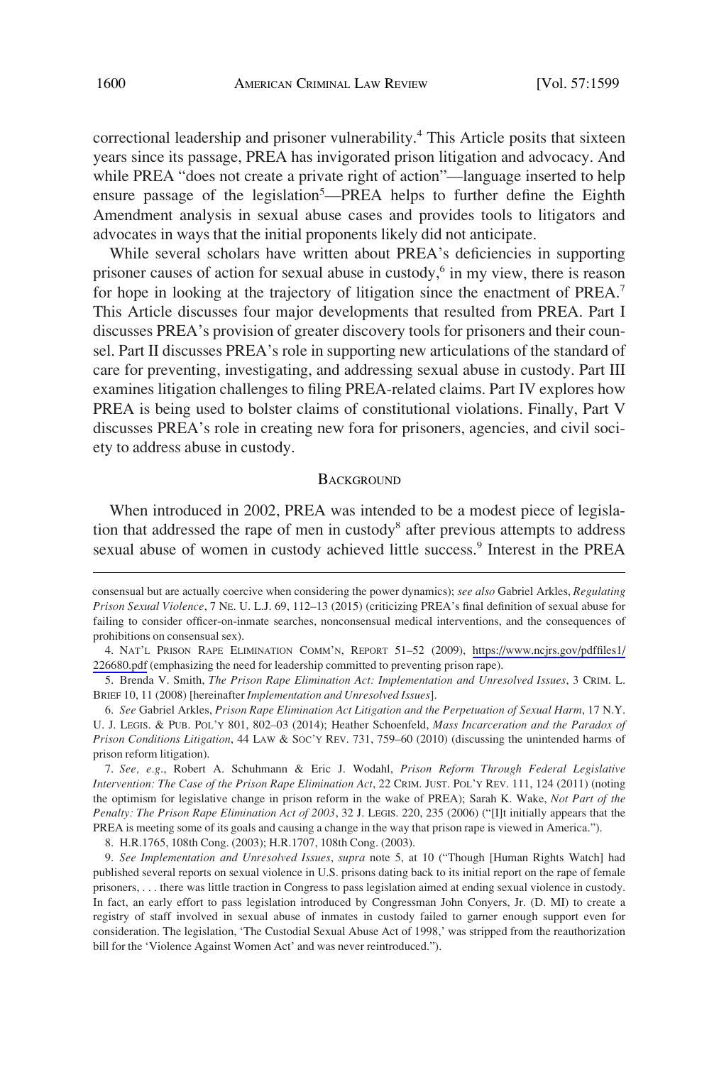correctional leadership and prisoner vulnerability.[4] This Article posits that sixteen years since its passage, PREA has invigorated prison litigation and advocacy. And while PREA "does not create a private right of action"—language inserted to help ensure passage of the legislation[5]—PREA helps to further define the Eighth Amendment analysis in sexual abuse cases and provides tools to litigators and advocates in ways that the initial proponents likely did not anticipate.

While several scholars have written about PREA's deficiencies in supporting prisoner causes of action for sexual abuse in custody,[6] in my view, there is reason for hope in looking at the trajectory of litigation since the enactment of PREA.[7] This Article discusses four major developments that resulted from PREA. Part I discusses PREA's provision of greater discovery tools for prisoners and their counsel. Part II discusses PREA's role in supporting new articulations of the standard of care for preventing, investigating, and addressing sexual abuse in custody. Part III examines litigation challenges to filing PREA-related claims. Part IV explores how PREA is being used to bolster claims of constitutional violations. Finally, Part V discusses PREA's role in creating new fora for prisoners, agencies, and civil society to address abuse in custody.

## BACKGROUND

When introduced in 2002, PREA was intended to be a modest piece of legislation that addressed the rape of men in custody[8] after previous attempts to address sexual abuse of women in custody achieved little success.[9] Interest in the PREA

---

consensual but are actually coercive when considering the power dynamics); *see also* Gabriel Arkles, *Regulating Prison Sexual Violence*, 7 NE. U. L.J. 69, 112–13 (2015) (criticizing PREA's final definition of sexual abuse for failing to consider officer-on-inmate searches, nonconsensual medical interventions, and the consequences of prohibitions on consensual sex).

4. NAT'L PRISON RAPE ELIMINATION COMM'N, REPORT 51–52 (2009), https://www.ncjrs.gov/pdffiles1/226680.pdf (emphasizing the need for leadership committed to preventing prison rape).

5. Brenda V. Smith, *The Prison Rape Elimination Act: Implementation and Unresolved Issues*, 3 CRIM. L. BRIEF 10, 11 (2008) [hereinafter *Implementation and Unresolved Issues*].

6. *See* Gabriel Arkles, *Prison Rape Elimination Act Litigation and the Perpetuation of Sexual Harm*, 17 N.Y. U. J. LEGIS. & PUB. POL'Y 801, 802–03 (2014); Heather Schoenfeld, *Mass Incarceration and the Paradox of Prison Conditions Litigation*, 44 LAW & SOC'Y REV. 731, 759–60 (2010) (discussing the unintended harms of prison reform litigation).

7. *See, e.g.*, Robert A. Schuhmann & Eric J. Wodahl, *Prison Reform Through Federal Legislative Intervention: The Case of the Prison Rape Elimination Act*, 22 CRIM. JUST. POL'Y REV. 111, 124 (2011) (noting the optimism for legislative change in prison reform in the wake of PREA); Sarah K. Wake, *Not Part of the Penalty: The Prison Rape Elimination Act of 2003*, 32 J. LEGIS. 220, 235 (2006) ("[I]t initially appears that the PREA is meeting some of its goals and causing a change in the way that prison rape is viewed in America.").

8. H.R.1765, 108th Cong. (2003); H.R.1707, 108th Cong. (2003).

9. *See Implementation and Unresolved Issues*, *supra* note 5, at 10 ("Though [Human Rights Watch] had published several reports on sexual violence in U.S. prisons dating back to its initial report on the rape of female prisoners, . . . there was little traction in Congress to pass legislation aimed at ending sexual violence in custody. In fact, an early effort to pass legislation introduced by Congressman John Conyers, Jr. (D. MI) to create a registry of staff involved in sexual abuse of inmates in custody failed to garner enough support even for consideration. The legislation, 'The Custodial Sexual Abuse Act of 1998,' was stripped from the reauthorization bill for the 'Violence Against Women Act' and was never reintroduced.").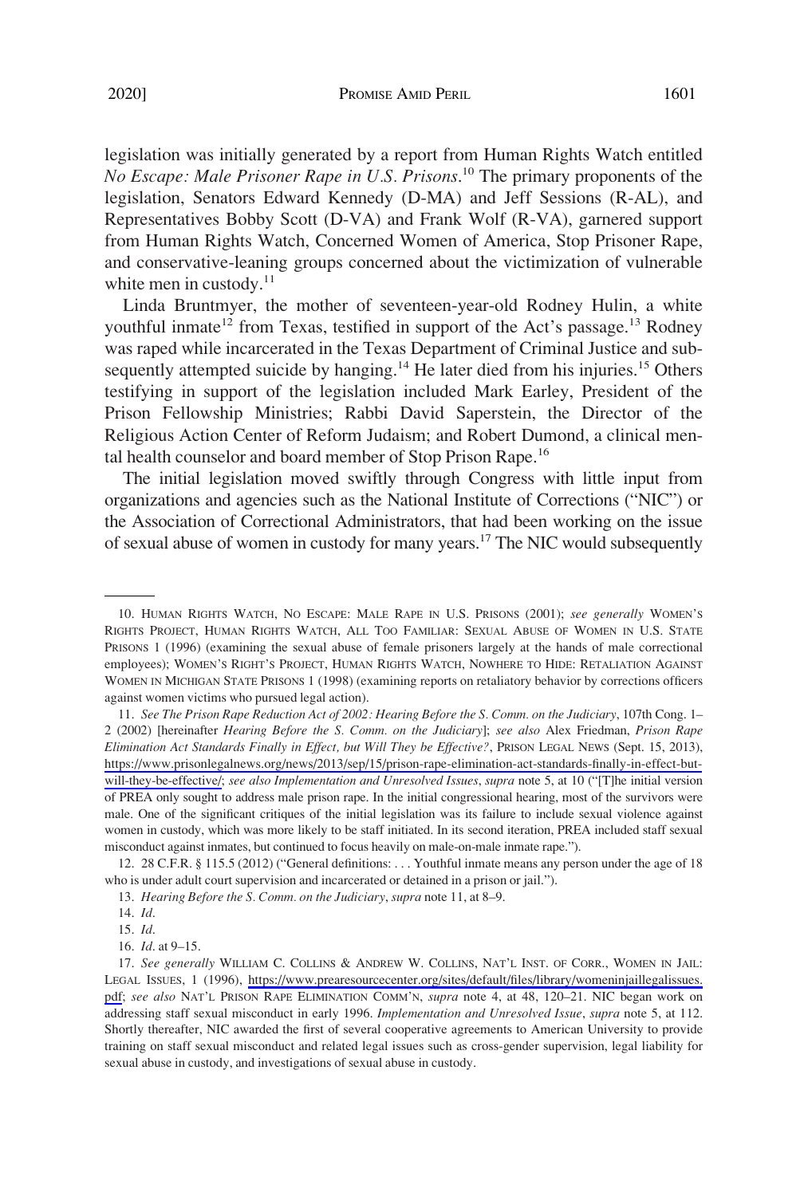legislation was initially generated by a report from Human Rights Watch entitled *No Escape: Male Prisoner Rape in U.S. Prisons*.[10] The primary proponents of the legislation, Senators Edward Kennedy (D-MA) and Jeff Sessions (R-AL), and Representatives Bobby Scott (D-VA) and Frank Wolf (R-VA), garnered support from Human Rights Watch, Concerned Women of America, Stop Prisoner Rape, and conservative-leaning groups concerned about the victimization of vulnerable white men in custody.[11]

Linda Bruntmyer, the mother of seventeen-year-old Rodney Hulin, a white youthful inmate[12] from Texas, testified in support of the Act's passage.[13] Rodney was raped while incarcerated in the Texas Department of Criminal Justice and subsequently attempted suicide by hanging.[14] He later died from his injuries.[15] Others testifying in support of the legislation included Mark Earley, President of the Prison Fellowship Ministries; Rabbi David Saperstein, the Director of the Religious Action Center of Reform Judaism; and Robert Dumond, a clinical mental health counselor and board member of Stop Prison Rape.[16]

The initial legislation moved swiftly through Congress with little input from organizations and agencies such as the National Institute of Corrections ("NIC") or the Association of Correctional Administrators, that had been working on the issue of sexual abuse of women in custody for many years.[17] The NIC would subsequently

---

10. HUMAN RIGHTS WATCH, NO ESCAPE: MALE RAPE IN U.S. PRISONS (2001); *see generally* WOMEN'S RIGHTS PROJECT, HUMAN RIGHTS WATCH, ALL TOO FAMILIAR: SEXUAL ABUSE OF WOMEN IN U.S. STATE PRISONS 1 (1996) (examining the sexual abuse of female prisoners largely at the hands of male correctional employees); WOMEN'S RIGHT'S PROJECT, HUMAN RIGHTS WATCH, NOWHERE TO HIDE: RETALIATION AGAINST WOMEN IN MICHIGAN STATE PRISONS 1 (1998) (examining reports on retaliatory behavior by corrections officers against women victims who pursued legal action).

11. *See The Prison Rape Reduction Act of 2002: Hearing Before the S. Comm. on the Judiciary*, 107th Cong. 1–2 (2002) [hereinafter *Hearing Before the S. Comm. on the Judiciary*]; *see also* Alex Friedman, *Prison Rape Elimination Act Standards Finally in Effect, but Will They be Effective?*, PRISON LEGAL NEWS (Sept. 15, 2013), https://www.prisonlegalnews.org/news/2013/sep/15/prison-rape-elimination-act-standards-finally-in-effect-but-will-they-be-effective/; *see also Implementation and Unresolved Issues*, *supra* note 5, at 10 ("[T]he initial version of PREA only sought to address male prison rape. In the initial congressional hearing, most of the survivors were male. One of the significant critiques of the initial legislation was its failure to include sexual violence against women in custody, which was more likely to be staff initiated. In its second iteration, PREA included staff sexual misconduct against inmates, but continued to focus heavily on male-on-male inmate rape.").

12. 28 C.F.R. § 115.5 (2012) ("General definitions: . . . Youthful inmate means any person under the age of 18 who is under adult court supervision and incarcerated or detained in a prison or jail.").

13. *Hearing Before the S. Comm. on the Judiciary*, *supra* note 11, at 8–9.

14. *Id*.

15. *Id*.

16. *Id*. at 9–15.

17. *See generally* WILLIAM C. COLLINS & ANDREW W. COLLINS, NAT'L INST. OF CORR., WOMEN IN JAIL: LEGAL ISSUES, 1 (1996), https://www.prearesourcecenter.org/sites/default/files/library/womeninjaillegalissues.pdf; *see also* NAT'L PRISON RAPE ELIMINATION COMM'N, *supra* note 4, at 48, 120–21. NIC began work on addressing staff sexual misconduct in early 1996. *Implementation and Unresolved Issue*, *supra* note 5, at 112. Shortly thereafter, NIC awarded the first of several cooperative agreements to American University to provide training on staff sexual misconduct and related legal issues such as cross-gender supervision, legal liability for sexual abuse in custody, and investigations of sexual abuse in custody.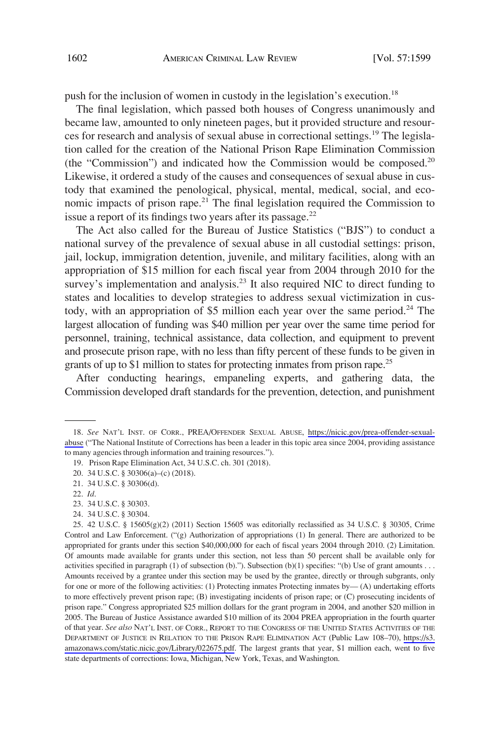push for the inclusion of women in custody in the legislation's execution.[18]

The final legislation, which passed both houses of Congress unanimously and became law, amounted to only nineteen pages, but it provided structure and resources for research and analysis of sexual abuse in correctional settings.[19] The legislation called for the creation of the National Prison Rape Elimination Commission (the "Commission") and indicated how the Commission would be composed.[20] Likewise, it ordered a study of the causes and consequences of sexual abuse in custody that examined the penological, physical, mental, medical, social, and economic impacts of prison rape.[21] The final legislation required the Commission to issue a report of its findings two years after its passage.[22]

The Act also called for the Bureau of Justice Statistics ("BJS") to conduct a national survey of the prevalence of sexual abuse in all custodial settings: prison, jail, lockup, immigration detention, juvenile, and military facilities, along with an appropriation of $15 million for each fiscal year from 2004 through 2010 for the survey's implementation and analysis.[23] It also required NIC to direct funding to states and localities to develop strategies to address sexual victimization in custody, with an appropriation of $5 million each year over the same period.[24] The largest allocation of funding was $40 million per year over the same time period for personnel, training, technical assistance, data collection, and equipment to prevent and prosecute prison rape, with no less than fifty percent of these funds to be given in grants of up to $1 million to states for protecting inmates from prison rape.[25]

After conducting hearings, empaneling experts, and gathering data, the Commission developed draft standards for the prevention, detection, and punishment

---

18. *See* NAT'L INST. OF CORR., PREA/OFFENDER SEXUAL ABUSE, https://nicic.gov/prea-offender-sexual-abuse ("The National Institute of Corrections has been a leader in this topic area since 2004, providing assistance to many agencies through information and training resources.").

19. Prison Rape Elimination Act, 34 U.S.C. ch. 301 (2018).

20. 34 U.S.C. § 30306(a)–(c) (2018).

21. 34 U.S.C. § 30306(d).

22. *Id*.

23. 34 U.S.C. § 30303.

24. 34 U.S.C. § 30304.

25. 42 U.S.C. § 15605(g)(2) (2011) Section 15605 was editorially reclassified as 34 U.S.C. § 30305, Crime Control and Law Enforcement. ("(g) Authorization of appropriations (1) In general. There are authorized to be appropriated for grants under this section $40,000,000 for each of fiscal years 2004 through 2010. (2) Limitation. Of amounts made available for grants under this section, not less than 50 percent shall be available only for activities specified in paragraph (1) of subsection (b)."). Subsection (b)(1) specifies: "(b) Use of grant amounts . . . Amounts received by a grantee under this section may be used by the grantee, directly or through subgrants, only for one or more of the following activities: (1) Protecting inmates Protecting inmates by— (A) undertaking efforts to more effectively prevent prison rape; (B) investigating incidents of prison rape; or (C) prosecuting incidents of prison rape." Congress appropriated $25 million dollars for the grant program in 2004, and another $20 million in 2005. The Bureau of Justice Assistance awarded $10 million of its 2004 PREA appropriation in the fourth quarter of that year. *See also* NAT'L INST. OF CORR., REPORT TO THE CONGRESS OF THE UNITED STATES ACTIVITIES OF THE DEPARTMENT OF JUSTICE IN RELATION TO THE PRISON RAPE ELIMINATION ACT (Public Law 108–70), https://s3.amazonaws.com/static.nicic.gov/Library/022675.pdf. The largest grants that year, $1 million each, went to five state departments of corrections: Iowa, Michigan, New York, Texas, and Washington.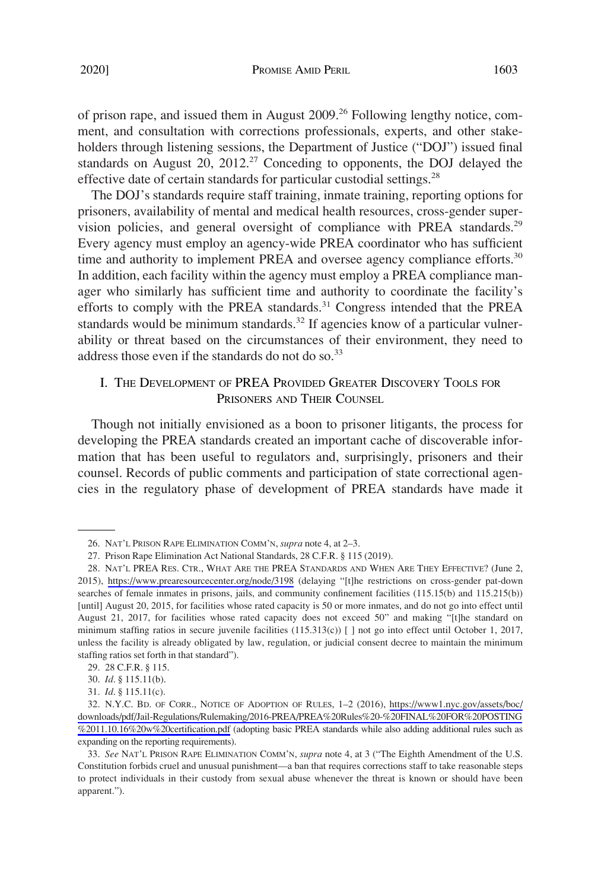of prison rape, and issued them in August 2009.[26] Following lengthy notice, comment, and consultation with corrections professionals, experts, and other stakeholders through listening sessions, the Department of Justice ("DOJ") issued final standards on August 20, 2012.[27] Conceding to opponents, the DOJ delayed the effective date of certain standards for particular custodial settings.[28]

The DOJ's standards require staff training, inmate training, reporting options for prisoners, availability of mental and medical health resources, cross-gender supervision policies, and general oversight of compliance with PREA standards.[29] Every agency must employ an agency-wide PREA coordinator who has sufficient time and authority to implement PREA and oversee agency compliance efforts.[30] In addition, each facility within the agency must employ a PREA compliance manager who similarly has sufficient time and authority to coordinate the facility's efforts to comply with the PREA standards.[31] Congress intended that the PREA standards would be minimum standards.[32] If agencies know of a particular vulnerability or threat based on the circumstances of their environment, they need to address those even if the standards do not do so.[33]

## I. THE DEVELOPMENT OF PREA PROVIDED GREATER DISCOVERY TOOLS FOR PRISONERS AND THEIR COUNSEL

Though not initially envisioned as a boon to prisoner litigants, the process for developing the PREA standards created an important cache of discoverable information that has been useful to regulators and, surprisingly, prisoners and their counsel. Records of public comments and participation of state correctional agencies in the regulatory phase of development of PREA standards have made it

---

26. NAT'L PRISON RAPE ELIMINATION COMM'N, *supra* note 4, at 2–3.

27. Prison Rape Elimination Act National Standards, 28 C.F.R. § 115 (2019).

28. NAT'L PREA RES. CTR., WHAT ARE THE PREA STANDARDS AND WHEN ARE THEY EFFECTIVE? (June 2, 2015), https://www.prearesourcecenter.org/node/3198 (delaying "[t]he restrictions on cross-gender pat-down searches of female inmates in prisons, jails, and community confinement facilities (115.15(b) and 115.215(b)) [until] August 20, 2015, for facilities whose rated capacity is 50 or more inmates, and do not go into effect until August 21, 2017, for facilities whose rated capacity does not exceed 50" and making "[t]he standard on minimum staffing ratios in secure juvenile facilities (115.313(c)) [ ] not go into effect until October 1, 2017, unless the facility is already obligated by law, regulation, or judicial consent decree to maintain the minimum staffing ratios set forth in that standard").

29. 28 C.F.R. § 115.

30. *Id*. § 115.11(b).

31. *Id*. § 115.11(c).

32. N.Y.C. BD. OF CORR., NOTICE OF ADOPTION OF RULES, 1–2 (2016), https://www1.nyc.gov/assets/boc/downloads/pdf/Jail-Regulations/Rulemaking/2016-PREA/PREA%20Rules%20-%20FINAL%20FOR%20POSTING%2011.10.16%20w%20certification.pdf (adopting basic PREA standards while also adding additional rules such as expanding on the reporting requirements).

33. *See* NAT'L PRISON RAPE ELIMINATION COMM'N, *supra* note 4, at 3 ("The Eighth Amendment of the U.S. Constitution forbids cruel and unusual punishment—a ban that requires corrections staff to take reasonable steps to protect individuals in their custody from sexual abuse whenever the threat is known or should have been apparent.").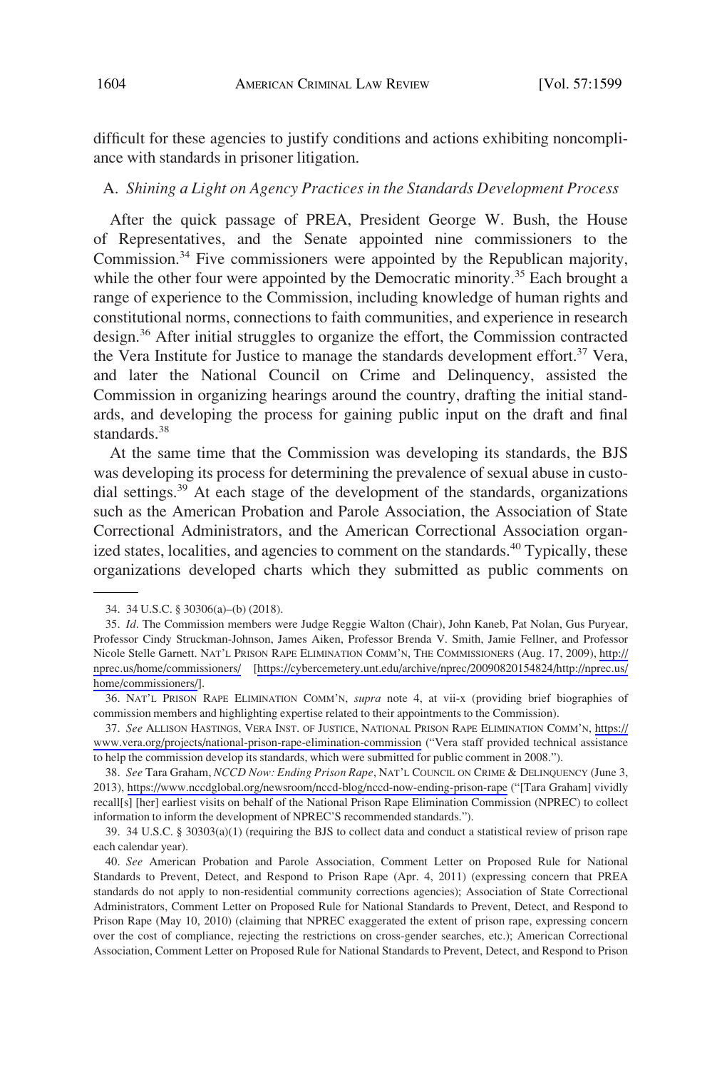difficult for these agencies to justify conditions and actions exhibiting noncompliance with standards in prisoner litigation.

### A. *Shining a Light on Agency Practices in the Standards Development Process*

After the quick passage of PREA, President George W. Bush, the House of Representatives, and the Senate appointed nine commissioners to the Commission.[34] Five commissioners were appointed by the Republican majority, while the other four were appointed by the Democratic minority.[35] Each brought a range of experience to the Commission, including knowledge of human rights and constitutional norms, connections to faith communities, and experience in research design.[36] After initial struggles to organize the effort, the Commission contracted the Vera Institute for Justice to manage the standards development effort.[37] Vera, and later the National Council on Crime and Delinquency, assisted the Commission in organizing hearings around the country, drafting the initial standards, and developing the process for gaining public input on the draft and final standards.[38]

At the same time that the Commission was developing its standards, the BJS was developing its process for determining the prevalence of sexual abuse in custodial settings.[39] At each stage of the development of the standards, organizations such as the American Probation and Parole Association, the Association of State Correctional Administrators, and the American Correctional Association organized states, localities, and agencies to comment on the standards.[40] Typically, these organizations developed charts which they submitted as public comments on

---

34. 34 U.S.C. § 30306(a)–(b) (2018).

35. *Id*. The Commission members were Judge Reggie Walton (Chair), John Kaneb, Pat Nolan, Gus Puryear, Professor Cindy Struckman-Johnson, James Aiken, Professor Brenda V. Smith, Jamie Fellner, and Professor Nicole Stelle Garnett. NAT'L PRISON RAPE ELIMINATION COMM'N, THE COMMISSIONERS (Aug. 17, 2009), http://nprec.us/home/commissioners/ [https://cybercemetery.unt.edu/archive/nprec/20090820154824/http://nprec.us/home/commissioners/].

36. NAT'L PRISON RAPE ELIMINATION COMM'N, *supra* note 4, at vii-x (providing brief biographies of commission members and highlighting expertise related to their appointments to the Commission).

37. *See* ALLISON HASTINGS, VERA INST. OF JUSTICE, NATIONAL PRISON RAPE ELIMINATION COMM'N, https://www.vera.org/projects/national-prison-rape-elimination-commission ("Vera staff provided technical assistance to help the commission develop its standards, which were submitted for public comment in 2008.").

38. *See* Tara Graham, *NCCD Now: Ending Prison Rape*, NAT'L COUNCIL ON CRIME & DELINQUENCY (June 3, 2013), https://www.nccdglobal.org/newsroom/nccd-blog/nccd-now-ending-prison-rape ("[Tara Graham] vividly recall[s] [her] earliest visits on behalf of the National Prison Rape Elimination Commission (NPREC) to collect information to inform the development of NPREC'S recommended standards.").

39. 34 U.S.C. § 30303(a)(1) (requiring the BJS to collect data and conduct a statistical review of prison rape each calendar year).

40. *See* American Probation and Parole Association, Comment Letter on Proposed Rule for National Standards to Prevent, Detect, and Respond to Prison Rape (Apr. 4, 2011) (expressing concern that PREA standards do not apply to non-residential community corrections agencies); Association of State Correctional Administrators, Comment Letter on Proposed Rule for National Standards to Prevent, Detect, and Respond to Prison Rape (May 10, 2010) (claiming that NPREC exaggerated the extent of prison rape, expressing concern over the cost of compliance, rejecting the restrictions on cross-gender searches, etc.); American Correctional Association, Comment Letter on Proposed Rule for National Standards to Prevent, Detect, and Respond to Prison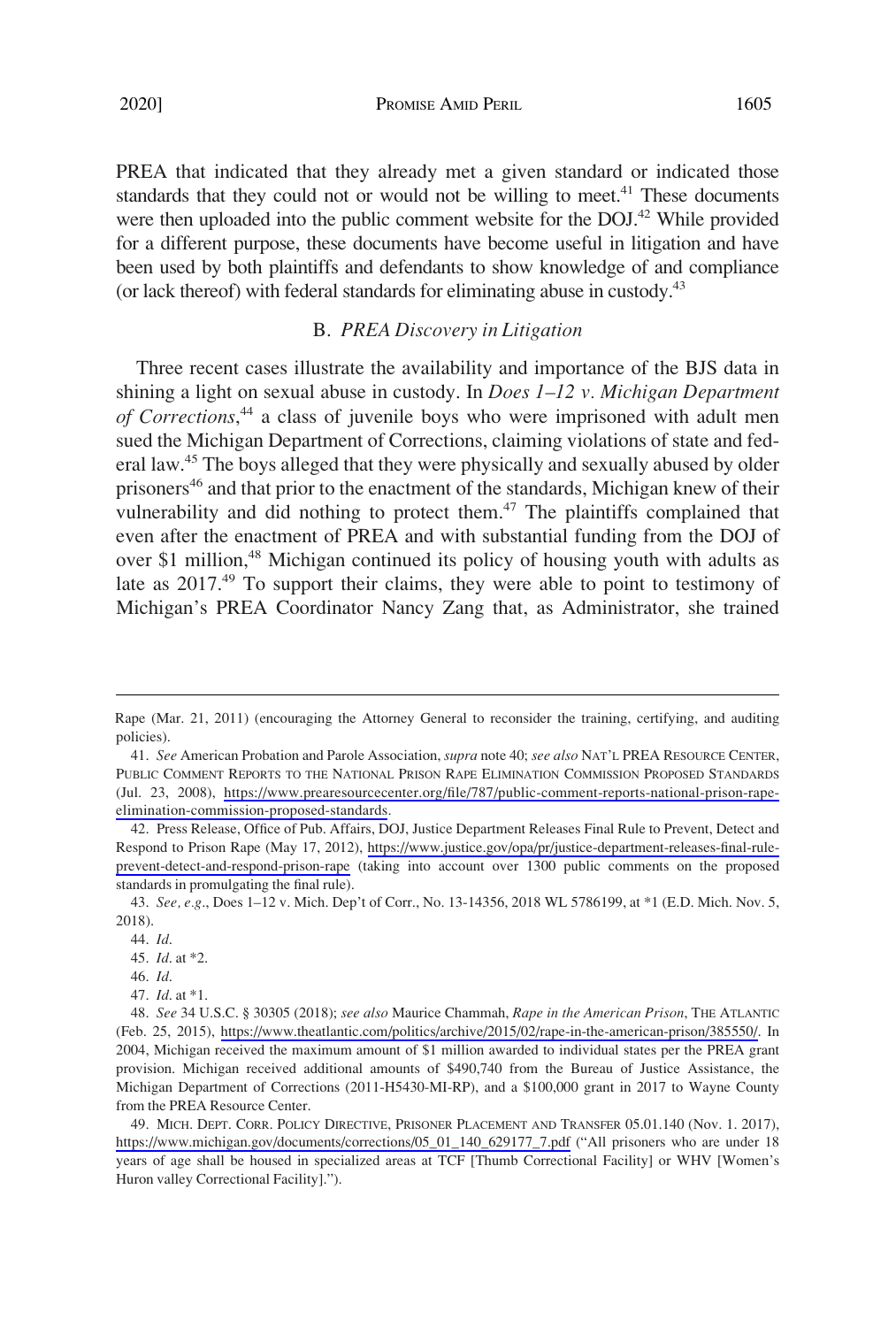PREA that indicated that they already met a given standard or indicated those standards that they could not or would not be willing to meet.[41] These documents were then uploaded into the public comment website for the DOJ.[42] While provided for a different purpose, these documents have become useful in litigation and have been used by both plaintiffs and defendants to show knowledge of and compliance (or lack thereof) with federal standards for eliminating abuse in custody.[43]

### B. *PREA Discovery in Litigation*

Three recent cases illustrate the availability and importance of the BJS data in shining a light on sexual abuse in custody. In *Does 1–12 v. Michigan Department of Corrections*,[44] a class of juvenile boys who were imprisoned with adult men sued the Michigan Department of Corrections, claiming violations of state and federal law.[45] The boys alleged that they were physically and sexually abused by older prisoners[46] and that prior to the enactment of the standards, Michigan knew of their vulnerability and did nothing to protect them.[47] The plaintiffs complained that even after the enactment of PREA and with substantial funding from the DOJ of over $1 million,[48] Michigan continued its policy of housing youth with adults as late as 2017.[49] To support their claims, they were able to point to testimony of Michigan's PREA Coordinator Nancy Zang that, as Administrator, she trained

---

Rape (Mar. 21, 2011) (encouraging the Attorney General to reconsider the training, certifying, and auditing policies).

41. *See* American Probation and Parole Association, *supra* note 40; *see also* NAT'L PREA RESOURCE CENTER, PUBLIC COMMENT REPORTS TO THE NATIONAL PRISON RAPE ELIMINATION COMMISSION PROPOSED STANDARDS (Jul. 23, 2008), https://www.prearesourcecenter.org/file/787/public-comment-reports-national-prison-rape-elimination-commission-proposed-standards.

42. Press Release, Office of Pub. Affairs, DOJ, Justice Department Releases Final Rule to Prevent, Detect and Respond to Prison Rape (May 17, 2012), https://www.justice.gov/opa/pr/justice-department-releases-final-rule-prevent-detect-and-respond-prison-rape (taking into account over 1300 public comments on the proposed standards in promulgating the final rule).

43. *See, e.g.*, Does 1–12 v. Mich. Dep't of Corr., No. 13-14356, 2018 WL 5786199, at *1 (E.D. Mich. Nov. 5, 2018).

44. *Id.*

45. *Id.* at *2.

46. *Id.*

47. *Id.* at *1.

48. *See* 34 U.S.C. § 30305 (2018); *see also* Maurice Chammah, *Rape in the American Prison*, THE ATLANTIC (Feb. 25, 2015), https://www.theatlantic.com/politics/archive/2015/02/rape-in-the-american-prison/385550/. In 2004, Michigan received the maximum amount of $1 million awarded to individual states per the PREA grant provision. Michigan received additional amounts of $490,740 from the Bureau of Justice Assistance, the Michigan Department of Corrections (2011-H5430-MI-RP), and a $100,000 grant in 2017 to Wayne County from the PREA Resource Center.

49. MICH. DEPT. CORR. POLICY DIRECTIVE, PRISONER PLACEMENT AND TRANSFER 05.01.140 (Nov. 1. 2017), https://www.michigan.gov/documents/corrections/05_01_140_629177_7.pdf ("All prisoners who are under 18 years of age shall be housed in specialized areas at TCF [Thumb Correctional Facility] or WHV [Women's Huron valley Correctional Facility].").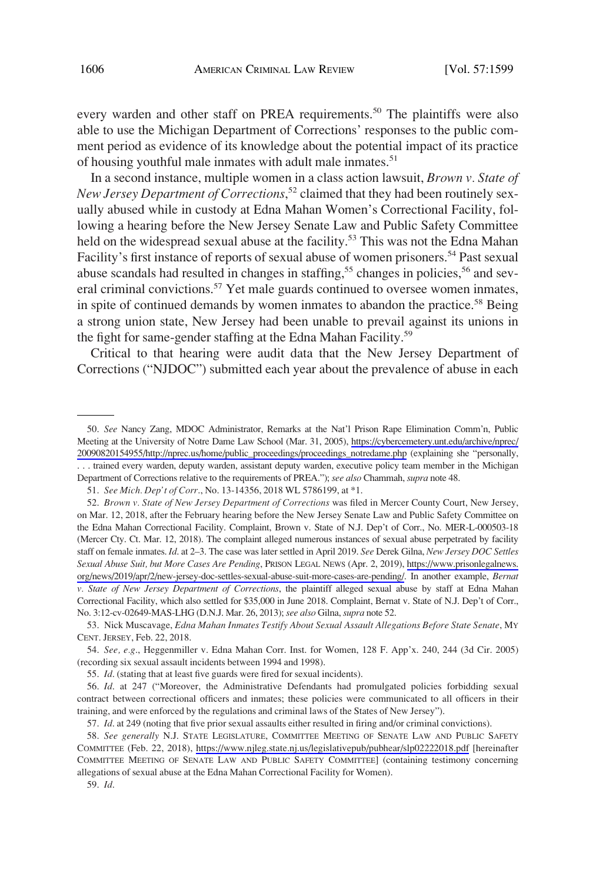every warden and other staff on PREA requirements.[50] The plaintiffs were also able to use the Michigan Department of Corrections' responses to the public comment period as evidence of its knowledge about the potential impact of its practice of housing youthful male inmates with adult male inmates.[51]

In a second instance, multiple women in a class action lawsuit, *Brown v. State of New Jersey Department of Corrections*,[52] claimed that they had been routinely sexually abused while in custody at Edna Mahan Women's Correctional Facility, following a hearing before the New Jersey Senate Law and Public Safety Committee held on the widespread sexual abuse at the facility.[53] This was not the Edna Mahan Facility's first instance of reports of sexual abuse of women prisoners.[54] Past sexual abuse scandals had resulted in changes in staffing,[55] changes in policies,[56] and several criminal convictions.[57] Yet male guards continued to oversee women inmates, in spite of continued demands by women inmates to abandon the practice.[58] Being a strong union state, New Jersey had been unable to prevail against its unions in the fight for same-gender staffing at the Edna Mahan Facility.[59]

Critical to that hearing were audit data that the New Jersey Department of Corrections ("NJDOC") submitted each year about the prevalence of abuse in each

---

50. *See* Nancy Zang, MDOC Administrator, Remarks at the Nat'l Prison Rape Elimination Comm'n, Public Meeting at the University of Notre Dame Law School (Mar. 31, 2005), https://cybercemetery.unt.edu/archive/nprec/20090820154955/http://nprec.us/home/public_proceedings/proceedings_notredame.php (explaining she "personally, . . . trained every warden, deputy warden, assistant deputy warden, executive policy team member in the Michigan Department of Corrections relative to the requirements of PREA."); *see also* Chammah, *supra* note 48.

51. *See Mich. Dep't of Corr.*, No. 13-14356, 2018 WL 5786199, at *1.

52. *Brown v. State of New Jersey Department of Corrections* was filed in Mercer County Court, New Jersey, on Mar. 12, 2018, after the February hearing before the New Jersey Senate Law and Public Safety Committee on the Edna Mahan Correctional Facility. Complaint, Brown v. State of N.J. Dep't of Corr., No. MER-L-000503-18 (Mercer Cty. Ct. Mar. 12, 2018). The complaint alleged numerous instances of sexual abuse perpetrated by facility staff on female inmates. *Id.* at 2–3. The case was later settled in April 2019. *See* Derek Gilna, *New Jersey DOC Settles Sexual Abuse Suit, but More Cases Are Pending*, PRISON LEGAL NEWS (Apr. 2, 2019), https://www.prisonlegalnews.org/news/2019/apr/2/new-jersey-doc-settles-sexual-abuse-suit-more-cases-are-pending/. In another example, *Bernat v. State of New Jersey Department of Corrections*, the plaintiff alleged sexual abuse by staff at Edna Mahan Correctional Facility, which also settled for $35,000 in June 2018. Complaint, Bernat v. State of N.J. Dep't of Corr., No. 3:12-cv-02649-MAS-LHG (D.N.J. Mar. 26, 2013); *see also* Gilna, *supra* note 52.

53. Nick Muscavage, *Edna Mahan Inmates Testify About Sexual Assault Allegations Before State Senate*, MY CENT. JERSEY, Feb. 22, 2018.

54. *See, e.g.*, Heggenmiller v. Edna Mahan Corr. Inst. for Women, 128 F. App'x. 240, 244 (3d Cir. 2005) (recording six sexual assault incidents between 1994 and 1998).

55. *Id.* (stating that at least five guards were fired for sexual incidents).

56. *Id.* at 247 ("Moreover, the Administrative Defendants had promulgated policies forbidding sexual contract between correctional officers and inmates; these policies were communicated to all officers in their training, and were enforced by the regulations and criminal laws of the States of New Jersey").

57. *Id.* at 249 (noting that five prior sexual assaults either resulted in firing and/or criminal convictions).

58. *See generally* N.J. STATE LEGISLATURE, COMMITTEE MEETING OF SENATE LAW AND PUBLIC SAFETY COMMITTEE (Feb. 22, 2018), https://www.njleg.state.nj.us/legislativepub/pubhear/slp02222018.pdf [hereinafter COMMITTEE MEETING OF SENATE LAW AND PUBLIC SAFETY COMMITTEE] (containing testimony concerning allegations of sexual abuse at the Edna Mahan Correctional Facility for Women).

59. *Id.*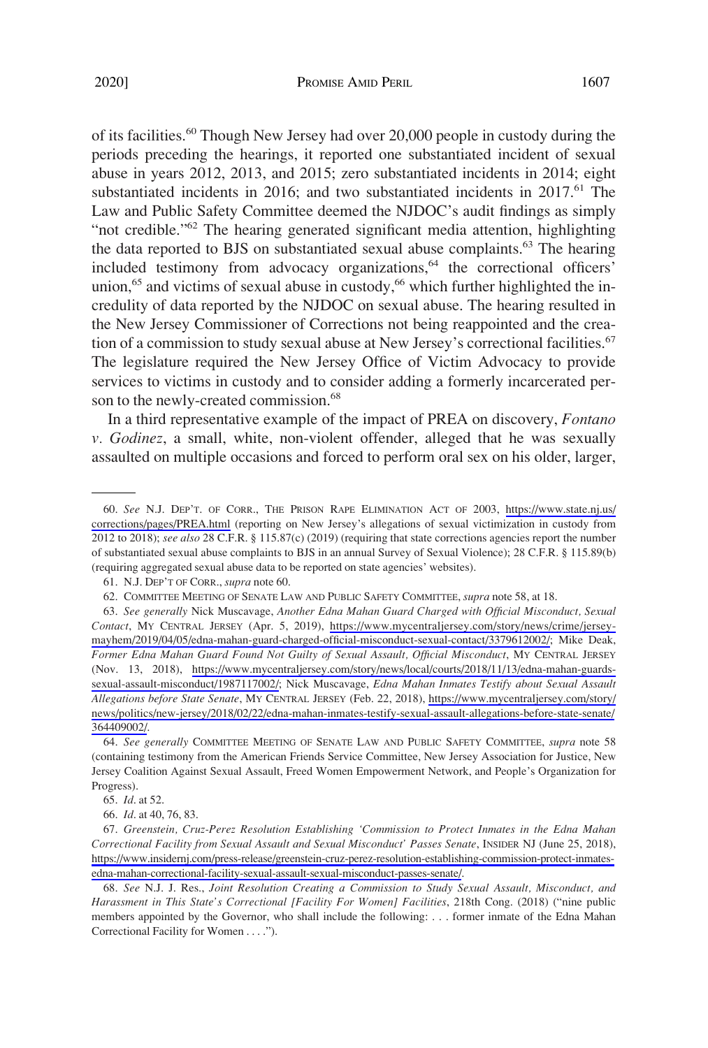of its facilities.[60] Though New Jersey had over 20,000 people in custody during the periods preceding the hearings, it reported one substantiated incident of sexual abuse in years 2012, 2013, and 2015; zero substantiated incidents in 2014; eight substantiated incidents in 2016; and two substantiated incidents in 2017.[61] The Law and Public Safety Committee deemed the NJDOC's audit findings as simply "not credible."[62] The hearing generated significant media attention, highlighting the data reported to BJS on substantiated sexual abuse complaints.[63] The hearing included testimony from advocacy organizations,[64] the correctional officers' union,[65] and victims of sexual abuse in custody,[66] which further highlighted the incredulity of data reported by the NJDOC on sexual abuse. The hearing resulted in the New Jersey Commissioner of Corrections not being reappointed and the creation of a commission to study sexual abuse at New Jersey's correctional facilities.[67] The legislature required the New Jersey Office of Victim Advocacy to provide services to victims in custody and to consider adding a formerly incarcerated person to the newly-created commission.[68]

In a third representative example of the impact of PREA on discovery, *Fontano v. Godinez*, a small, white, non-violent offender, alleged that he was sexually assaulted on multiple occasions and forced to perform oral sex on his older, larger,

---

60. *See* N.J. DEP'T. OF CORR., THE PRISON RAPE ELIMINATION ACT OF 2003, https://www.state.nj.us/corrections/pages/PREA.html (reporting on New Jersey's allegations of sexual victimization in custody from 2012 to 2018); *see also* 28 C.F.R. § 115.87(c) (2019) (requiring that state corrections agencies report the number of substantiated sexual abuse complaints to BJS in an annual Survey of Sexual Violence); 28 C.F.R. § 115.89(b) (requiring aggregated sexual abuse data to be reported on state agencies' websites).

61. N.J. DEP'T OF CORR., *supra* note 60.

62. COMMITTEE MEETING OF SENATE LAW AND PUBLIC SAFETY COMMITTEE, *supra* note 58, at 18.

63. *See generally* Nick Muscavage, *Another Edna Mahan Guard Charged with Official Misconduct, Sexual Contact*, MY CENTRAL JERSEY (Apr. 5, 2019), https://www.mycentraljersey.com/story/news/crime/jersey-mayhem/2019/04/05/edna-mahan-guard-charged-official-misconduct-sexual-contact/3379612002/; Mike Deak, *Former Edna Mahan Guard Found Not Guilty of Sexual Assault, Official Misconduct*, MY CENTRAL JERSEY (Nov. 13, 2018), https://www.mycentraljersey.com/story/news/local/courts/2018/11/13/edna-mahan-guards-sexual-assault-misconduct/1987117002/; Nick Muscavage, *Edna Mahan Inmates Testify about Sexual Assault Allegations before State Senate*, MY CENTRAL JERSEY (Feb. 22, 2018), https://www.mycentraljersey.com/story/news/politics/new-jersey/2018/02/22/edna-mahan-inmates-testify-sexual-assault-allegations-before-state-senate/364409002/.

64. *See generally* COMMITTEE MEETING OF SENATE LAW AND PUBLIC SAFETY COMMITTEE, *supra* note 58 (containing testimony from the American Friends Service Committee, New Jersey Association for Justice, New Jersey Coalition Against Sexual Assault, Freed Women Empowerment Network, and People's Organization for Progress).

65. *Id*. at 52.

66. *Id*. at 40, 76, 83.

67. *Greenstein, Cruz-Perez Resolution Establishing 'Commission to Protect Inmates in the Edna Mahan Correctional Facility from Sexual Assault and Sexual Misconduct' Passes Senate*, INSIDER NJ (June 25, 2018), https://www.insidernj.com/press-release/greenstein-cruz-perez-resolution-establishing-commission-protect-inmates-edna-mahan-correctional-facility-sexual-assault-sexual-misconduct-passes-senate/.

68. *See* N.J. J. Res., *Joint Resolution Creating a Commission to Study Sexual Assault, Misconduct, and Harassment in This State's Correctional [Facility For Women] Facilities*, 218th Cong. (2018) ("nine public members appointed by the Governor, who shall include the following: . . . former inmate of the Edna Mahan Correctional Facility for Women . . . .").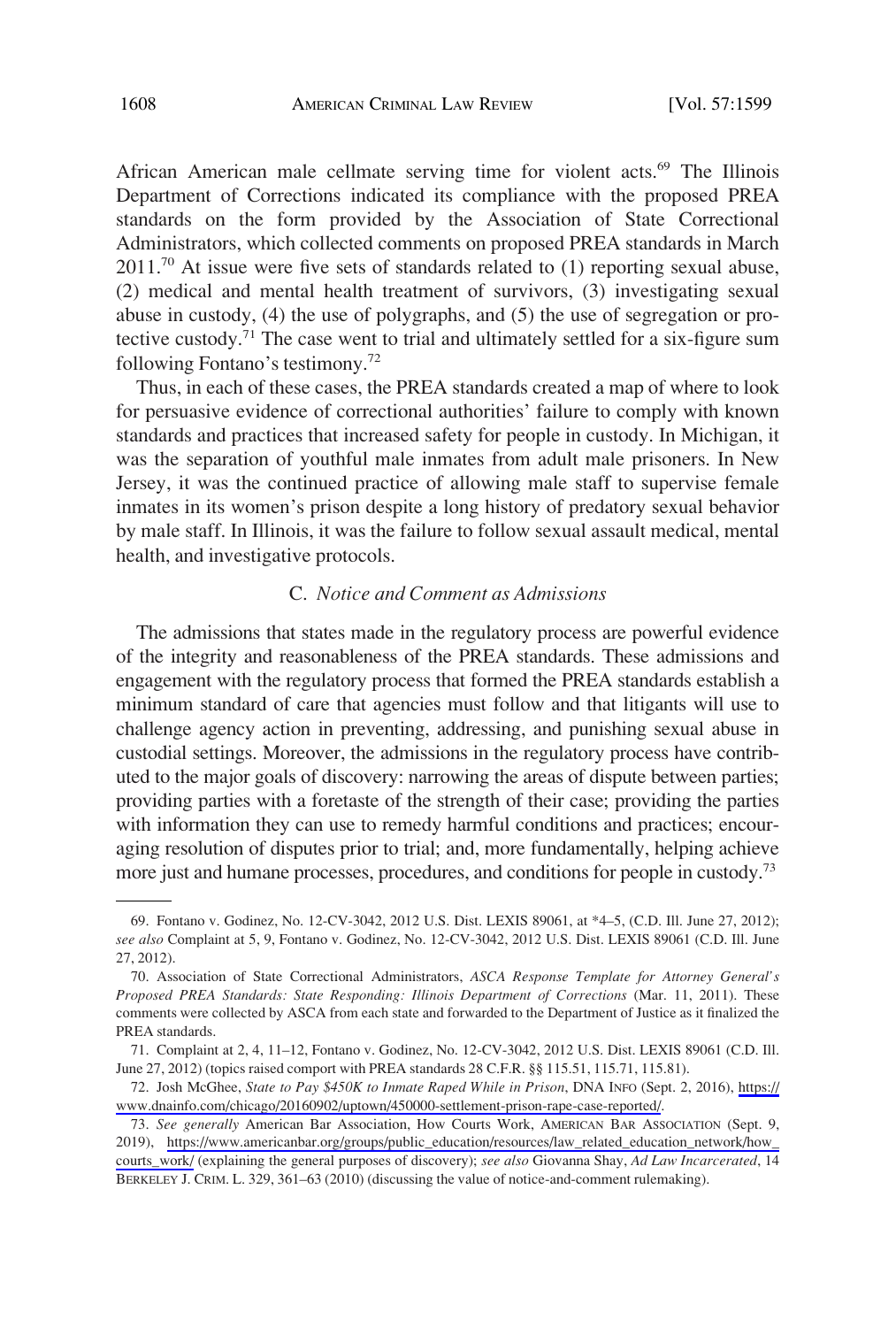African American male cellmate serving time for violent acts.[69] The Illinois Department of Corrections indicated its compliance with the proposed PREA standards on the form provided by the Association of State Correctional Administrators, which collected comments on proposed PREA standards in March 2011.[70] At issue were five sets of standards related to (1) reporting sexual abuse, (2) medical and mental health treatment of survivors, (3) investigating sexual abuse in custody, (4) the use of polygraphs, and (5) the use of segregation or protective custody.[71] The case went to trial and ultimately settled for a six-figure sum following Fontano's testimony.[72]

Thus, in each of these cases, the PREA standards created a map of where to look for persuasive evidence of correctional authorities' failure to comply with known standards and practices that increased safety for people in custody. In Michigan, it was the separation of youthful male inmates from adult male prisoners. In New Jersey, it was the continued practice of allowing male staff to supervise female inmates in its women's prison despite a long history of predatory sexual behavior by male staff. In Illinois, it was the failure to follow sexual assault medical, mental health, and investigative protocols.

### C. *Notice and Comment as Admissions*

The admissions that states made in the regulatory process are powerful evidence of the integrity and reasonableness of the PREA standards. These admissions and engagement with the regulatory process that formed the PREA standards establish a minimum standard of care that agencies must follow and that litigants will use to challenge agency action in preventing, addressing, and punishing sexual abuse in custodial settings. Moreover, the admissions in the regulatory process have contributed to the major goals of discovery: narrowing the areas of dispute between parties; providing parties with a foretaste of the strength of their case; providing the parties with information they can use to remedy harmful conditions and practices; encouraging resolution of disputes prior to trial; and, more fundamentally, helping achieve more just and humane processes, procedures, and conditions for people in custody.[73]

---

69. Fontano v. Godinez, No. 12-CV-3042, 2012 U.S. Dist. LEXIS 89061, at *4–5, (C.D. Ill. June 27, 2012); *see also* Complaint at 5, 9, Fontano v. Godinez, No. 12-CV-3042, 2012 U.S. Dist. LEXIS 89061 (C.D. Ill. June 27, 2012).

70. Association of State Correctional Administrators, *ASCA Response Template for Attorney General's Proposed PREA Standards: State Responding: Illinois Department of Corrections* (Mar. 11, 2011). These comments were collected by ASCA from each state and forwarded to the Department of Justice as it finalized the PREA standards.

71. Complaint at 2, 4, 11–12, Fontano v. Godinez, No. 12-CV-3042, 2012 U.S. Dist. LEXIS 89061 (C.D. Ill. June 27, 2012) (topics raised comport with PREA standards 28 C.F.R. §§ 115.51, 115.71, 115.81).

72. Josh McGhee, *State to Pay $450K to Inmate Raped While in Prison*, DNA INFO (Sept. 2, 2016), https://www.dnainfo.com/chicago/20160902/uptown/450000-settlement-prison-rape-case-reported/.

73. *See generally* American Bar Association, How Courts Work, AMERICAN BAR ASSOCIATION (Sept. 9, 2019), https://www.americanbar.org/groups/public_education/resources/law_related_education_network/how_courts_work/ (explaining the general purposes of discovery); *see also* Giovanna Shay, *Ad Law Incarcerated*, 14 BERKELEY J. CRIM. L. 329, 361–63 (2010) (discussing the value of notice-and-comment rulemaking).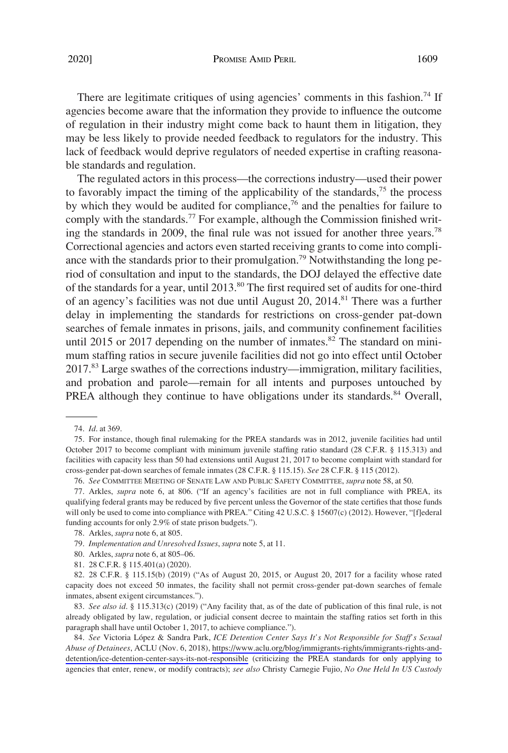There are legitimate critiques of using agencies' comments in this fashion.[74] If agencies become aware that the information they provide to influence the outcome of regulation in their industry might come back to haunt them in litigation, they may be less likely to provide needed feedback to regulators for the industry. This lack of feedback would deprive regulators of needed expertise in crafting reasonable standards and regulation.

The regulated actors in this process—the corrections industry—used their power to favorably impact the timing of the applicability of the standards,[75] the process by which they would be audited for compliance,[76] and the penalties for failure to comply with the standards.[77] For example, although the Commission finished writing the standards in 2009, the final rule was not issued for another three years.[78] Correctional agencies and actors even started receiving grants to come into compliance with the standards prior to their promulgation.[79] Notwithstanding the long period of consultation and input to the standards, the DOJ delayed the effective date of the standards for a year, until 2013.[80] The first required set of audits for one-third of an agency's facilities was not due until August 20, 2014.[81] There was a further delay in implementing the standards for restrictions on cross-gender pat-down searches of female inmates in prisons, jails, and community confinement facilities until 2015 or 2017 depending on the number of inmates.[82] The standard on minimum staffing ratios in secure juvenile facilities did not go into effect until October 2017.[83] Large swathes of the corrections industry—immigration, military facilities, and probation and parole—remain for all intents and purposes untouched by PREA although they continue to have obligations under its standards.[84] Overall,

---

74. *Id*. at 369.

75. For instance, though final rulemaking for the PREA standards was in 2012, juvenile facilities had until October 2017 to become compliant with minimum juvenile staffing ratio standard (28 C.F.R. § 115.313) and facilities with capacity less than 50 had extensions until August 21, 2017 to become complaint with standard for cross-gender pat-down searches of female inmates (28 C.F.R. § 115.15). *See* 28 C.F.R. § 115 (2012).

76. *See* COMMITTEE MEETING OF SENATE LAW AND PUBLIC SAFETY COMMITTEE, *supra* note 58, at 50.

77. Arkles, *supra* note 6, at 806. ("If an agency's facilities are not in full compliance with PREA, its qualifying federal grants may be reduced by five percent unless the Governor of the state certifies that those funds will only be used to come into compliance with PREA." Citing 42 U.S.C. § 15607(c) (2012). However, "[f]ederal funding accounts for only 2.9% of state prison budgets.").

78. Arkles, *supra* note 6, at 805.

79. *Implementation and Unresolved Issues*, *supra* note 5, at 11.

80. Arkles, *supra* note 6, at 805–06.

81. 28 C.F.R. § 115.401(a) (2020).

82. 28 C.F.R. § 115.15(b) (2019) ("As of August 20, 2015, or August 20, 2017 for a facility whose rated capacity does not exceed 50 inmates, the facility shall not permit cross-gender pat-down searches of female inmates, absent exigent circumstances.").

83. *See also id*. § 115.313(c) (2019) ("Any facility that, as of the date of publication of this final rule, is not already obligated by law, regulation, or judicial consent decree to maintain the staffing ratios set forth in this paragraph shall have until October 1, 2017, to achieve compliance.").

84. *See* Victoria López & Sandra Park, *ICE Detention Center Says It's Not Responsible for Staff's Sexual Abuse of Detainees*, ACLU (Nov. 6, 2018), https://www.aclu.org/blog/immigrants-rights/immigrants-rights-and-detention/ice-detention-center-says-its-not-responsible (criticizing the PREA standards for only applying to agencies that enter, renew, or modify contracts); *see also* Christy Carnegie Fujio, *No One Held In US Custody*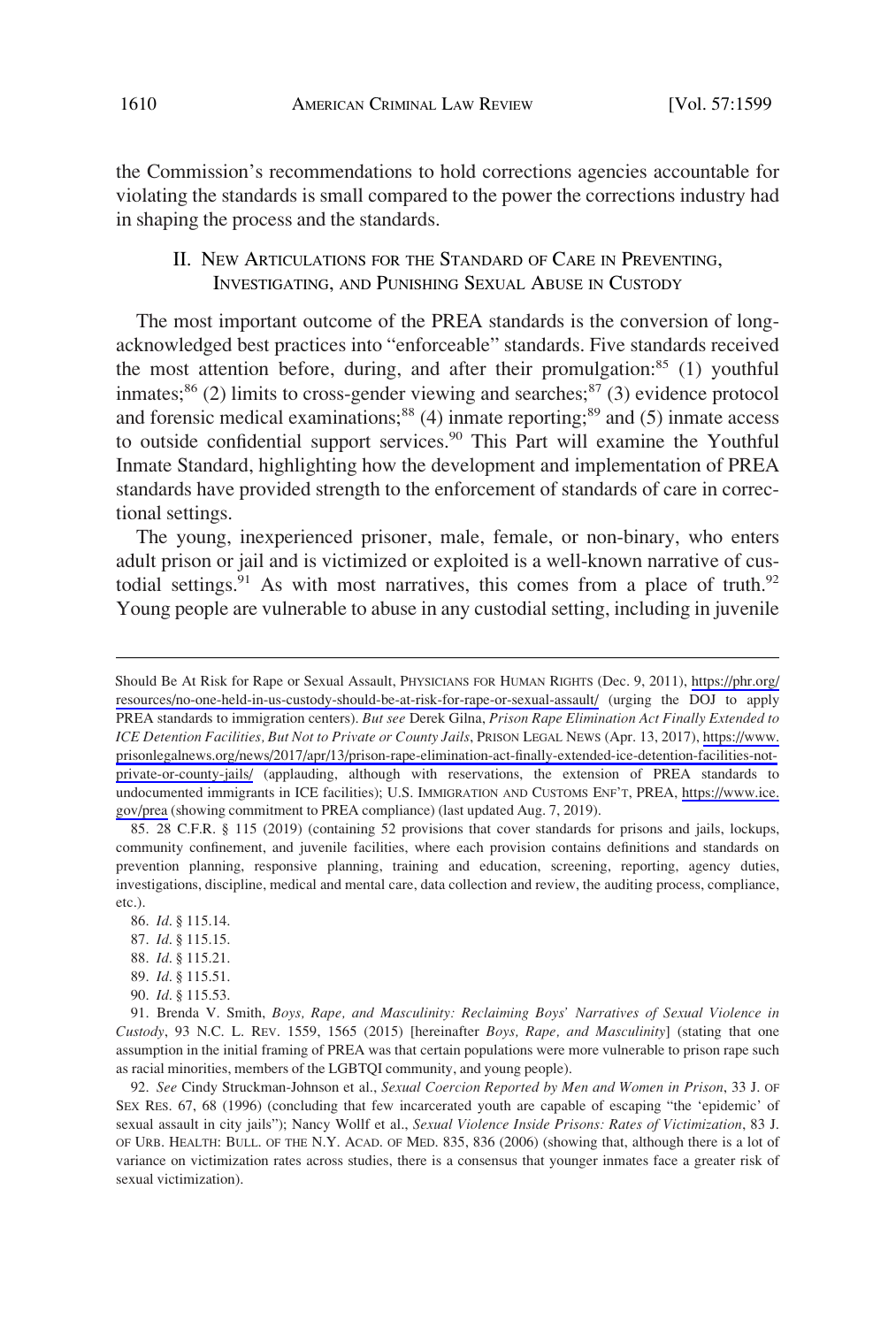the Commission's recommendations to hold corrections agencies accountable for violating the standards is small compared to the power the corrections industry had in shaping the process and the standards.

## II. New Articulations for the Standard of Care in Preventing, Investigating, and Punishing Sexual Abuse in Custody

The most important outcome of the PREA standards is the conversion of long-acknowledged best practices into "enforceable" standards. Five standards received the most attention before, during, and after their promulgation:[85] (1) youthful inmates;[86] (2) limits to cross-gender viewing and searches;[87] (3) evidence protocol and forensic medical examinations;[88] (4) inmate reporting;[89] and (5) inmate access to outside confidential support services.[90] This Part will examine the Youthful Inmate Standard, highlighting how the development and implementation of PREA standards have provided strength to the enforcement of standards of care in correctional settings.

The young, inexperienced prisoner, male, female, or non-binary, who enters adult prison or jail and is victimized or exploited is a well-known narrative of custodial settings.[91] As with most narratives, this comes from a place of truth.[92] Young people are vulnerable to abuse in any custodial setting, including in juvenile

---

Should Be At Risk for Rape or Sexual Assault, PHYSICIANS FOR HUMAN RIGHTS (Dec. 9, 2011), https://phr.org/resources/no-one-held-in-us-custody-should-be-at-risk-for-rape-or-sexual-assault/ (urging the DOJ to apply PREA standards to immigration centers). *But see* Derek Gilna, *Prison Rape Elimination Act Finally Extended to ICE Detention Facilities, But Not to Private or County Jails*, PRISON LEGAL NEWS (Apr. 13, 2017), https://www.prisonlegalnews.org/news/2017/apr/13/prison-rape-elimination-act-finally-extended-ice-detention-facilities-not-private-or-county-jails/ (applauding, although with reservations, the extension of PREA standards to undocumented immigrants in ICE facilities); U.S. IMMIGRATION AND CUSTOMS ENF'T, PREA, https://www.ice.gov/prea (showing commitment to PREA compliance) (last updated Aug. 7, 2019).

85. 28 C.F.R. § 115 (2019) (containing 52 provisions that cover standards for prisons and jails, lockups, community confinement, and juvenile facilities, where each provision contains definitions and standards on prevention planning, responsive planning, training and education, screening, reporting, agency duties, investigations, discipline, medical and mental care, data collection and review, the auditing process, compliance, etc.).

86. *Id*. § 115.14.

87. *Id*. § 115.15.

88. *Id*. § 115.21.

89. *Id*. § 115.51.

90. *Id*. § 115.53.

91. Brenda V. Smith, *Boys, Rape, and Masculinity: Reclaiming Boys' Narratives of Sexual Violence in Custody*, 93 N.C. L. REV. 1559, 1565 (2015) [hereinafter *Boys, Rape, and Masculinity*] (stating that one assumption in the initial framing of PREA was that certain populations were more vulnerable to prison rape such as racial minorities, members of the LGBTQI community, and young people).

92. *See* Cindy Struckman-Johnson et al., *Sexual Coercion Reported by Men and Women in Prison*, 33 J. OF SEX RES. 67, 68 (1996) (concluding that few incarcerated youth are capable of escaping "the 'epidemic' of sexual assault in city jails"); Nancy Wolff et al., *Sexual Violence Inside Prisons: Rates of Victimization*, 83 J. OF URB. HEALTH: BULL. OF THE N.Y. ACAD. OF MED. 835, 836 (2006) (showing that, although there is a lot of variance on victimization rates across studies, there is a consensus that younger inmates face a greater risk of sexual victimization).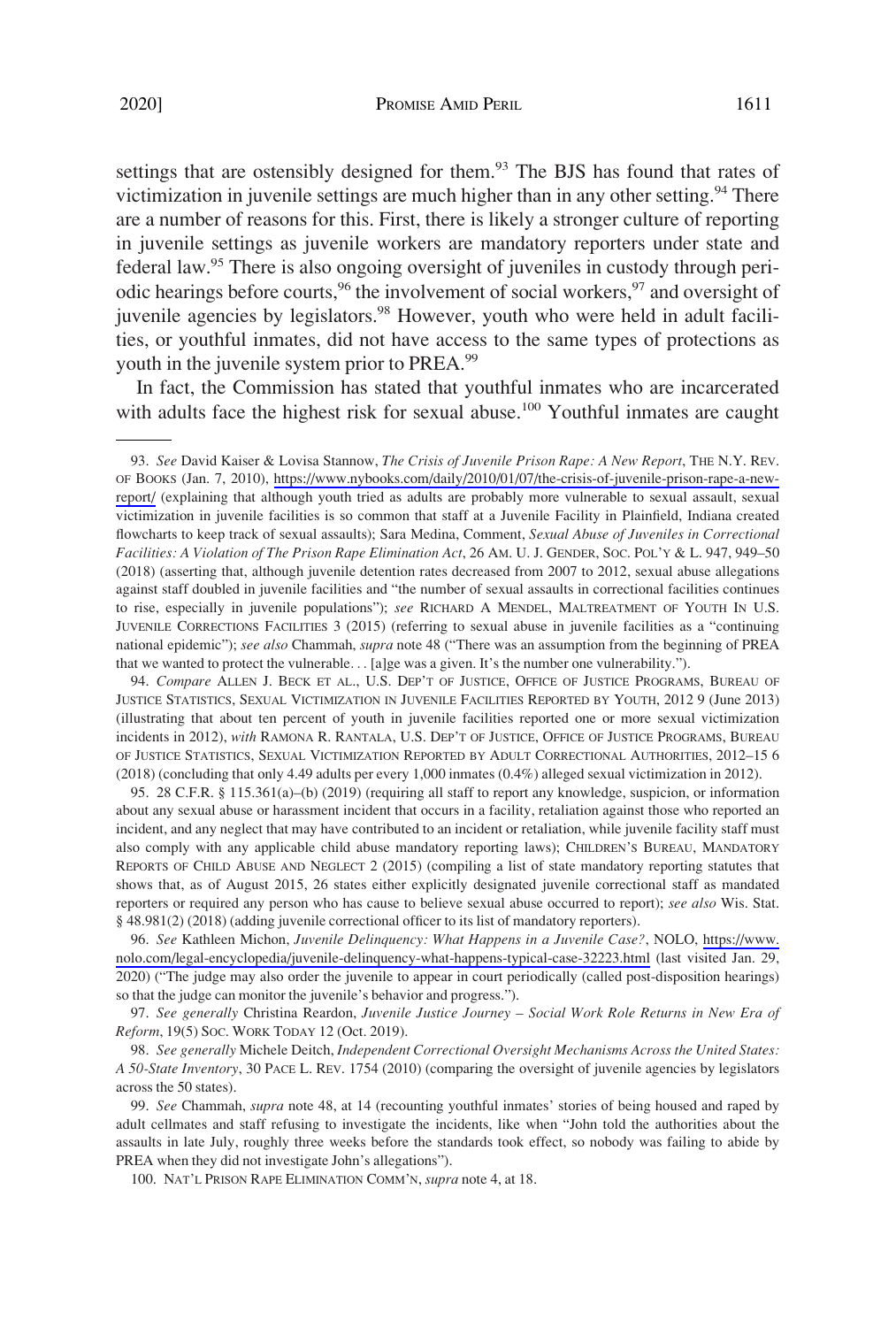settings that are ostensibly designed for them.[93] The BJS has found that rates of victimization in juvenile settings are much higher than in any other setting.[94] There are a number of reasons for this. First, there is likely a stronger culture of reporting in juvenile settings as juvenile workers are mandatory reporters under state and federal law.[95] There is also ongoing oversight of juveniles in custody through periodic hearings before courts,[96] the involvement of social workers,[97] and oversight of juvenile agencies by legislators.[98] However, youth who were held in adult facilities, or youthful inmates, did not have access to the same types of protections as youth in the juvenile system prior to PREA.[99]

In fact, the Commission has stated that youthful inmates who are incarcerated with adults face the highest risk for sexual abuse.[100] Youthful inmates are caught

---

93. *See* David Kaiser & Lovisa Stannow, *The Crisis of Juvenile Prison Rape: A New Report*, THE N.Y. REV. OF BOOKS (Jan. 7, 2010), https://www.nybooks.com/daily/2010/01/07/the-crisis-of-juvenile-prison-rape-a-new-report/ (explaining that although youth tried as adults are probably more vulnerable to sexual assault, sexual victimization in juvenile facilities is so common that staff at a Juvenile Facility in Plainfield, Indiana created flowcharts to keep track of sexual assaults); Sara Medina, Comment, *Sexual Abuse of Juveniles in Correctional Facilities: A Violation of The Prison Rape Elimination Act*, 26 AM. U. J. GENDER, SOC. POL'Y & L. 947, 949–50 (2018) (asserting that, although juvenile detention rates decreased from 2007 to 2012, sexual abuse allegations against staff doubled in juvenile facilities and "the number of sexual assaults in correctional facilities continues to rise, especially in juvenile populations"); *see* RICHARD A MENDEL, MALTREATMENT OF YOUTH IN U.S. JUVENILE CORRECTIONS FACILITIES 3 (2015) (referring to sexual abuse in juvenile facilities as a "continuing national epidemic"); *see also* Chammah, *supra* note 48 ("There was an assumption from the beginning of PREA that we wanted to protect the vulnerable. . . [a]ge was a given. It's the number one vulnerability.").

94. *Compare* ALLEN J. BECK ET AL., U.S. DEP'T OF JUSTICE, OFFICE OF JUSTICE PROGRAMS, BUREAU OF JUSTICE STATISTICS, SEXUAL VICTIMIZATION IN JUVENILE FACILITIES REPORTED BY YOUTH, 2012 9 (June 2013) (illustrating that about ten percent of youth in juvenile facilities reported one or more sexual victimization incidents in 2012), *with* RAMONA R. RANTALA, U.S. DEP'T OF JUSTICE, OFFICE OF JUSTICE PROGRAMS, BUREAU OF JUSTICE STATISTICS, SEXUAL VICTIMIZATION REPORTED BY ADULT CORRECTIONAL AUTHORITIES, 2012–15 6 (2018) (concluding that only 4.49 adults per every 1,000 inmates (0.4%) alleged sexual victimization in 2012).

95. 28 C.F.R. § 115.361(a)–(b) (2019) (requiring all staff to report any knowledge, suspicion, or information about any sexual abuse or harassment incident that occurs in a facility, retaliation against those who reported an incident, and any neglect that may have contributed to an incident or retaliation, while juvenile facility staff must also comply with any applicable child abuse mandatory reporting laws); CHILDREN'S BUREAU, MANDATORY REPORTS OF CHILD ABUSE AND NEGLECT 2 (2015) (compiling a list of state mandatory reporting statutes that shows that, as of August 2015, 26 states either explicitly designated juvenile correctional staff as mandated reporters or required any person who has cause to believe sexual abuse occurred to report); *see also* Wis. Stat. § 48.981(2) (2018) (adding juvenile correctional officer to its list of mandatory reporters).

96. *See* Kathleen Michon, *Juvenile Delinquency: What Happens in a Juvenile Case?*, NOLO, https://www.nolo.com/legal-encyclopedia/juvenile-delinquency-what-happens-typical-case-32223.html (last visited Jan. 29, 2020) ("The judge may also order the juvenile to appear in court periodically (called post-disposition hearings) so that the judge can monitor the juvenile's behavior and progress.").

97. *See generally* Christina Reardon, *Juvenile Justice Journey – Social Work Role Returns in New Era of Reform*, 19(5) SOC. WORK TODAY 12 (Oct. 2019).

98. *See generally* Michele Deitch, *Independent Correctional Oversight Mechanisms Across the United States: A 50-State Inventory*, 30 PACE L. REV. 1754 (2010) (comparing the oversight of juvenile agencies by legislators across the 50 states).

99. *See* Chammah, *supra* note 48, at 14 (recounting youthful inmates' stories of being housed and raped by adult cellmates and staff refusing to investigate the incidents, like when "John told the authorities about the assaults in late July, roughly three weeks before the standards took effect, so nobody was failing to abide by PREA when they did not investigate John's allegations").

100. NAT'L PRISON RAPE ELIMINATION COMM'N, *supra* note 4, at 18.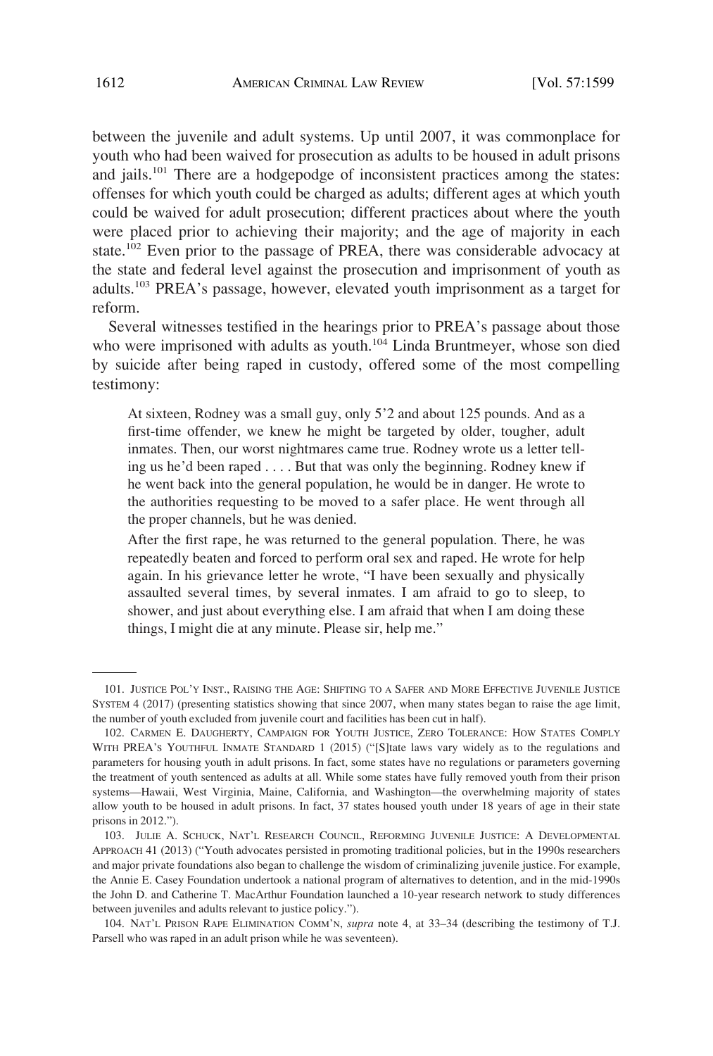between the juvenile and adult systems. Up until 2007, it was commonplace for youth who had been waived for prosecution as adults to be housed in adult prisons and jails.[101] There are a hodgepodge of inconsistent practices among the states: offenses for which youth could be charged as adults; different ages at which youth could be waived for adult prosecution; different practices about where the youth were placed prior to achieving their majority; and the age of majority in each state.[102] Even prior to the passage of PREA, there was considerable advocacy at the state and federal level against the prosecution and imprisonment of youth as adults.[103] PREA's passage, however, elevated youth imprisonment as a target for reform.

Several witnesses testified in the hearings prior to PREA's passage about those who were imprisoned with adults as youth.[104] Linda Bruntmeyer, whose son died by suicide after being raped in custody, offered some of the most compelling testimony:

> At sixteen, Rodney was a small guy, only 5'2 and about 125 pounds. And as a first-time offender, we knew he might be targeted by older, tougher, adult inmates. Then, our worst nightmares came true. Rodney wrote us a letter telling us he'd been raped . . . . But that was only the beginning. Rodney knew if he went back into the general population, he would be in danger. He wrote to the authorities requesting to be moved to a safer place. He went through all the proper channels, but he was denied.
>
> After the first rape, he was returned to the general population. There, he was repeatedly beaten and forced to perform oral sex and raped. He wrote for help again. In his grievance letter he wrote, "I have been sexually and physically assaulted several times, by several inmates. I am afraid to go to sleep, to shower, and just about everything else. I am afraid that when I am doing these things, I might die at any minute. Please sir, help me."

---

101. JUSTICE POL'Y INST., RAISING THE AGE: SHIFTING TO A SAFER AND MORE EFFECTIVE JUVENILE JUSTICE SYSTEM 4 (2017) (presenting statistics showing that since 2007, when many states began to raise the age limit, the number of youth excluded from juvenile court and facilities has been cut in half).

102. CARMEN E. DAUGHERTY, CAMPAIGN FOR YOUTH JUSTICE, ZERO TOLERANCE: HOW STATES COMPLY WITH PREA'S YOUTHFUL INMATE STANDARD 1 (2015) ("[S]tate laws vary widely as to the regulations and parameters for housing youth in adult prisons. In fact, some states have no regulations or parameters governing the treatment of youth sentenced as adults at all. While some states have fully removed youth from their prison systems—Hawaii, West Virginia, Maine, California, and Washington—the overwhelming majority of states allow youth to be housed in adult prisons. In fact, 37 states housed youth under 18 years of age in their state prisons in 2012.").

103. JULIE A. SCHUCK, NAT'L RESEARCH COUNCIL, REFORMING JUVENILE JUSTICE: A DEVELOPMENTAL APPROACH 41 (2013) ("Youth advocates persisted in promoting traditional policies, but in the 1990s researchers and major private foundations also began to challenge the wisdom of criminalizing juvenile justice. For example, the Annie E. Casey Foundation undertook a national program of alternatives to detention, and in the mid-1990s the John D. and Catherine T. MacArthur Foundation launched a 10-year research network to study differences between juveniles and adults relevant to justice policy.").

104. NAT'L PRISON RAPE ELIMINATION COMM'N, *supra* note 4, at 33–34 (describing the testimony of T.J. Parsell who was raped in an adult prison while he was seventeen).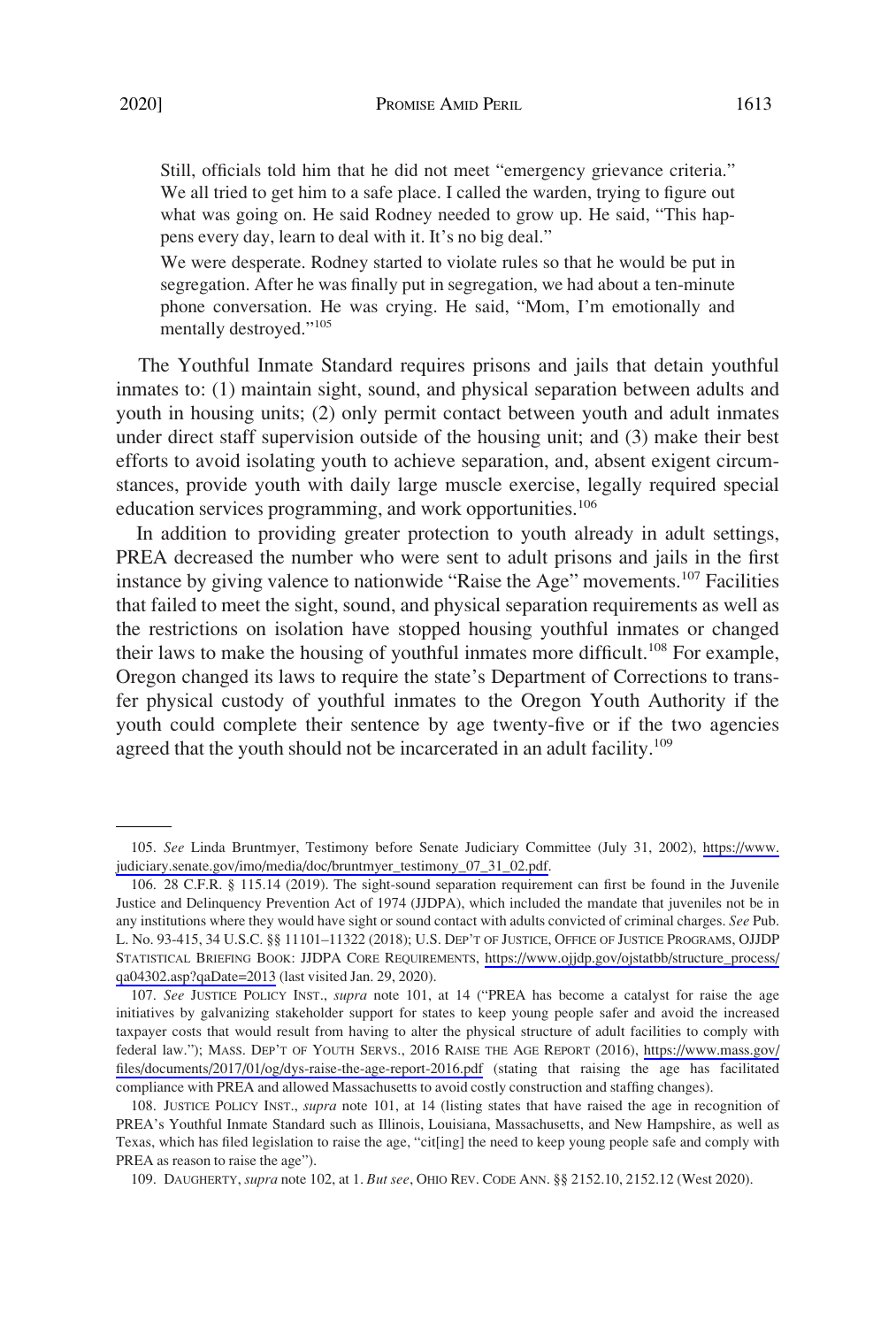> Still, officials told him that he did not meet "emergency grievance criteria." We all tried to get him to a safe place. I called the warden, trying to figure out what was going on. He said Rodney needed to grow up. He said, "This happens every day, learn to deal with it. It's no big deal."
>
> We were desperate. Rodney started to violate rules so that he would be put in segregation. After he was finally put in segregation, we had about a ten-minute phone conversation. He was crying. He said, "Mom, I'm emotionally and mentally destroyed."[105]

The Youthful Inmate Standard requires prisons and jails that detain youthful inmates to: (1) maintain sight, sound, and physical separation between adults and youth in housing units; (2) only permit contact between youth and adult inmates under direct staff supervision outside of the housing unit; and (3) make their best efforts to avoid isolating youth to achieve separation, and, absent exigent circumstances, provide youth with daily large muscle exercise, legally required special education services programming, and work opportunities.[106]

In addition to providing greater protection to youth already in adult settings, PREA decreased the number who were sent to adult prisons and jails in the first instance by giving valence to nationwide "Raise the Age" movements.[107] Facilities that failed to meet the sight, sound, and physical separation requirements as well as the restrictions on isolation have stopped housing youthful inmates or changed their laws to make the housing of youthful inmates more difficult.[108] For example, Oregon changed its laws to require the state's Department of Corrections to transfer physical custody of youthful inmates to the Oregon Youth Authority if the youth could complete their sentence by age twenty-five or if the two agencies agreed that the youth should not be incarcerated in an adult facility.[109]

---

105. *See* Linda Bruntmyer, Testimony before Senate Judiciary Committee (July 31, 2002), https://www.judiciary.senate.gov/imo/media/doc/bruntmyer_testimony_07_31_02.pdf.

106. 28 C.F.R. § 115.14 (2019). The sight-sound separation requirement can first be found in the Juvenile Justice and Delinquency Prevention Act of 1974 (JJDPA), which included the mandate that juveniles not be in any institutions where they would have sight or sound contact with adults convicted of criminal charges. *See* Pub. L. No. 93-415, 34 U.S.C. §§ 11101–11322 (2018); U.S. DEP'T OF JUSTICE, OFFICE OF JUSTICE PROGRAMS, OJJDP STATISTICAL BRIEFING BOOK: JJDPA CORE REQUIREMENTS, https://www.ojjdp.gov/ojstatbb/structure_process/qa04302.asp?qaDate=2013 (last visited Jan. 29, 2020).

107. *See* JUSTICE POLICY INST., *supra* note 101, at 14 ("PREA has become a catalyst for raise the age initiatives by galvanizing stakeholder support for states to keep young people safer and avoid the increased taxpayer costs that would result from having to alter the physical structure of adult facilities to comply with federal law."); MASS. DEP'T OF YOUTH SERVS., 2016 RAISE THE AGE REPORT (2016), https://www.mass.gov/files/documents/2017/01/og/dys-raise-the-age-report-2016.pdf (stating that raising the age has facilitated compliance with PREA and allowed Massachusetts to avoid costly construction and staffing changes).

108. JUSTICE POLICY INST., *supra* note 101, at 14 (listing states that have raised the age in recognition of PREA's Youthful Inmate Standard such as Illinois, Louisiana, Massachusetts, and New Hampshire, as well as Texas, which has filed legislation to raise the age, "cit[ing] the need to keep young people safe and comply with PREA as reason to raise the age").

109. DAUGHERTY, *supra* note 102, at 1. *But see*, OHIO REV. CODE ANN. §§ 2152.10, 2152.12 (West 2020).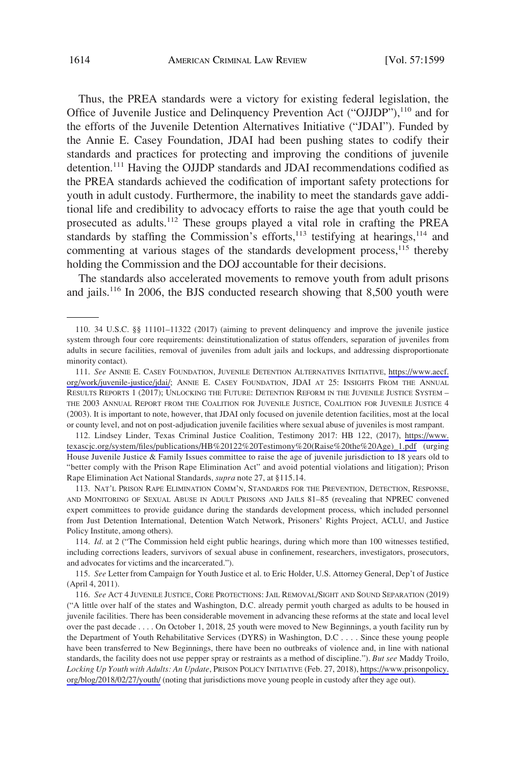Thus, the PREA standards were a victory for existing federal legislation, the Office of Juvenile Justice and Delinquency Prevention Act ("OJJDP"),[110] and for the efforts of the Juvenile Detention Alternatives Initiative ("JDAI"). Funded by the Annie E. Casey Foundation, JDAI had been pushing states to codify their standards and practices for protecting and improving the conditions of juvenile detention.[111] Having the OJJDP standards and JDAI recommendations codified as the PREA standards achieved the codification of important safety protections for youth in adult custody. Furthermore, the inability to meet the standards gave additional life and credibility to advocacy efforts to raise the age that youth could be prosecuted as adults.[112] These groups played a vital role in crafting the PREA standards by staffing the Commission's efforts,[113] testifying at hearings,[114] and commenting at various stages of the standards development process,[115] thereby holding the Commission and the DOJ accountable for their decisions.

The standards also accelerated movements to remove youth from adult prisons and jails.[116] In 2006, the BJS conducted research showing that 8,500 youth were

110. 34 U.S.C. §§ 11101–11322 (2017) (aiming to prevent delinquency and improve the juvenile justice system through four core requirements: deinstitutionalization of status offenders, separation of juveniles from adults in secure facilities, removal of juveniles from adult jails and lockups, and addressing disproportionate minority contact).

111. *See* ANNIE E. CASEY FOUNDATION, JUVENILE DETENTION ALTERNATIVES INITIATIVE, https://www.aecf.org/work/juvenile-justice/jdai/; ANNIE E. CASEY FOUNDATION, JDAI AT 25: INSIGHTS FROM THE ANNUAL RESULTS REPORTS 1 (2017); UNLOCKING THE FUTURE: DETENTION REFORM IN THE JUVENILE JUSTICE SYSTEM – THE 2003 ANNUAL REPORT FROM THE COALITION FOR JUVENILE JUSTICE, COALITION FOR JUVENILE JUSTICE 4 (2003). It is important to note, however, that JDAI only focused on juvenile detention facilities, most at the local or county level, and not on post-adjudication juvenile facilities where sexual abuse of juveniles is most rampant.

112. Lindsey Linder, Texas Criminal Justice Coalition, Testimony 2017: HB 122, (2017), https://www.texascjc.org/system/files/publications/HB%20122%20Testimony%20(Raise%20the%20Age)_1.pdf (urging House Juvenile Justice & Family Issues committee to raise the age of juvenile jurisdiction to 18 years old to "better comply with the Prison Rape Elimination Act" and avoid potential violations and litigation); Prison Rape Elimination Act National Standards, *supra* note 27, at §115.14.

113. NAT'L PRISON RAPE ELIMINATION COMM'N, STANDARDS FOR THE PREVENTION, DETECTION, RESPONSE, AND MONITORING OF SEXUAL ABUSE IN ADULT PRISONS AND JAILS 81–85 (revealing that NPREC convened expert committees to provide guidance during the standards development process, which included personnel from Just Detention International, Detention Watch Network, Prisoners' Rights Project, ACLU, and Justice Policy Institute, among others).

114. *Id*. at 2 ("The Commission held eight public hearings, during which more than 100 witnesses testified, including corrections leaders, survivors of sexual abuse in confinement, researchers, investigators, prosecutors, and advocates for victims and the incarcerated.").

115. *See* Letter from Campaign for Youth Justice et al. to Eric Holder, U.S. Attorney General, Dep't of Justice (April 4, 2011).

116. *See* ACT 4 JUVENILE JUSTICE, CORE PROTECTIONS: JAIL REMOVAL/SIGHT AND SOUND SEPARATION (2019) ("A little over half of the states and Washington, D.C. already permit youth charged as adults to be housed in juvenile facilities. There has been considerable movement in advancing these reforms at the state and local level over the past decade . . . . On October 1, 2018, 25 youth were moved to New Beginnings, a youth facility run by the Department of Youth Rehabilitative Services (DYRS) in Washington, D.C . . . . Since these young people have been transferred to New Beginnings, there have been no outbreaks of violence and, in line with national standards, the facility does not use pepper spray or restraints as a method of discipline."). *But see* Maddy Troilo, *Locking Up Youth with Adults: An Update*, PRISON POLICY INITIATIVE (Feb. 27, 2018), https://www.prisonpolicy.org/blog/2018/02/27/youth/ (noting that jurisdictions move young people in custody after they age out).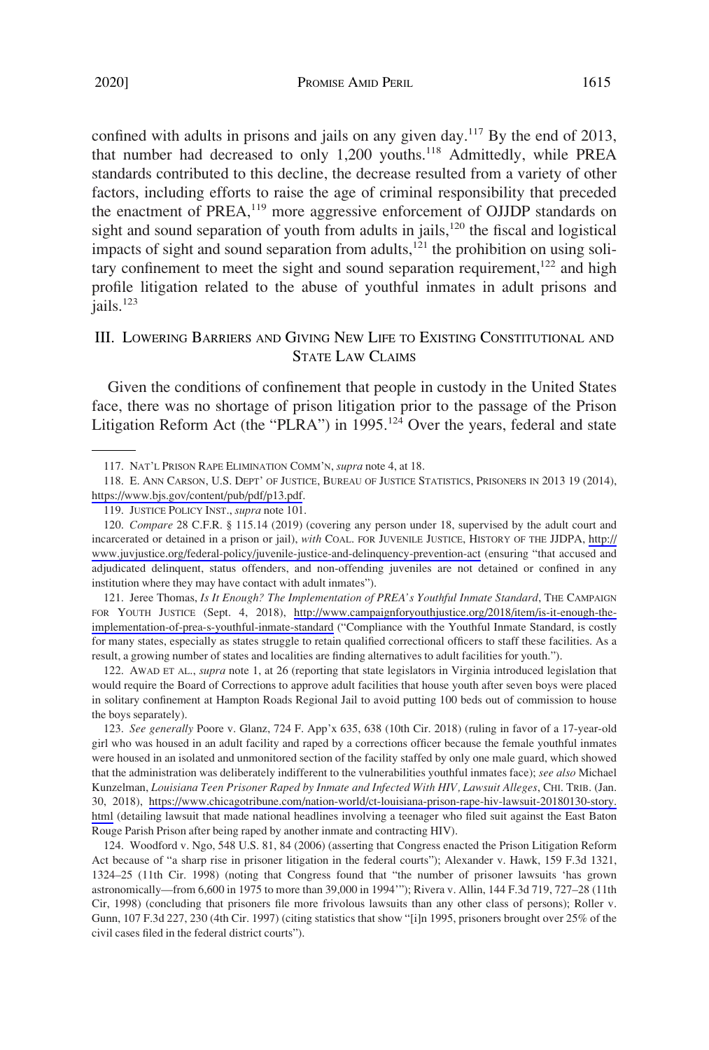confined with adults in prisons and jails on any given day.[117] By the end of 2013, that number had decreased to only 1,200 youths.[118] Admittedly, while PREA standards contributed to this decline, the decrease resulted from a variety of other factors, including efforts to raise the age of criminal responsibility that preceded the enactment of PREA,[119] more aggressive enforcement of OJJDP standards on sight and sound separation of youth from adults in jails,[120] the fiscal and logistical impacts of sight and sound separation from adults,[121] the prohibition on using solitary confinement to meet the sight and sound separation requirement,[122] and high profile litigation related to the abuse of youthful inmates in adult prisons and jails.[123]

## III. Lowering Barriers and Giving New Life to Existing Constitutional and State Law Claims

Given the conditions of confinement that people in custody in the United States face, there was no shortage of prison litigation prior to the passage of the Prison Litigation Reform Act (the "PLRA") in 1995.[124] Over the years, federal and state

---

117. Nat'l Prison Rape Elimination Comm'n, *supra* note 4, at 18.

118. E. Ann Carson, U.S. Dept' of Justice, Bureau of Justice Statistics, Prisoners in 2013 19 (2014), https://www.bjs.gov/content/pub/pdf/p13.pdf.

119. Justice Policy Inst., *supra* note 101.

120. *Compare* 28 C.F.R. § 115.14 (2019) (covering any person under 18, supervised by the adult court and incarcerated or detained in a prison or jail), *with* Coal. for Juvenile Justice, History of the JJDPA, http://www.juvjustice.org/federal-policy/juvenile-justice-and-delinquency-prevention-act (ensuring "that accused and adjudicated delinquent, status offenders, and non-offending juveniles are not detained or confined in any institution where they may have contact with adult inmates").

121. Jeree Thomas, *Is It Enough? The Implementation of PREA's Youthful Inmate Standard*, The Campaign for Youth Justice (Sept. 4, 2018), http://www.campaignforyouthjustice.org/2018/item/is-it-enough-the-implementation-of-prea-s-youthful-inmate-standard ("Compliance with the Youthful Inmate Standard, is costly for many states, especially as states struggle to retain qualified correctional officers to staff these facilities. As a result, a growing number of states and localities are finding alternatives to adult facilities for youth.").

122. Awad et al., *supra* note 1, at 26 (reporting that state legislators in Virginia introduced legislation that would require the Board of Corrections to approve adult facilities that house youth after seven boys were placed in solitary confinement at Hampton Roads Regional Jail to avoid putting 100 beds out of commission to house the boys separately).

123. *See generally* Poore v. Glanz, 724 F. App'x 635, 638 (10th Cir. 2018) (ruling in favor of a 17-year-old girl who was housed in an adult facility and raped by a corrections officer because the female youthful inmates were housed in an isolated and unmonitored section of the facility staffed by only one male guard, which showed that the administration was deliberately indifferent to the vulnerabilities youthful inmates face); *see also* Michael Kunzelman, *Louisiana Teen Prisoner Raped by Inmate and Infected With HIV, Lawsuit Alleges*, Chi. Trib. (Jan. 30, 2018), https://www.chicagotribune.com/nation-world/ct-louisiana-prison-rape-hiv-lawsuit-20180130-story.html (detailing lawsuit that made national headlines involving a teenager who filed suit against the East Baton Rouge Parish Prison after being raped by another inmate and contracting HIV).

124. Woodford v. Ngo, 548 U.S. 81, 84 (2006) (asserting that Congress enacted the Prison Litigation Reform Act because of "a sharp rise in prisoner litigation in the federal courts"); Alexander v. Hawk, 159 F.3d 1321, 1324–25 (11th Cir. 1998) (noting that Congress found that "the number of prisoner lawsuits 'has grown astronomically—from 6,600 in 1975 to more than 39,000 in 1994'"); Rivera v. Allin, 144 F.3d 719, 727–28 (11th Cir, 1998) (concluding that prisoners file more frivolous lawsuits than any other class of persons); Roller v. Gunn, 107 F.3d 227, 230 (4th Cir. 1997) (citing statistics that show "[i]n 1995, prisoners brought over 25% of the civil cases filed in the federal district courts").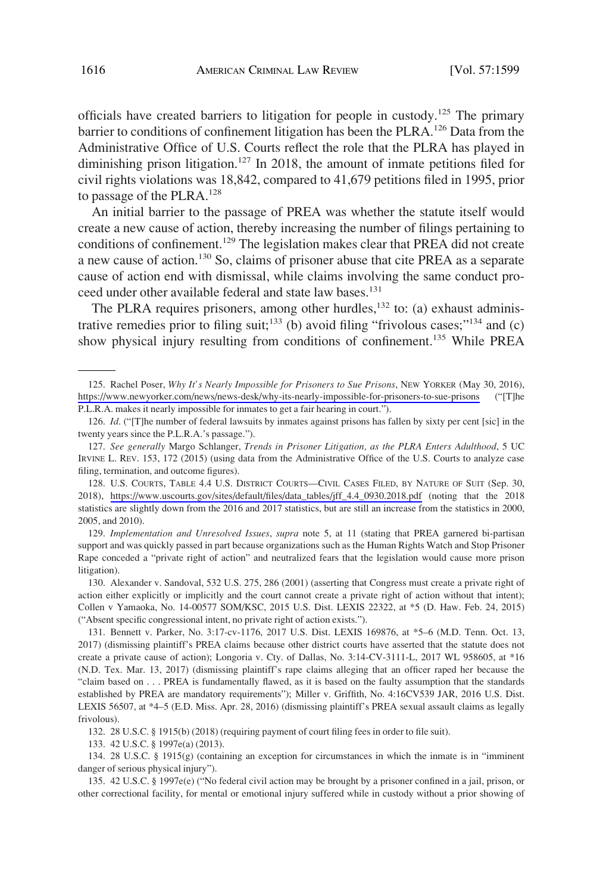officials have created barriers to litigation for people in custody.[125] The primary barrier to conditions of confinement litigation has been the PLRA.[126] Data from the Administrative Office of U.S. Courts reflect the role that the PLRA has played in diminishing prison litigation.[127] In 2018, the amount of inmate petitions filed for civil rights violations was 18,842, compared to 41,679 petitions filed in 1995, prior to passage of the PLRA.[128]

An initial barrier to the passage of PREA was whether the statute itself would create a new cause of action, thereby increasing the number of filings pertaining to conditions of confinement.[129] The legislation makes clear that PREA did not create a new cause of action.[130] So, claims of prisoner abuse that cite PREA as a separate cause of action end with dismissal, while claims involving the same conduct proceed under other available federal and state law bases.[131]

The PLRA requires prisoners, among other hurdles,[132] to: (a) exhaust administrative remedies prior to filing suit;[133] (b) avoid filing "frivolous cases;"[134] and (c) show physical injury resulting from conditions of confinement.[135] While PREA

---

125. Rachel Poser, *Why It's Nearly Impossible for Prisoners to Sue Prisons*, NEW YORKER (May 30, 2016), https://www.newyorker.com/news/news-desk/why-its-nearly-impossible-for-prisoners-to-sue-prisons ("[T]he P.L.R.A. makes it nearly impossible for inmates to get a fair hearing in court.").

126. *Id*. ("[T]he number of federal lawsuits by inmates against prisons has fallen by sixty per cent [sic] in the twenty years since the P.L.R.A.'s passage.").

127. *See generally* Margo Schlanger, *Trends in Prisoner Litigation, as the PLRA Enters Adulthood*, 5 UC IRVINE L. REV. 153, 172 (2015) (using data from the Administrative Office of the U.S. Courts to analyze case filing, termination, and outcome figures).

128. U.S. COURTS, TABLE 4.4 U.S. DISTRICT COURTS—CIVIL CASES FILED, BY NATURE OF SUIT (Sep. 30, 2018), https://www.uscourts.gov/sites/default/files/data_tables/jff_4.4_0930.2018.pdf (noting that the 2018 statistics are slightly down from the 2016 and 2017 statistics, but are still an increase from the statistics in 2000, 2005, and 2010).

129. *Implementation and Unresolved Issues*, *supra* note 5, at 11 (stating that PREA garnered bi-partisan support and was quickly passed in part because organizations such as the Human Rights Watch and Stop Prisoner Rape conceded a "private right of action" and neutralized fears that the legislation would cause more prison litigation).

130. Alexander v. Sandoval, 532 U.S. 275, 286 (2001) (asserting that Congress must create a private right of action either explicitly or implicitly and the court cannot create a private right of action without that intent); Collen v Yamaoka, No. 14-00577 SOM/KSC, 2015 U.S. Dist. LEXIS 22322, at *5 (D. Haw. Feb. 24, 2015) ("Absent specific congressional intent, no private right of action exists.").

131. Bennett v. Parker, No. 3:17-cv-1176, 2017 U.S. Dist. LEXIS 169876, at *5–6 (M.D. Tenn. Oct. 13, 2017) (dismissing plaintiff's PREA claims because other district courts have asserted that the statute does not create a private cause of action); Longoria v. Cty. of Dallas, No. 3:14-CV-3111-L, 2017 WL 958605, at *16 (N.D. Tex. Mar. 13, 2017) (dismissing plaintiff's rape claims alleging that an officer raped her because the "claim based on . . . PREA is fundamentally flawed, as it is based on the faulty assumption that the standards established by PREA are mandatory requirements"); Miller v. Griffith, No. 4:16CV539 JAR, 2016 U.S. Dist. LEXIS 56507, at *4–5 (E.D. Miss. Apr. 28, 2016) (dismissing plaintiff's PREA sexual assault claims as legally frivolous).

132. 28 U.S.C. § 1915(b) (2018) (requiring payment of court filing fees in order to file suit).

133. 42 U.S.C. § 1997e(a) (2013).

134. 28 U.S.C. § 1915(g) (containing an exception for circumstances in which the inmate is in "imminent danger of serious physical injury").

135. 42 U.S.C. § 1997e(e) ("No federal civil action may be brought by a prisoner confined in a jail, prison, or other correctional facility, for mental or emotional injury suffered while in custody without a prior showing of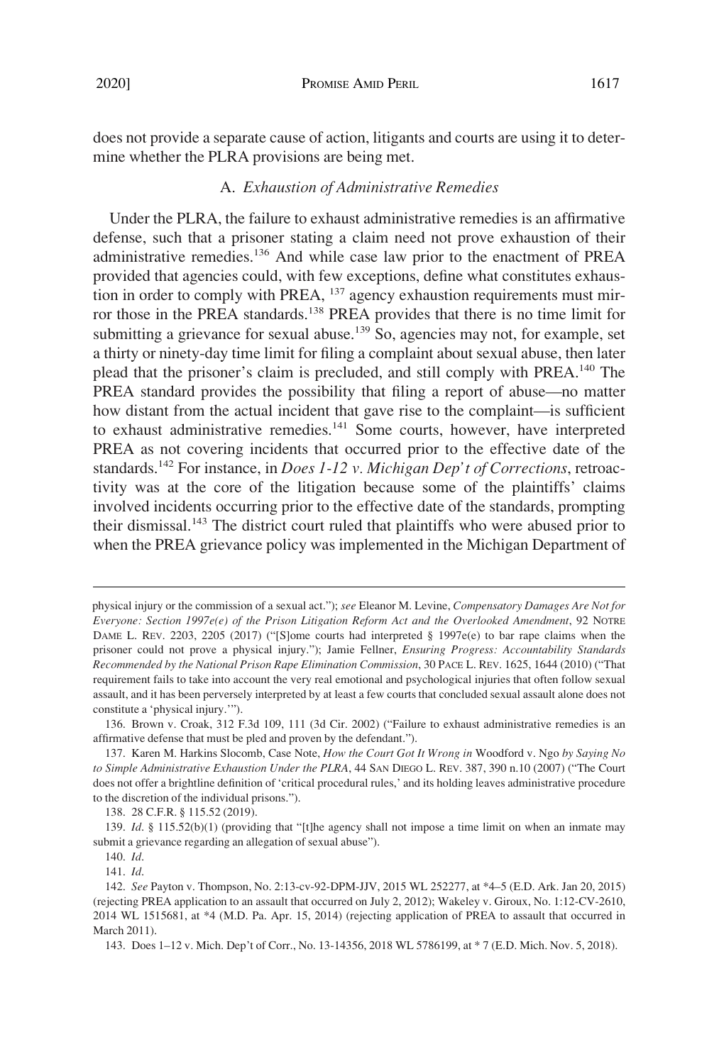does not provide a separate cause of action, litigants and courts are using it to determine whether the PLRA provisions are being met.

### A. *Exhaustion of Administrative Remedies*

Under the PLRA, the failure to exhaust administrative remedies is an affirmative defense, such that a prisoner stating a claim need not prove exhaustion of their administrative remedies.[136] And while case law prior to the enactment of PREA provided that agencies could, with few exceptions, define what constitutes exhaustion in order to comply with PREA, [137] agency exhaustion requirements must mirror those in the PREA standards.[138] PREA provides that there is no time limit for submitting a grievance for sexual abuse.[139] So, agencies may not, for example, set a thirty or ninety-day time limit for filing a complaint about sexual abuse, then later plead that the prisoner's claim is precluded, and still comply with PREA.[140] The PREA standard provides the possibility that filing a report of abuse—no matter how distant from the actual incident that gave rise to the complaint—is sufficient to exhaust administrative remedies.[141] Some courts, however, have interpreted PREA as not covering incidents that occurred prior to the effective date of the standards.[142] For instance, in *Does 1-12 v. Michigan Dep't of Corrections*, retroactivity was at the core of the litigation because some of the plaintiffs' claims involved incidents occurring prior to the effective date of the standards, prompting their dismissal.[143] The district court ruled that plaintiffs who were abused prior to when the PREA grievance policy was implemented in the Michigan Department of

---

physical injury or the commission of a sexual act."); *see* Eleanor M. Levine, *Compensatory Damages Are Not for Everyone: Section 1997e(e) of the Prison Litigation Reform Act and the Overlooked Amendment*, 92 NOTRE DAME L. REV. 2203, 2205 (2017) ("[S]ome courts had interpreted § 1997e(e) to bar rape claims when the prisoner could not prove a physical injury."); Jamie Fellner, *Ensuring Progress: Accountability Standards Recommended by the National Prison Rape Elimination Commission*, 30 PACE L. REV. 1625, 1644 (2010) ("That requirement fails to take into account the very real emotional and psychological injuries that often follow sexual assault, and it has been perversely interpreted by at least a few courts that concluded sexual assault alone does not constitute a 'physical injury.'").

136. Brown v. Croak, 312 F.3d 109, 111 (3d Cir. 2002) ("Failure to exhaust administrative remedies is an affirmative defense that must be pled and proven by the defendant.").

137. Karen M. Harkins Slocomb, Case Note, *How the Court Got It Wrong in* Woodford v. Ngo *by Saying No to Simple Administrative Exhaustion Under the PLRA*, 44 SAN DIEGO L. REV. 387, 390 n.10 (2007) ("The Court does not offer a brightline definition of 'critical procedural rules,' and its holding leaves administrative procedure to the discretion of the individual prisons.").

138. 28 C.F.R. § 115.52 (2019).

139. *Id.* § 115.52(b)(1) (providing that "[t]he agency shall not impose a time limit on when an inmate may submit a grievance regarding an allegation of sexual abuse").

140. *Id.*

141. *Id.*

142. *See* Payton v. Thompson, No. 2:13-cv-92-DPM-JJV, 2015 WL 252277, at *4–5 (E.D. Ark. Jan 20, 2015) (rejecting PREA application to an assault that occurred on July 2, 2012); Wakeley v. Giroux, No. 1:12-CV-2610, 2014 WL 1515681, at *4 (M.D. Pa. Apr. 15, 2014) (rejecting application of PREA to assault that occurred in March 2011).

143. Does 1–12 v. Mich. Dep't of Corr., No. 13-14356, 2018 WL 5786199, at * 7 (E.D. Mich. Nov. 5, 2018).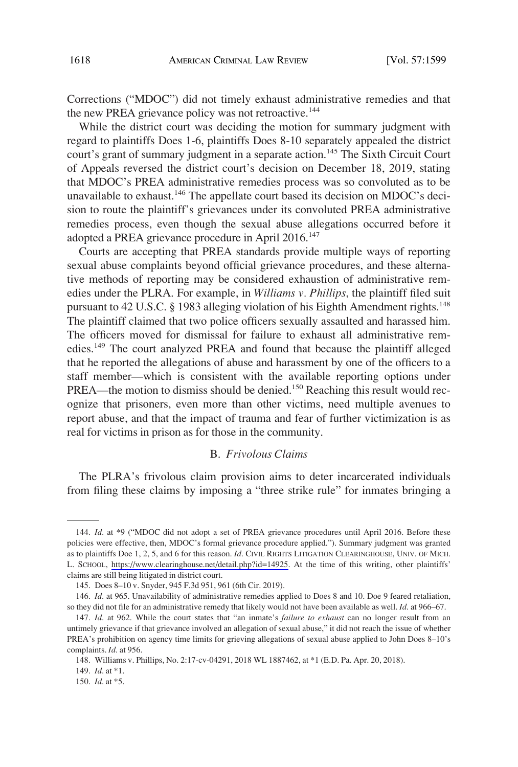Corrections ("MDOC") did not timely exhaust administrative remedies and that the new PREA grievance policy was not retroactive.[144]

While the district court was deciding the motion for summary judgment with regard to plaintiffs Does 1-6, plaintiffs Does 8-10 separately appealed the district court's grant of summary judgment in a separate action.[145] The Sixth Circuit Court of Appeals reversed the district court's decision on December 18, 2019, stating that MDOC's PREA administrative remedies process was so convoluted as to be unavailable to exhaust.[146] The appellate court based its decision on MDOC's decision to route the plaintiff's grievances under its convoluted PREA administrative remedies process, even though the sexual abuse allegations occurred before it adopted a PREA grievance procedure in April 2016.[147]

Courts are accepting that PREA standards provide multiple ways of reporting sexual abuse complaints beyond official grievance procedures, and these alternative methods of reporting may be considered exhaustion of administrative remedies under the PLRA. For example, in *Williams v. Phillips*, the plaintiff filed suit pursuant to 42 U.S.C. § 1983 alleging violation of his Eighth Amendment rights.[148] The plaintiff claimed that two police officers sexually assaulted and harassed him. The officers moved for dismissal for failure to exhaust all administrative remedies.[149] The court analyzed PREA and found that because the plaintiff alleged that he reported the allegations of abuse and harassment by one of the officers to a staff member—which is consistent with the available reporting options under PREA—the motion to dismiss should be denied.[150] Reaching this result would recognize that prisoners, even more than other victims, need multiple avenues to report abuse, and that the impact of trauma and fear of further victimization is as real for victims in prison as for those in the community.

### B. *Frivolous Claims*

The PLRA's frivolous claim provision aims to deter incarcerated individuals from filing these claims by imposing a "three strike rule" for inmates bringing a

---

144. *Id*. at \*9 ("MDOC did not adopt a set of PREA grievance procedures until April 2016. Before these policies were effective, then, MDOC's formal grievance procedure applied."). Summary judgment was granted as to plaintiffs Doe 1, 2, 5, and 6 for this reason. *Id*. CIVIL RIGHTS LITIGATION CLEARINGHOUSE, UNIV. OF MICH. L. SCHOOL, https://www.clearinghouse.net/detail.php?id=14925. At the time of this writing, other plaintiffs' claims are still being litigated in district court.

145. Does 8–10 v. Snyder, 945 F.3d 951, 961 (6th Cir. 2019).

146. *Id*. at 965. Unavailability of administrative remedies applied to Does 8 and 10. Doe 9 feared retaliation, so they did not file for an administrative remedy that likely would not have been available as well. *Id*. at 966–67.

147. *Id*. at 962. While the court states that "an inmate's *failure to exhaust* can no longer result from an untimely grievance if that grievance involved an allegation of sexual abuse," it did not reach the issue of whether PREA's prohibition on agency time limits for grieving allegations of sexual abuse applied to John Does 8–10's complaints. *Id*. at 956.

148. Williams v. Phillips, No. 2:17-cv-04291, 2018 WL 1887462, at \*1 (E.D. Pa. Apr. 20, 2018).

149. *Id*. at \*1.

150. *Id*. at \*5.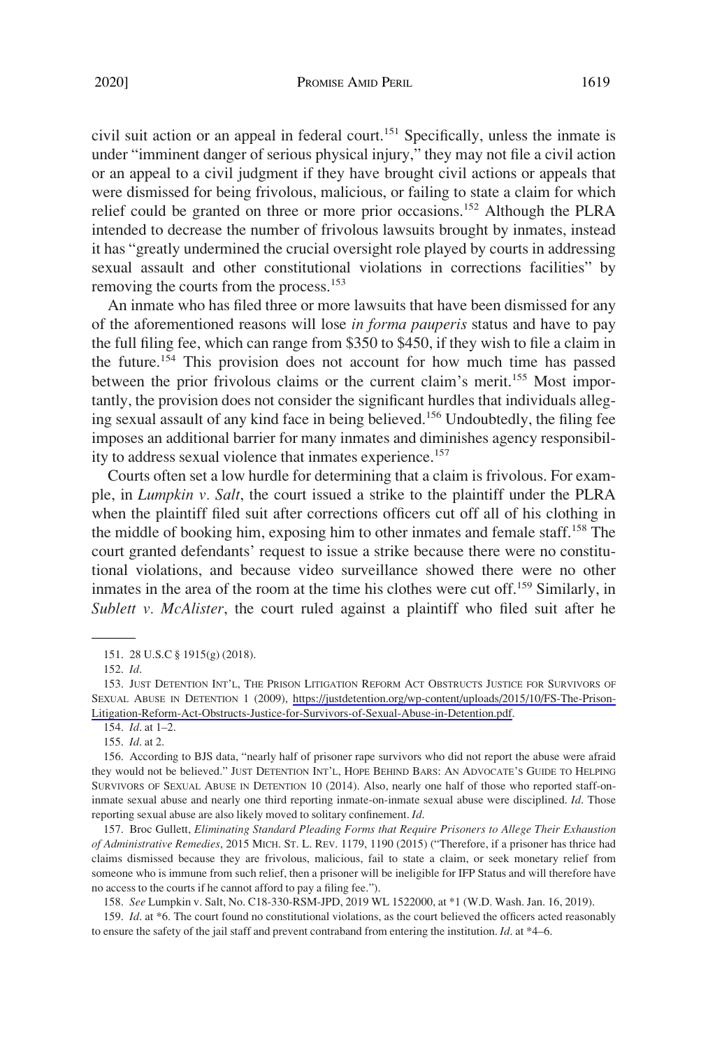civil suit action or an appeal in federal court.[151] Specifically, unless the inmate is under "imminent danger of serious physical injury," they may not file a civil action or an appeal to a civil judgment if they have brought civil actions or appeals that were dismissed for being frivolous, malicious, or failing to state a claim for which relief could be granted on three or more prior occasions.[152] Although the PLRA intended to decrease the number of frivolous lawsuits brought by inmates, instead it has "greatly undermined the crucial oversight role played by courts in addressing sexual assault and other constitutional violations in corrections facilities" by removing the courts from the process.[153]

An inmate who has filed three or more lawsuits that have been dismissed for any of the aforementioned reasons will lose *in forma pauperis* status and have to pay the full filing fee, which can range from $350 to $450, if they wish to file a claim in the future.[154] This provision does not account for how much time has passed between the prior frivolous claims or the current claim's merit.[155] Most importantly, the provision does not consider the significant hurdles that individuals alleging sexual assault of any kind face in being believed.[156] Undoubtedly, the filing fee imposes an additional barrier for many inmates and diminishes agency responsibility to address sexual violence that inmates experience.[157]

Courts often set a low hurdle for determining that a claim is frivolous. For example, in *Lumpkin v. Salt*, the court issued a strike to the plaintiff under the PLRA when the plaintiff filed suit after corrections officers cut off all of his clothing in the middle of booking him, exposing him to other inmates and female staff.[158] The court granted defendants' request to issue a strike because there were no constitutional violations, and because video surveillance showed there were no other inmates in the area of the room at the time his clothes were cut off.[159] Similarly, in *Sublett v. McAlister*, the court ruled against a plaintiff who filed suit after he

---

151. 28 U.S.C § 1915(g) (2018).

152. *Id.*

153. JUST DETENTION INT'L, THE PRISON LITIGATION REFORM ACT OBSTRUCTS JUSTICE FOR SURVIVORS OF SEXUAL ABUSE IN DETENTION 1 (2009), https://justdetention.org/wp-content/uploads/2015/10/FS-The-Prison-Litigation-Reform-Act-Obstructs-Justice-for-Survivors-of-Sexual-Abuse-in-Detention.pdf.

154. *Id.* at 1–2.

155. *Id.* at 2.

156. According to BJS data, "nearly half of prisoner rape survivors who did not report the abuse were afraid they would not be believed." JUST DETENTION INT'L, HOPE BEHIND BARS: AN ADVOCATE'S GUIDE TO HELPING SURVIVORS OF SEXUAL ABUSE IN DETENTION 10 (2014). Also, nearly one half of those who reported staff-on-inmate sexual abuse and nearly one third reporting inmate-on-inmate sexual abuse were disciplined. *Id.* Those reporting sexual abuse are also likely moved to solitary confinement. *Id.*

157. Broc Gullett, *Eliminating Standard Pleading Forms that Require Prisoners to Allege Their Exhaustion of Administrative Remedies*, 2015 MICH. ST. L. REV. 1179, 1190 (2015) ("Therefore, if a prisoner has thrice had claims dismissed because they are frivolous, malicious, fail to state a claim, or seek monetary relief from someone who is immune from such relief, then a prisoner will be ineligible for IFP Status and will therefore have no access to the courts if he cannot afford to pay a filing fee.").

158. *See* Lumpkin v. Salt, No. C18-330-RSM-JPD, 2019 WL 1522000, at *1 (W.D. Wash. Jan. 16, 2019).

159. *Id.* at *6. The court found no constitutional violations, as the court believed the officers acted reasonably to ensure the safety of the jail staff and prevent contraband from entering the institution. *Id.* at *4–6.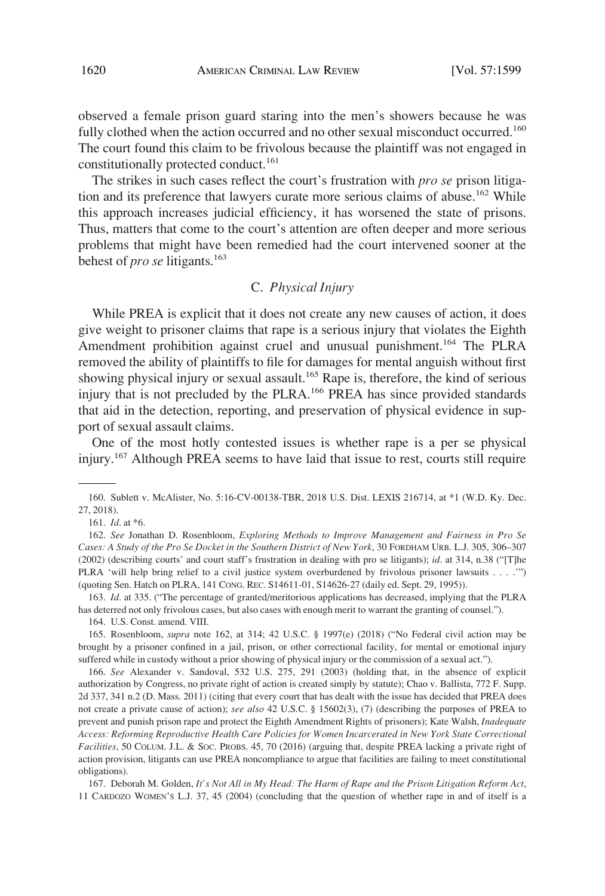observed a female prison guard staring into the men's showers because he was fully clothed when the action occurred and no other sexual misconduct occurred.[160] The court found this claim to be frivolous because the plaintiff was not engaged in constitutionally protected conduct.[161]

The strikes in such cases reflect the court's frustration with *pro se* prison litigation and its preference that lawyers curate more serious claims of abuse.[162] While this approach increases judicial efficiency, it has worsened the state of prisons. Thus, matters that come to the court's attention are often deeper and more serious problems that might have been remedied had the court intervened sooner at the behest of *pro se* litigants.[163]

### C. *Physical Injury*

While PREA is explicit that it does not create any new causes of action, it does give weight to prisoner claims that rape is a serious injury that violates the Eighth Amendment prohibition against cruel and unusual punishment.[164] The PLRA removed the ability of plaintiffs to file for damages for mental anguish without first showing physical injury or sexual assault.[165] Rape is, therefore, the kind of serious injury that is not precluded by the PLRA.[166] PREA has since provided standards that aid in the detection, reporting, and preservation of physical evidence in support of sexual assault claims.

One of the most hotly contested issues is whether rape is a per se physical injury.[167] Although PREA seems to have laid that issue to rest, courts still require

---

160. Sublett v. McAlister, No. 5:16-CV-00138-TBR, 2018 U.S. Dist. LEXIS 216714, at *1 (W.D. Ky. Dec. 27, 2018).

161. *Id*. at *6.

162. *See* Jonathan D. Rosenbloom, *Exploring Methods to Improve Management and Fairness in Pro Se Cases: A Study of the Pro Se Docket in the Southern District of New York*, 30 FORDHAM URB. L.J. 305, 306–307 (2002) (describing courts' and court staff's frustration in dealing with pro se litigants); *id*. at 314, n.38 ("[T]he PLRA 'will help bring relief to a civil justice system overburdened by frivolous prisoner lawsuits . . . .'") (quoting Sen. Hatch on PLRA, 141 CONG. REC. S14611-01, S14626-27 (daily ed. Sept. 29, 1995)).

163. *Id*. at 335. ("The percentage of granted/meritorious applications has decreased, implying that the PLRA has deterred not only frivolous cases, but also cases with enough merit to warrant the granting of counsel.").

164. U.S. Const. amend. VIII.

165. Rosenbloom, *supra* note 162, at 314; 42 U.S.C. § 1997(e) (2018) ("No Federal civil action may be brought by a prisoner confined in a jail, prison, or other correctional facility, for mental or emotional injury suffered while in custody without a prior showing of physical injury or the commission of a sexual act.").

166. *See* Alexander v. Sandoval, 532 U.S. 275, 291 (2003) (holding that, in the absence of explicit authorization by Congress, no private right of action is created simply by statute); Chao v. Ballista, 772 F. Supp. 2d 337, 341 n.2 (D. Mass. 2011) (citing that every court that has dealt with the issue has decided that PREA does not create a private cause of action); *see also* 42 U.S.C. § 15602(3), (7) (describing the purposes of PREA to prevent and punish prison rape and protect the Eighth Amendment Rights of prisoners); Kate Walsh, *Inadequate Access: Reforming Reproductive Health Care Policies for Women Incarcerated in New York State Correctional Facilities*, 50 COLUM. J.L. & SOC. PROBS. 45, 70 (2016) (arguing that, despite PREA lacking a private right of action provision, litigants can use PREA noncompliance to argue that facilities are failing to meet constitutional obligations).

167. Deborah M. Golden, *It's Not All in My Head: The Harm of Rape and the Prison Litigation Reform Act*, 11 CARDOZO WOMEN'S L.J. 37, 45 (2004) (concluding that the question of whether rape in and of itself is a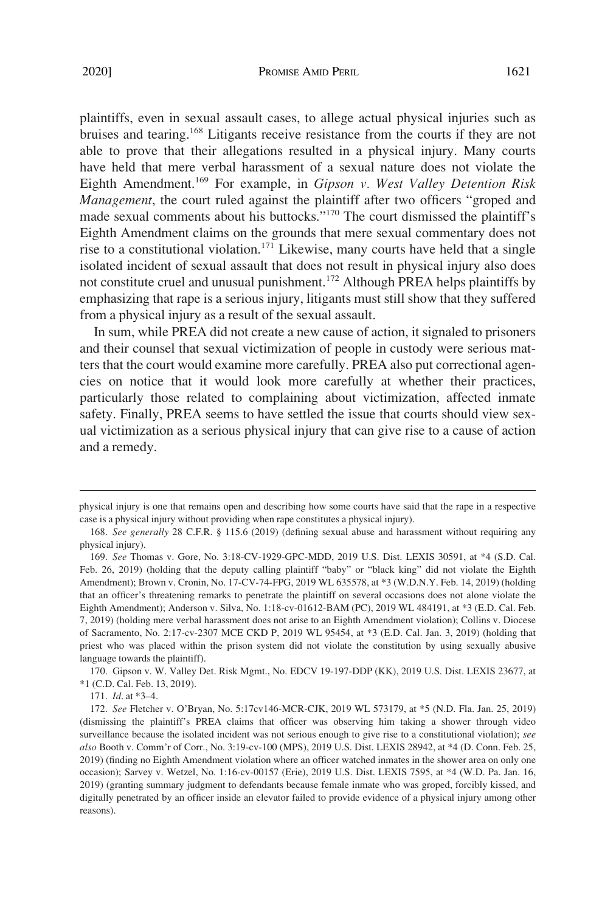plaintiffs, even in sexual assault cases, to allege actual physical injuries such as bruises and tearing.[168] Litigants receive resistance from the courts if they are not able to prove that their allegations resulted in a physical injury. Many courts have held that mere verbal harassment of a sexual nature does not violate the Eighth Amendment.[169] For example, in *Gipson v. West Valley Detention Risk Management*, the court ruled against the plaintiff after two officers "groped and made sexual comments about his buttocks."[170] The court dismissed the plaintiff's Eighth Amendment claims on the grounds that mere sexual commentary does not rise to a constitutional violation.[171] Likewise, many courts have held that a single isolated incident of sexual assault that does not result in physical injury also does not constitute cruel and unusual punishment.[172] Although PREA helps plaintiffs by emphasizing that rape is a serious injury, litigants must still show that they suffered from a physical injury as a result of the sexual assault.

In sum, while PREA did not create a new cause of action, it signaled to prisoners and their counsel that sexual victimization of people in custody were serious matters that the court would examine more carefully. PREA also put correctional agencies on notice that it would look more carefully at whether their practices, particularly those related to complaining about victimization, affected inmate safety. Finally, PREA seems to have settled the issue that courts should view sexual victimization as a serious physical injury that can give rise to a cause of action and a remedy.

---

physical injury is one that remains open and describing how some courts have said that the rape in a respective case is a physical injury without providing when rape constitutes a physical injury).

168. *See generally* 28 C.F.R. § 115.6 (2019) (defining sexual abuse and harassment without requiring any physical injury).

169. *See* Thomas v. Gore, No. 3:18-CV-1929-GPC-MDD, 2019 U.S. Dist. LEXIS 30591, at *4 (S.D. Cal. Feb. 26, 2019) (holding that the deputy calling plaintiff "baby" or "black king" did not violate the Eighth Amendment); Brown v. Cronin, No. 17-CV-74-FPG, 2019 WL 635578, at *3 (W.D.N.Y. Feb. 14, 2019) (holding that an officer's threatening remarks to penetrate the plaintiff on several occasions does not alone violate the Eighth Amendment); Anderson v. Silva, No. 1:18-cv-01612-BAM (PC), 2019 WL 484191, at *3 (E.D. Cal. Feb. 7, 2019) (holding mere verbal harassment does not arise to an Eighth Amendment violation); Collins v. Diocese of Sacramento, No. 2:17-cv-2307 MCE CKD P, 2019 WL 95454, at *3 (E.D. Cal. Jan. 3, 2019) (holding that priest who was placed within the prison system did not violate the constitution by using sexually abusive language towards the plaintiff).

170. Gipson v. W. Valley Det. Risk Mgmt., No. EDCV 19-197-DDP (KK), 2019 U.S. Dist. LEXIS 23677, at *1 (C.D. Cal. Feb. 13, 2019).

171. *Id*. at *3–4.

172. *See* Fletcher v. O'Bryan, No. 5:17cv146-MCR-CJK, 2019 WL 573179, at *5 (N.D. Fla. Jan. 25, 2019) (dismissing the plaintiff's PREA claims that officer was observing him taking a shower through video surveillance because the isolated incident was not serious enough to give rise to a constitutional violation); *see also* Booth v. Comm'r of Corr., No. 3:19-cv-100 (MPS), 2019 U.S. Dist. LEXIS 28942, at *4 (D. Conn. Feb. 25, 2019) (finding no Eighth Amendment violation where an officer watched inmates in the shower area on only one occasion); Sarvey v. Wetzel, No. 1:16-cv-00157 (Erie), 2019 U.S. Dist. LEXIS 7595, at *4 (W.D. Pa. Jan. 16, 2019) (granting summary judgment to defendants because female inmate who was groped, forcibly kissed, and digitally penetrated by an officer inside an elevator failed to provide evidence of a physical injury among other reasons).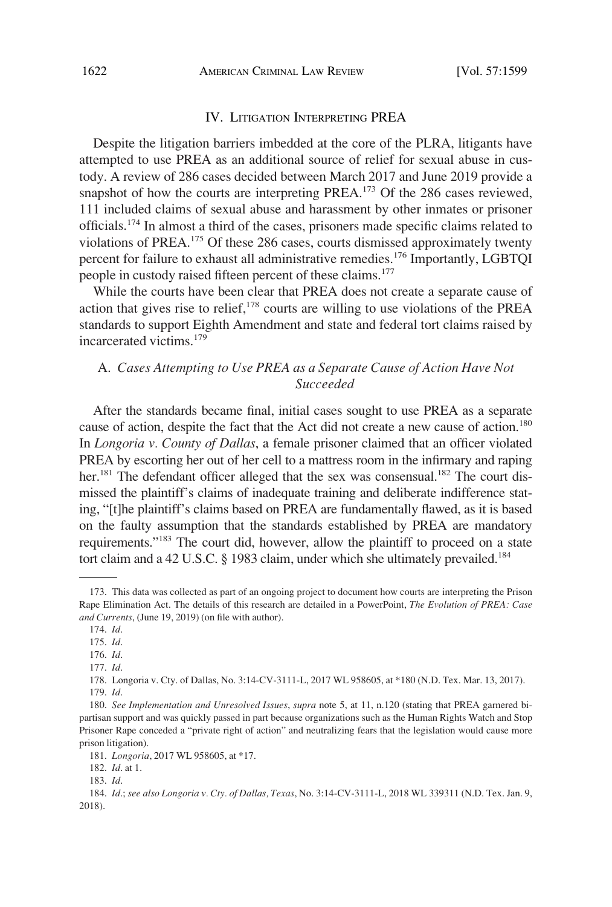## IV. Litigation Interpreting PREA

Despite the litigation barriers imbedded at the core of the PLRA, litigants have attempted to use PREA as an additional source of relief for sexual abuse in custody. A review of 286 cases decided between March 2017 and June 2019 provide a snapshot of how the courts are interpreting PREA.[173] Of the 286 cases reviewed, 111 included claims of sexual abuse and harassment by other inmates or prisoner officials.[174] In almost a third of the cases, prisoners made specific claims related to violations of PREA.[175] Of these 286 cases, courts dismissed approximately twenty percent for failure to exhaust all administrative remedies.[176] Importantly, LGBTQI people in custody raised fifteen percent of these claims.[177]

While the courts have been clear that PREA does not create a separate cause of action that gives rise to relief,[178] courts are willing to use violations of the PREA standards to support Eighth Amendment and state and federal tort claims raised by incarcerated victims.[179]

### A. *Cases Attempting to Use PREA as a Separate Cause of Action Have Not Succeeded*

After the standards became final, initial cases sought to use PREA as a separate cause of action, despite the fact that the Act did not create a new cause of action.[180] In *Longoria v. County of Dallas*, a female prisoner claimed that an officer violated PREA by escorting her out of her cell to a mattress room in the infirmary and raping her.[181] The defendant officer alleged that the sex was consensual.[182] The court dismissed the plaintiff's claims of inadequate training and deliberate indifference stating, "[t]he plaintiff's claims based on PREA are fundamentally flawed, as it is based on the faulty assumption that the standards established by PREA are mandatory requirements."[183] The court did, however, allow the plaintiff to proceed on a state tort claim and a 42 U.S.C. § 1983 claim, under which she ultimately prevailed.[184]

---

173. This data was collected as part of an ongoing project to document how courts are interpreting the Prison Rape Elimination Act. The details of this research are detailed in a PowerPoint, *The Evolution of PREA: Case and Currents*, (June 19, 2019) (on file with author).

174. *Id*.

175. *Id*.

176. *Id*.

177. *Id*.

178. Longoria v. Cty. of Dallas, No. 3:14-CV-3111-L, 2017 WL 958605, at *180 (N.D. Tex. Mar. 13, 2017).

179. *Id*.

180. *See Implementation and Unresolved Issues*, *supra* note 5, at 11, n.120 (stating that PREA garnered bipartisan support and was quickly passed in part because organizations such as the Human Rights Watch and Stop Prisoner Rape conceded a "private right of action" and neutralizing fears that the legislation would cause more prison litigation).

181. *Longoria*, 2017 WL 958605, at *17.

182. *Id*. at 1.

183. *Id*.

184. *Id*.; *see also Longoria v. Cty. of Dallas, Texas*, No. 3:14-CV-3111-L, 2018 WL 339311 (N.D. Tex. Jan. 9, 2018).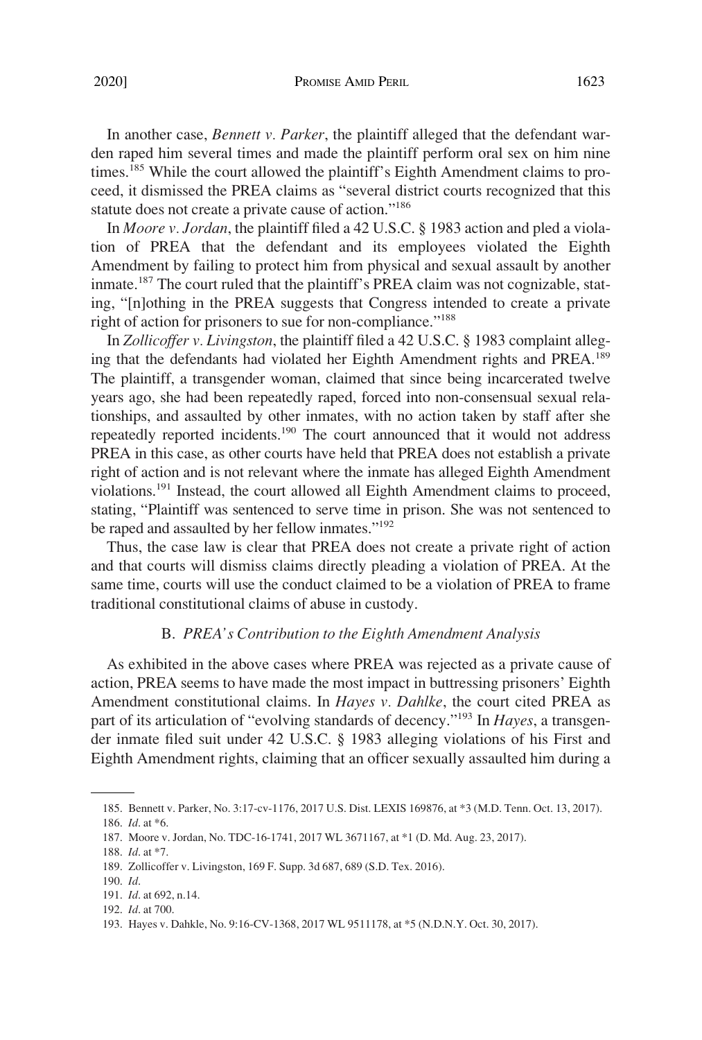In another case, *Bennett v. Parker*, the plaintiff alleged that the defendant warden raped him several times and made the plaintiff perform oral sex on him nine times.[185] While the court allowed the plaintiff's Eighth Amendment claims to proceed, it dismissed the PREA claims as "several district courts recognized that this statute does not create a private cause of action."[186]

In *Moore v. Jordan*, the plaintiff filed a 42 U.S.C. § 1983 action and pled a violation of PREA that the defendant and its employees violated the Eighth Amendment by failing to protect him from physical and sexual assault by another inmate.[187] The court ruled that the plaintiff's PREA claim was not cognizable, stating, "[n]othing in the PREA suggests that Congress intended to create a private right of action for prisoners to sue for non-compliance."[188]

In *Zollicoffer v. Livingston*, the plaintiff filed a 42 U.S.C. § 1983 complaint alleging that the defendants had violated her Eighth Amendment rights and PREA.[189] The plaintiff, a transgender woman, claimed that since being incarcerated twelve years ago, she had been repeatedly raped, forced into non-consensual sexual relationships, and assaulted by other inmates, with no action taken by staff after she repeatedly reported incidents.[190] The court announced that it would not address PREA in this case, as other courts have held that PREA does not establish a private right of action and is not relevant where the inmate has alleged Eighth Amendment violations.[191] Instead, the court allowed all Eighth Amendment claims to proceed, stating, "Plaintiff was sentenced to serve time in prison. She was not sentenced to be raped and assaulted by her fellow inmates."[192]

Thus, the case law is clear that PREA does not create a private right of action and that courts will dismiss claims directly pleading a violation of PREA. At the same time, courts will use the conduct claimed to be a violation of PREA to frame traditional constitutional claims of abuse in custody.

### B. *PREA's Contribution to the Eighth Amendment Analysis*

As exhibited in the above cases where PREA was rejected as a private cause of action, PREA seems to have made the most impact in buttressing prisoners' Eighth Amendment constitutional claims. In *Hayes v. Dahlke*, the court cited PREA as part of its articulation of "evolving standards of decency."[193] In *Hayes*, a transgender inmate filed suit under 42 U.S.C. § 1983 alleging violations of his First and Eighth Amendment rights, claiming that an officer sexually assaulted him during a

---

185. Bennett v. Parker, No. 3:17-cv-1176, 2017 U.S. Dist. LEXIS 169876, at *3 (M.D. Tenn. Oct. 13, 2017).

186. *Id.* at *6.

187. Moore v. Jordan, No. TDC-16-1741, 2017 WL 3671167, at *1 (D. Md. Aug. 23, 2017).

188. *Id.* at *7.

189. Zollicoffer v. Livingston, 169 F. Supp. 3d 687, 689 (S.D. Tex. 2016).

190. *Id.*

191. *Id.* at 692, n.14.

192. *Id.* at 700.

193. Hayes v. Dahkle, No. 9:16-CV-1368, 2017 WL 9511178, at *5 (N.D.N.Y. Oct. 30, 2017).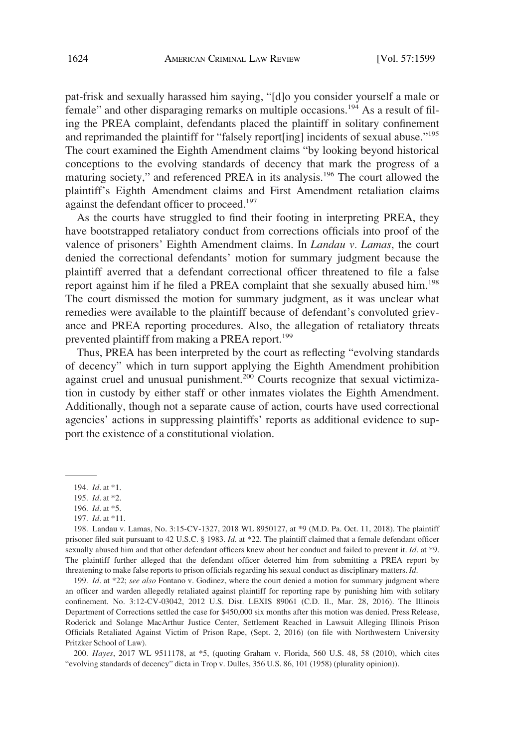pat-frisk and sexually harassed him saying, "[d]o you consider yourself a male or female" and other disparaging remarks on multiple occasions.[194] As a result of filing the PREA complaint, defendants placed the plaintiff in solitary confinement and reprimanded the plaintiff for "falsely report[ing] incidents of sexual abuse."[195] The court examined the Eighth Amendment claims "by looking beyond historical conceptions to the evolving standards of decency that mark the progress of a maturing society," and referenced PREA in its analysis.[196] The court allowed the plaintiff's Eighth Amendment claims and First Amendment retaliation claims against the defendant officer to proceed.[197]

As the courts have struggled to find their footing in interpreting PREA, they have bootstrapped retaliatory conduct from corrections officials into proof of the valence of prisoners' Eighth Amendment claims. In *Landau v. Lamas*, the court denied the correctional defendants' motion for summary judgment because the plaintiff averred that a defendant correctional officer threatened to file a false report against him if he filed a PREA complaint that she sexually abused him.[198] The court dismissed the motion for summary judgment, as it was unclear what remedies were available to the plaintiff because of defendant's convoluted grievance and PREA reporting procedures. Also, the allegation of retaliatory threats prevented plaintiff from making a PREA report.[199]

Thus, PREA has been interpreted by the court as reflecting "evolving standards of decency" which in turn support applying the Eighth Amendment prohibition against cruel and unusual punishment.[200] Courts recognize that sexual victimization in custody by either staff or other inmates violates the Eighth Amendment. Additionally, though not a separate cause of action, courts have used correctional agencies' actions in suppressing plaintiffs' reports as additional evidence to support the existence of a constitutional violation.

---

194. *Id*. at *1.

195. *Id*. at *2.

196. *Id*. at *5.

197. *Id*. at *11.

198. Landau v. Lamas, No. 3:15-CV-1327, 2018 WL 8950127, at *9 (M.D. Pa. Oct. 11, 2018). The plaintiff prisoner filed suit pursuant to 42 U.S.C. § 1983. *Id*. at *22. The plaintiff claimed that a female defendant officer sexually abused him and that other defendant officers knew about her conduct and failed to prevent it. *Id*. at *9. The plaintiff further alleged that the defendant officer deterred him from submitting a PREA report by threatening to make false reports to prison officials regarding his sexual conduct as disciplinary matters. *Id*.

199. *Id*. at *22; *see also* Fontano v. Godinez, where the court denied a motion for summary judgment where an officer and warden allegedly retaliated against plaintiff for reporting rape by punishing him with solitary confinement. No. 3:12-CV-03042, 2012 U.S. Dist. LEXIS 89061 (C.D. Il., Mar. 28, 2016). The Illinois Department of Corrections settled the case for $450,000 six months after this motion was denied. Press Release, Roderick and Solange MacArthur Justice Center, Settlement Reached in Lawsuit Alleging Illinois Prison Officials Retaliated Against Victim of Prison Rape, (Sept. 2, 2016) (on file with Northwestern University Pritzker School of Law).

200. *Hayes*, 2017 WL 9511178, at *5, (quoting Graham v. Florida, 560 U.S. 48, 58 (2010), which cites "evolving standards of decency" dicta in Trop v. Dulles, 356 U.S. 86, 101 (1958) (plurality opinion)).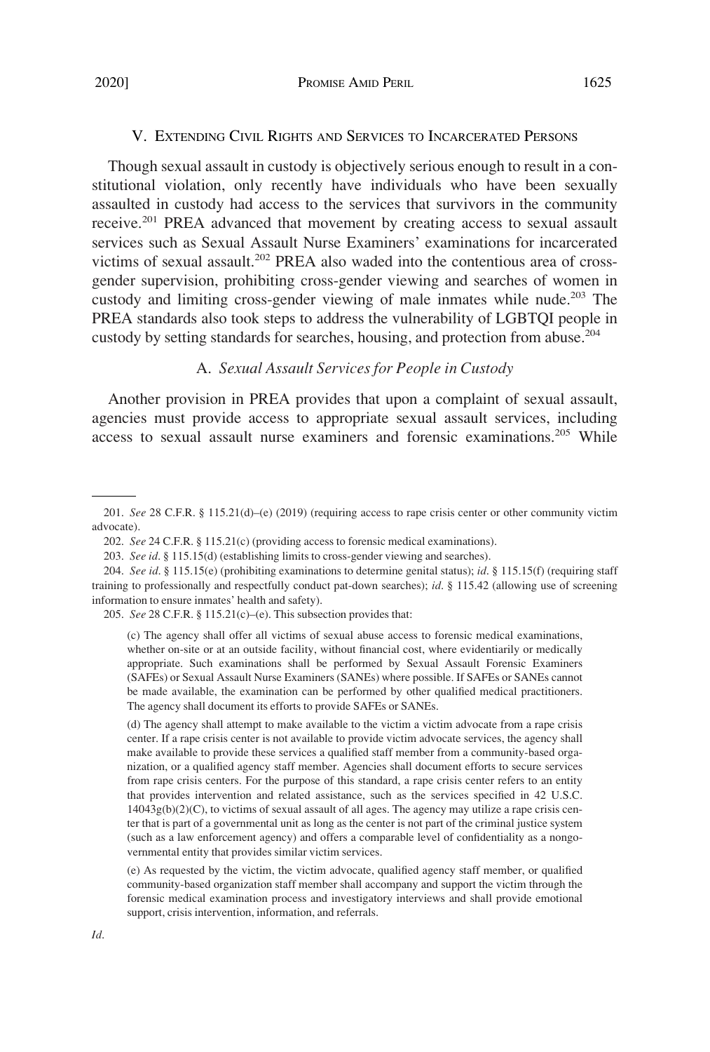## V. Extending Civil Rights and Services to Incarcerated Persons

Though sexual assault in custody is objectively serious enough to result in a constitutional violation, only recently have individuals who have been sexually assaulted in custody had access to the services that survivors in the community receive.[201] PREA advanced that movement by creating access to sexual assault services such as Sexual Assault Nurse Examiners' examinations for incarcerated victims of sexual assault.[202] PREA also waded into the contentious area of cross-gender supervision, prohibiting cross-gender viewing and searches of women in custody and limiting cross-gender viewing of male inmates while nude.[203] The PREA standards also took steps to address the vulnerability of LGBTQI people in custody by setting standards for searches, housing, and protection from abuse.[204]

### A. *Sexual Assault Services for People in Custody*

Another provision in PREA provides that upon a complaint of sexual assault, agencies must provide access to appropriate sexual assault services, including access to sexual assault nurse examiners and forensic examinations.[205] While

---

201. *See* 28 C.F.R. § 115.21(d)–(e) (2019) (requiring access to rape crisis center or other community victim advocate).

202. *See* 24 C.F.R. § 115.21(c) (providing access to forensic medical examinations).

203. *See id*. § 115.15(d) (establishing limits to cross-gender viewing and searches).

204. *See id*. § 115.15(e) (prohibiting examinations to determine genital status); *id*. § 115.15(f) (requiring staff training to professionally and respectfully conduct pat-down searches); *id*. § 115.42 (allowing use of screening information to ensure inmates' health and safety).

205. *See* 28 C.F.R. § 115.21(c)–(e). This subsection provides that:

> (c) The agency shall offer all victims of sexual abuse access to forensic medical examinations, whether on-site or at an outside facility, without financial cost, where evidentiarily or medically appropriate. Such examinations shall be performed by Sexual Assault Forensic Examiners (SAFEs) or Sexual Assault Nurse Examiners (SANEs) where possible. If SAFEs or SANEs cannot be made available, the examination can be performed by other qualified medical practitioners. The agency shall document its efforts to provide SAFEs or SANEs.
>
> (d) The agency shall attempt to make available to the victim a victim advocate from a rape crisis center. If a rape crisis center is not available to provide victim advocate services, the agency shall make available to provide these services a qualified staff member from a community-based organization, or a qualified agency staff member. Agencies shall document efforts to secure services from rape crisis centers. For the purpose of this standard, a rape crisis center refers to an entity that provides intervention and related assistance, such as the services specified in 42 U.S.C. 14043g(b)(2)(C), to victims of sexual assault of all ages. The agency may utilize a rape crisis center that is part of a governmental unit as long as the center is not part of the criminal justice system (such as a law enforcement agency) and offers a comparable level of confidentiality as a nongovernmental entity that provides similar victim services.
>
> (e) As requested by the victim, the victim advocate, qualified agency staff member, or qualified community-based organization staff member shall accompany and support the victim through the forensic medical examination process and investigatory interviews and shall provide emotional support, crisis intervention, information, and referrals.

*Id*.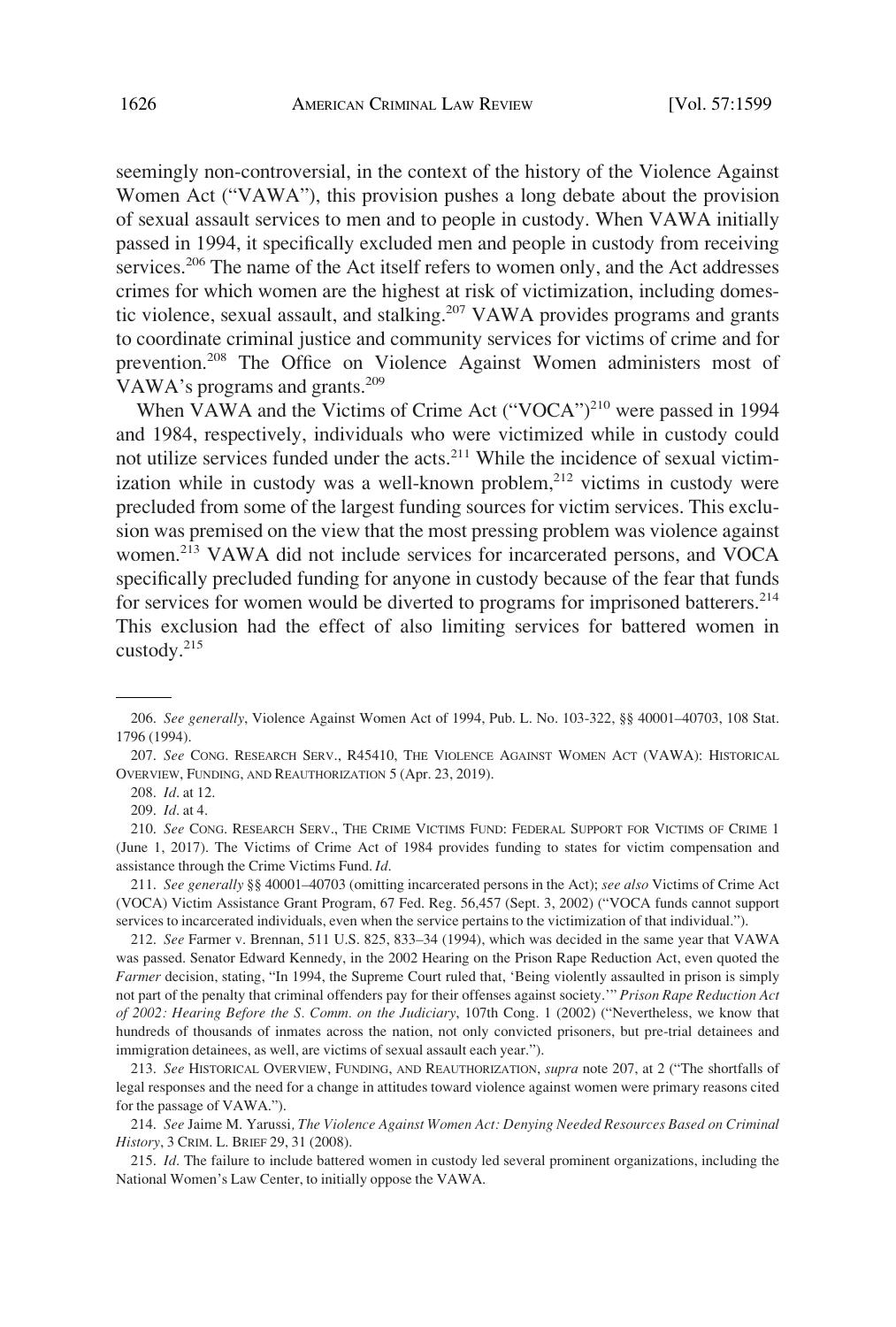seemingly non-controversial, in the context of the history of the Violence Against Women Act ("VAWA"), this provision pushes a long debate about the provision of sexual assault services to men and to people in custody. When VAWA initially passed in 1994, it specifically excluded men and people in custody from receiving services.[206] The name of the Act itself refers to women only, and the Act addresses crimes for which women are the highest at risk of victimization, including domestic violence, sexual assault, and stalking.[207] VAWA provides programs and grants to coordinate criminal justice and community services for victims of crime and for prevention.[208] The Office on Violence Against Women administers most of VAWA's programs and grants.[209]

When VAWA and the Victims of Crime Act ("VOCA")[210] were passed in 1994 and 1984, respectively, individuals who were victimized while in custody could not utilize services funded under the acts.[211] While the incidence of sexual victimization while in custody was a well-known problem,[212] victims in custody were precluded from some of the largest funding sources for victim services. This exclusion was premised on the view that the most pressing problem was violence against women.[213] VAWA did not include services for incarcerated persons, and VOCA specifically precluded funding for anyone in custody because of the fear that funds for services for women would be diverted to programs for imprisoned batterers.[214] This exclusion had the effect of also limiting services for battered women in custody.[215]

---

206. *See generally*, Violence Against Women Act of 1994, Pub. L. No. 103-322, §§ 40001–40703, 108 Stat. 1796 (1994).

207. *See* CONG. RESEARCH SERV., R45410, THE VIOLENCE AGAINST WOMEN ACT (VAWA): HISTORICAL OVERVIEW, FUNDING, AND REAUTHORIZATION 5 (Apr. 23, 2019).

208. *Id*. at 12.

209. *Id*. at 4.

210. *See* CONG. RESEARCH SERV., THE CRIME VICTIMS FUND: FEDERAL SUPPORT FOR VICTIMS OF CRIME 1 (June 1, 2017). The Victims of Crime Act of 1984 provides funding to states for victim compensation and assistance through the Crime Victims Fund. *Id*.

211. *See generally* §§ 40001–40703 (omitting incarcerated persons in the Act); *see also* Victims of Crime Act (VOCA) Victim Assistance Grant Program, 67 Fed. Reg. 56,457 (Sept. 3, 2002) ("VOCA funds cannot support services to incarcerated individuals, even when the service pertains to the victimization of that individual.").

212. *See* Farmer v. Brennan, 511 U.S. 825, 833–34 (1994), which was decided in the same year that VAWA was passed. Senator Edward Kennedy, in the 2002 Hearing on the Prison Rape Reduction Act, even quoted the *Farmer* decision, stating, "In 1994, the Supreme Court ruled that, 'Being violently assaulted in prison is simply not part of the penalty that criminal offenders pay for their offenses against society.'" *Prison Rape Reduction Act of 2002: Hearing Before the S. Comm. on the Judiciary*, 107th Cong. 1 (2002) ("Nevertheless, we know that hundreds of thousands of inmates across the nation, not only convicted prisoners, but pre-trial detainees and immigration detainees, as well, are victims of sexual assault each year.").

213. *See* HISTORICAL OVERVIEW, FUNDING, AND REAUTHORIZATION, *supra* note 207, at 2 ("The shortfalls of legal responses and the need for a change in attitudes toward violence against women were primary reasons cited for the passage of VAWA.").

214. *See* Jaime M. Yarussi, *The Violence Against Women Act: Denying Needed Resources Based on Criminal History*, 3 CRIM. L. BRIEF 29, 31 (2008).

215. *Id*. The failure to include battered women in custody led several prominent organizations, including the National Women's Law Center, to initially oppose the VAWA.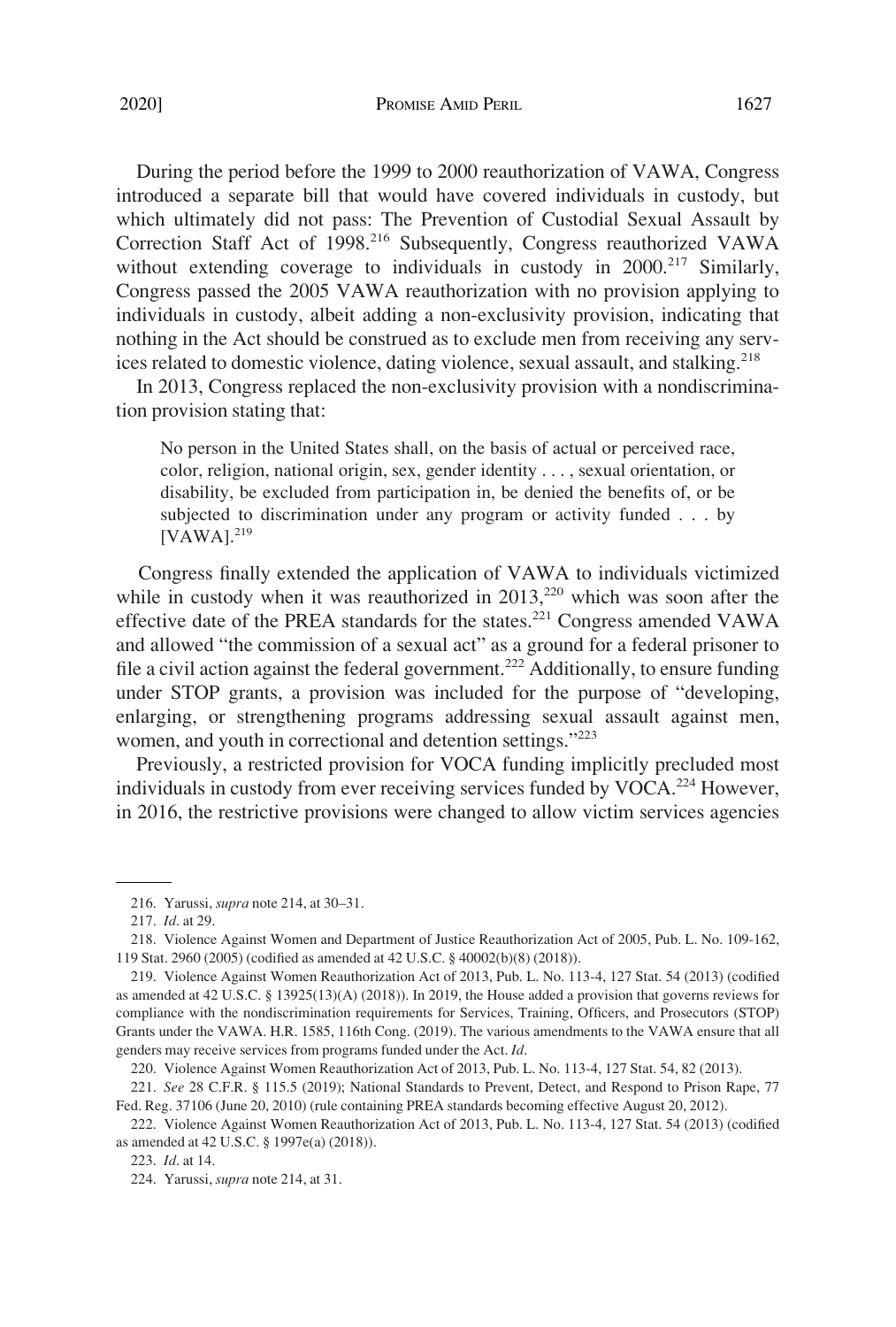During the period before the 1999 to 2000 reauthorization of VAWA, Congress introduced a separate bill that would have covered individuals in custody, but which ultimately did not pass: The Prevention of Custodial Sexual Assault by Correction Staff Act of 1998.[216] Subsequently, Congress reauthorized VAWA without extending coverage to individuals in custody in 2000.[217] Similarly, Congress passed the 2005 VAWA reauthorization with no provision applying to individuals in custody, albeit adding a non-exclusivity provision, indicating that nothing in the Act should be construed as to exclude men from receiving any services related to domestic violence, dating violence, sexual assault, and stalking.[218]

In 2013, Congress replaced the non-exclusivity provision with a nondiscrimination provision stating that:

> No person in the United States shall, on the basis of actual or perceived race, color, religion, national origin, sex, gender identity . . . , sexual orientation, or disability, be excluded from participation in, be denied the benefits of, or be subjected to discrimination under any program or activity funded . . . by [VAWA].[219]

Congress finally extended the application of VAWA to individuals victimized while in custody when it was reauthorized in 2013,[220] which was soon after the effective date of the PREA standards for the states.[221] Congress amended VAWA and allowed "the commission of a sexual act" as a ground for a federal prisoner to file a civil action against the federal government.[222] Additionally, to ensure funding under STOP grants, a provision was included for the purpose of "developing, enlarging, or strengthening programs addressing sexual assault against men, women, and youth in correctional and detention settings."[223]

Previously, a restricted provision for VOCA funding implicitly precluded most individuals in custody from ever receiving services funded by VOCA.[224] However, in 2016, the restrictive provisions were changed to allow victim services agencies

---

216. Yarussi, *supra* note 214, at 30–31.

217. *Id*. at 29.

218. Violence Against Women and Department of Justice Reauthorization Act of 2005, Pub. L. No. 109-162, 119 Stat. 2960 (2005) (codified as amended at 42 U.S.C. § 40002(b)(8) (2018)).

219. Violence Against Women Reauthorization Act of 2013, Pub. L. No. 113-4, 127 Stat. 54 (2013) (codified as amended at 42 U.S.C. § 13925(13)(A) (2018)). In 2019, the House added a provision that governs reviews for compliance with the nondiscrimination requirements for Services, Training, Officers, and Prosecutors (STOP) Grants under the VAWA. H.R. 1585, 116th Cong. (2019). The various amendments to the VAWA ensure that all genders may receive services from programs funded under the Act. *Id*.

220. Violence Against Women Reauthorization Act of 2013, Pub. L. No. 113-4, 127 Stat. 54, 82 (2013).

221. *See* 28 C.F.R. § 115.5 (2019); National Standards to Prevent, Detect, and Respond to Prison Rape, 77 Fed. Reg. 37106 (June 20, 2010) (rule containing PREA standards becoming effective August 20, 2012).

222. Violence Against Women Reauthorization Act of 2013, Pub. L. No. 113-4, 127 Stat. 54 (2013) (codified as amended at 42 U.S.C. § 1997e(a) (2018)).

223. *Id*. at 14.

224. Yarussi, *supra* note 214, at 31.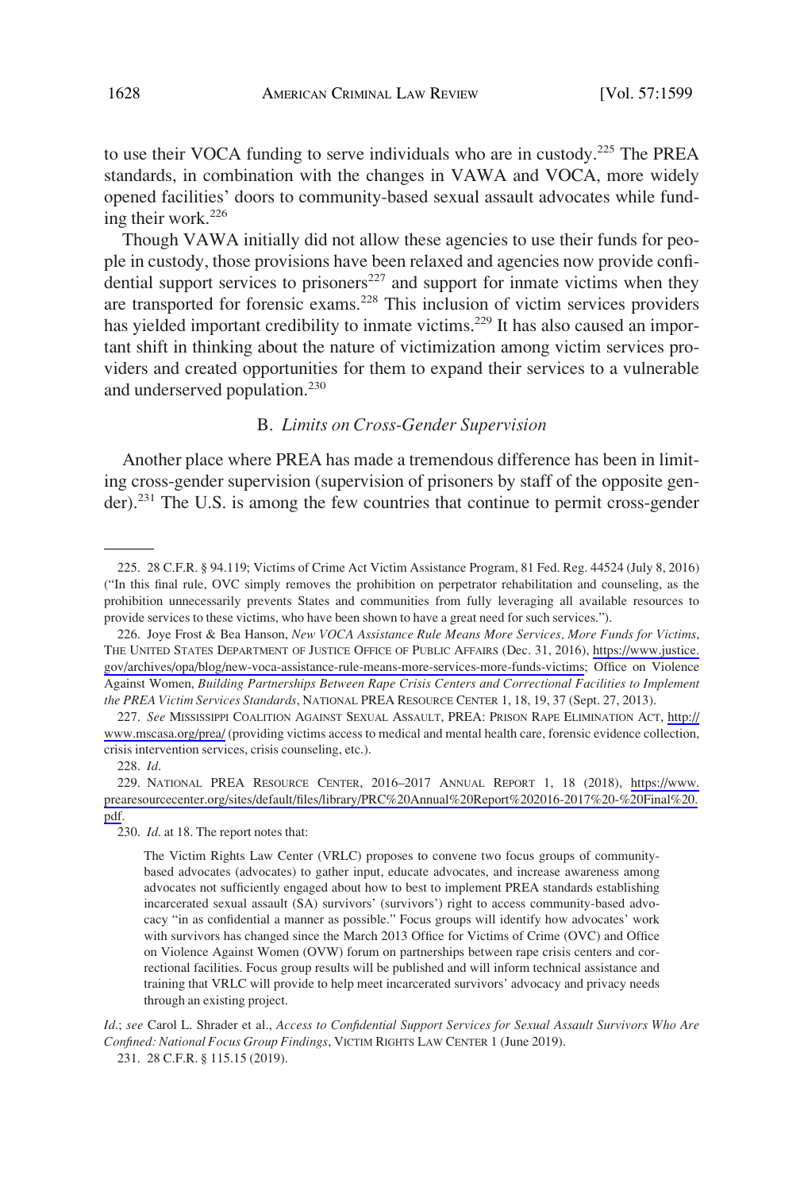to use their VOCA funding to serve individuals who are in custody.[225] The PREA standards, in combination with the changes in VAWA and VOCA, more widely opened facilities' doors to community-based sexual assault advocates while funding their work.[226]

Though VAWA initially did not allow these agencies to use their funds for people in custody, those provisions have been relaxed and agencies now provide confidential support services to prisoners[227] and support for inmate victims when they are transported for forensic exams.[228] This inclusion of victim services providers has yielded important credibility to inmate victims.[229] It has also caused an important shift in thinking about the nature of victimization among victim services providers and created opportunities for them to expand their services to a vulnerable and underserved population.[230]

### B. *Limits on Cross-Gender Supervision*

Another place where PREA has made a tremendous difference has been in limiting cross-gender supervision (supervision of prisoners by staff of the opposite gender).[231] The U.S. is among the few countries that continue to permit cross-gender

---

225. 28 C.F.R. § 94.119; Victims of Crime Act Victim Assistance Program, 81 Fed. Reg. 44524 (July 8, 2016) ("In this final rule, OVC simply removes the prohibition on perpetrator rehabilitation and counseling, as the prohibition unnecessarily prevents States and communities from fully leveraging all available resources to provide services to these victims, who have been shown to have a great need for such services.").

226. Joye Frost & Bea Hanson, *New VOCA Assistance Rule Means More Services, More Funds for Victims*, THE UNITED STATES DEPARTMENT OF JUSTICE OFFICE OF PUBLIC AFFAIRS (Dec. 31, 2016), https://www.justice.gov/archives/opa/blog/new-voca-assistance-rule-means-more-services-more-funds-victims; Office on Violence Against Women, *Building Partnerships Between Rape Crisis Centers and Correctional Facilities to Implement the PREA Victim Services Standards*, NATIONAL PREA RESOURCE CENTER 1, 18, 19, 37 (Sept. 27, 2013).

227. *See* MISSISSIPPI COALITION AGAINST SEXUAL ASSAULT, PREA: PRISON RAPE ELIMINATION ACT, http://www.mscasa.org/prea/ (providing victims access to medical and mental health care, forensic evidence collection, crisis intervention services, crisis counseling, etc.).

228. *Id*.

229. NATIONAL PREA RESOURCE CENTER, 2016–2017 ANNUAL REPORT 1, 18 (2018), https://www.prearesourcecenter.org/sites/default/files/library/PRC%20Annual%20Report%202016-2017%20-%20Final%20.pdf.

230. *Id*. at 18. The report notes that:

> The Victim Rights Law Center (VRLC) proposes to convene two focus groups of community-based advocates (advocates) to gather input, educate advocates, and increase awareness among advocates not sufficiently engaged about how to best to implement PREA standards establishing incarcerated sexual assault (SA) survivors' (survivors') right to access community-based advocacy "in as confidential a manner as possible." Focus groups will identify how advocates' work with survivors has changed since the March 2013 Office for Victims of Crime (OVC) and Office on Violence Against Women (OVW) forum on partnerships between rape crisis centers and correctional facilities. Focus group results will be published and will inform technical assistance and training that VRLC will provide to help meet incarcerated survivors' advocacy and privacy needs through an existing project.

*Id*.; *see* Carol L. Shrader et al., *Access to Confidential Support Services for Sexual Assault Survivors Who Are Confined: National Focus Group Findings*, VICTIM RIGHTS LAW CENTER 1 (June 2019).

231. 28 C.F.R. § 115.15 (2019).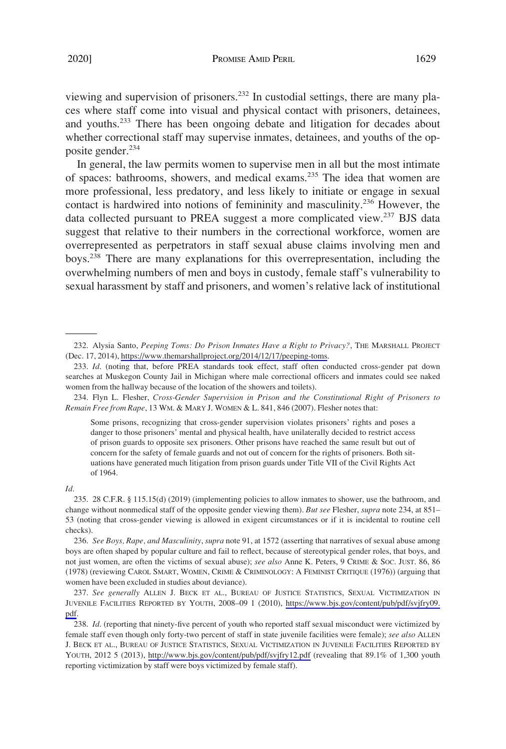viewing and supervision of prisoners.[232] In custodial settings, there are many places where staff come into visual and physical contact with prisoners, detainees, and youths.[233] There has been ongoing debate and litigation for decades about whether correctional staff may supervise inmates, detainees, and youths of the opposite gender.[234]

In general, the law permits women to supervise men in all but the most intimate of spaces: bathrooms, showers, and medical exams.[235] The idea that women are more professional, less predatory, and less likely to initiate or engage in sexual contact is hardwired into notions of femininity and masculinity.[236] However, the data collected pursuant to PREA suggest a more complicated view.[237] BJS data suggest that relative to their numbers in the correctional workforce, women are overrepresented as perpetrators in staff sexual abuse claims involving men and boys.[238] There are many explanations for this overrepresentation, including the overwhelming numbers of men and boys in custody, female staff's vulnerability to sexual harassment by staff and prisoners, and women's relative lack of institutional

---

232. Alysia Santo, *Peeping Toms: Do Prison Inmates Have a Right to Privacy?*, THE MARSHALL PROJECT (Dec. 17, 2014), https://www.themarshallproject.org/2014/12/17/peeping-toms.

233. *Id.* (noting that, before PREA standards took effect, staff often conducted cross-gender pat down searches at Muskegon County Jail in Michigan where male correctional officers and inmates could see naked women from the hallway because of the location of the showers and toilets).

234. Flyn L. Flesher, *Cross-Gender Supervision in Prison and the Constitutional Right of Prisoners to Remain Free from Rape*, 13 WM. & MARY J. WOMEN & L. 841, 846 (2007). Flesher notes that:

> Some prisons, recognizing that cross-gender supervision violates prisoners' rights and poses a danger to those prisoners' mental and physical health, have unilaterally decided to restrict access of prison guards to opposite sex prisoners. Other prisons have reached the same result but out of concern for the safety of female guards and not out of concern for the rights of prisoners. Both situations have generated much litigation from prison guards under Title VII of the Civil Rights Act of 1964.

*Id.*

235. 28 C.F.R. § 115.15(d) (2019) (implementing policies to allow inmates to shower, use the bathroom, and change without nonmedical staff of the opposite gender viewing them). *But see* Flesher, *supra* note 234, at 851–53 (noting that cross-gender viewing is allowed in exigent circumstances or if it is incidental to routine cell checks).

236. *See Boys, Rape, and Masculinity*, *supra* note 91, at 1572 (asserting that narratives of sexual abuse among boys are often shaped by popular culture and fail to reflect, because of stereotypical gender roles, that boys, and not just women, are often the victims of sexual abuse); *see also* Anne K. Peters, 9 CRIME & SOC. JUST. 86, 86 (1978) (reviewing CAROL SMART, WOMEN, CRIME & CRIMINOLOGY: A FEMINIST CRITIQUE (1976)) (arguing that women have been excluded in studies about deviance).

237. *See generally* ALLEN J. BECK ET AL., BUREAU OF JUSTICE STATISTICS, SEXUAL VICTIMIZATION IN JUVENILE FACILITIES REPORTED BY YOUTH, 2008–09 1 (2010), https://www.bjs.gov/content/pub/pdf/svjfry09.pdf.

238. *Id.* (reporting that ninety-five percent of youth who reported staff sexual misconduct were victimized by female staff even though only forty-two percent of staff in state juvenile facilities were female); *see also* ALLEN J. BECK ET AL., BUREAU OF JUSTICE STATISTICS, SEXUAL VICTIMIZATION IN JUVENILE FACILITIES REPORTED BY YOUTH, 2012 5 (2013), http://www.bjs.gov/content/pub/pdf/svjfry12.pdf (revealing that 89.1% of 1,300 youth reporting victimization by staff were boys victimized by female staff).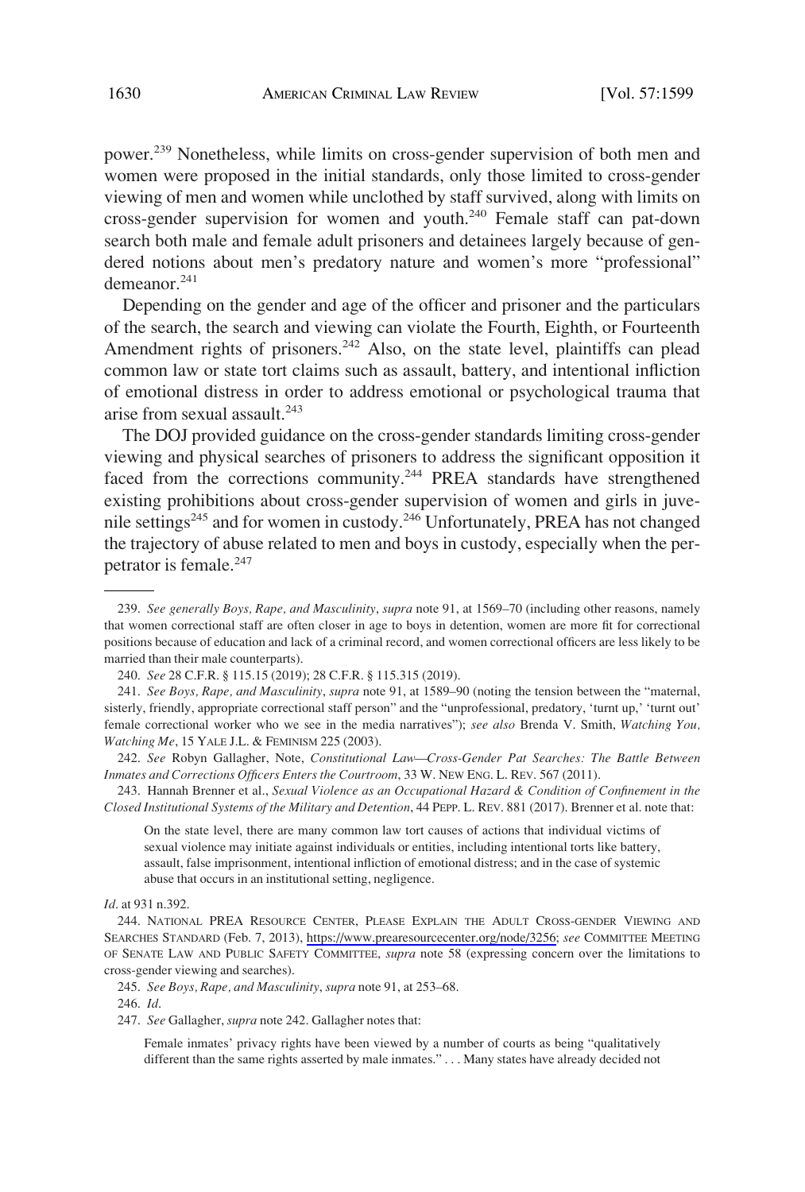power.[239] Nonetheless, while limits on cross-gender supervision of both men and women were proposed in the initial standards, only those limited to cross-gender viewing of men and women while unclothed by staff survived, along with limits on cross-gender supervision for women and youth.[240] Female staff can pat-down search both male and female adult prisoners and detainees largely because of gendered notions about men's predatory nature and women's more "professional" demeanor.[241]

Depending on the gender and age of the officer and prisoner and the particulars of the search, the search and viewing can violate the Fourth, Eighth, or Fourteenth Amendment rights of prisoners.[242] Also, on the state level, plaintiffs can plead common law or state tort claims such as assault, battery, and intentional infliction of emotional distress in order to address emotional or psychological trauma that arise from sexual assault.[243]

The DOJ provided guidance on the cross-gender standards limiting cross-gender viewing and physical searches of prisoners to address the significant opposition it faced from the corrections community.[244] PREA standards have strengthened existing prohibitions about cross-gender supervision of women and girls in juvenile settings[245] and for women in custody.[246] Unfortunately, PREA has not changed the trajectory of abuse related to men and boys in custody, especially when the perpetrator is female.[247]

---

239. *See generally Boys, Rape, and Masculinity*, *supra* note 91, at 1569–70 (including other reasons, namely that women correctional staff are often closer in age to boys in detention, women are more fit for correctional positions because of education and lack of a criminal record, and women correctional officers are less likely to be married than their male counterparts).

240. *See* 28 C.F.R. § 115.15 (2019); 28 C.F.R. § 115.315 (2019).

241. *See Boys, Rape, and Masculinity*, *supra* note 91, at 1589–90 (noting the tension between the "maternal, sisterly, friendly, appropriate correctional staff person" and the "unprofessional, predatory, 'turnt up,' 'turnt out' female correctional worker who we see in the media narratives"); *see also* Brenda V. Smith, *Watching You, Watching Me*, 15 YALE J.L. & FEMINISM 225 (2003).

242. *See* Robyn Gallagher, Note, *Constitutional Law—Cross-Gender Pat Searches: The Battle Between Inmates and Corrections Officers Enters the Courtroom*, 33 W. NEW ENG. L. REV. 567 (2011).

243. Hannah Brenner et al., *Sexual Violence as an Occupational Hazard & Condition of Confinement in the Closed Institutional Systems of the Military and Detention*, 44 PEPP. L. REV. 881 (2017). Brenner et al. note that:

> On the state level, there are many common law tort causes of actions that individual victims of sexual violence may initiate against individuals or entities, including intentional torts like battery, assault, false imprisonment, intentional infliction of emotional distress; and in the case of systemic abuse that occurs in an institutional setting, negligence.

*Id*. at 931 n.392.

244. NATIONAL PREA RESOURCE CENTER, PLEASE EXPLAIN THE ADULT CROSS-GENDER VIEWING AND SEARCHES STANDARD (Feb. 7, 2013), https://www.prearesourcecenter.org/node/3256; *see* COMMITTEE MEETING OF SENATE LAW AND PUBLIC SAFETY COMMITTEE, *supra* note 58 (expressing concern over the limitations to cross-gender viewing and searches).

245. *See Boys, Rape, and Masculinity*, *supra* note 91, at 253–68.

246. *Id*.

247. *See* Gallagher, *supra* note 242. Gallagher notes that:

> Female inmates' privacy rights have been viewed by a number of courts as being "qualitatively different than the same rights asserted by male inmates." . . . Many states have already decided not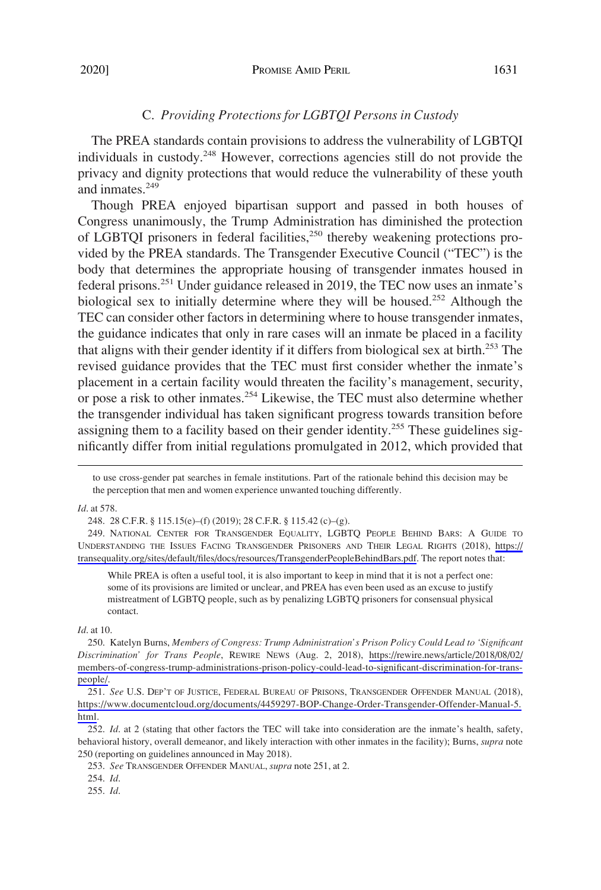### C. *Providing Protections for LGBTQI Persons in Custody*

The PREA standards contain provisions to address the vulnerability of LGBTQI individuals in custody.[248] However, corrections agencies still do not provide the privacy and dignity protections that would reduce the vulnerability of these youth and inmates.[249]

Though PREA enjoyed bipartisan support and passed in both houses of Congress unanimously, the Trump Administration has diminished the protection of LGBTQI prisoners in federal facilities,[250] thereby weakening protections provided by the PREA standards. The Transgender Executive Council ("TEC") is the body that determines the appropriate housing of transgender inmates housed in federal prisons.[251] Under guidance released in 2019, the TEC now uses an inmate's biological sex to initially determine where they will be housed.[252] Although the TEC can consider other factors in determining where to house transgender inmates, the guidance indicates that only in rare cases will an inmate be placed in a facility that aligns with their gender identity if it differs from biological sex at birth.[253] The revised guidance provides that the TEC must first consider whether the inmate's placement in a certain facility would threaten the facility's management, security, or pose a risk to other inmates.[254] Likewise, the TEC must also determine whether the transgender individual has taken significant progress towards transition before assigning them to a facility based on their gender identity.[255] These guidelines significantly differ from initial regulations promulgated in 2012, which provided that

---

to use cross-gender pat searches in female institutions. Part of the rationale behind this decision may be the perception that men and women experience unwanted touching differently.

*Id*. at 578.

248. 28 C.F.R. § 115.15(e)–(f) (2019); 28 C.F.R. § 115.42 (c)–(g).

249. NATIONAL CENTER FOR TRANSGENDER EQUALITY, LGBTQ PEOPLE BEHIND BARS: A GUIDE TO UNDERSTANDING THE ISSUES FACING TRANSGENDER PRISONERS AND THEIR LEGAL RIGHTS (2018), https://transequality.org/sites/default/files/docs/resources/TransgenderPeopleBehindBars.pdf. The report notes that:

> While PREA is often a useful tool, it is also important to keep in mind that it is not a perfect one: some of its provisions are limited or unclear, and PREA has even been used as an excuse to justify mistreatment of LGBTQ people, such as by penalizing LGBTQ prisoners for consensual physical contact.

*Id*. at 10.

250. Katelyn Burns, *Members of Congress: Trump Administration's Prison Policy Could Lead to 'Significant Discrimination' for Trans People*, REWIRE NEWS (Aug. 2, 2018), https://rewire.news/article/2018/08/02/members-of-congress-trump-administrations-prison-policy-could-lead-to-significant-discrimination-for-trans-people/.

251. *See* U.S. DEP'T OF JUSTICE, FEDERAL BUREAU OF PRISONS, TRANSGENDER OFFENDER MANUAL (2018), https://www.documentcloud.org/documents/4459297-BOP-Change-Order-Transgender-Offender-Manual-5.html.

252. *Id*. at 2 (stating that other factors the TEC will take into consideration are the inmate's health, safety, behavioral history, overall demeanor, and likely interaction with other inmates in the facility); Burns, *supra* note 250 (reporting on guidelines announced in May 2018).

253. *See* TRANSGENDER OFFENDER MANUAL, *supra* note 251, at 2.

254. *Id*.

255. *Id*.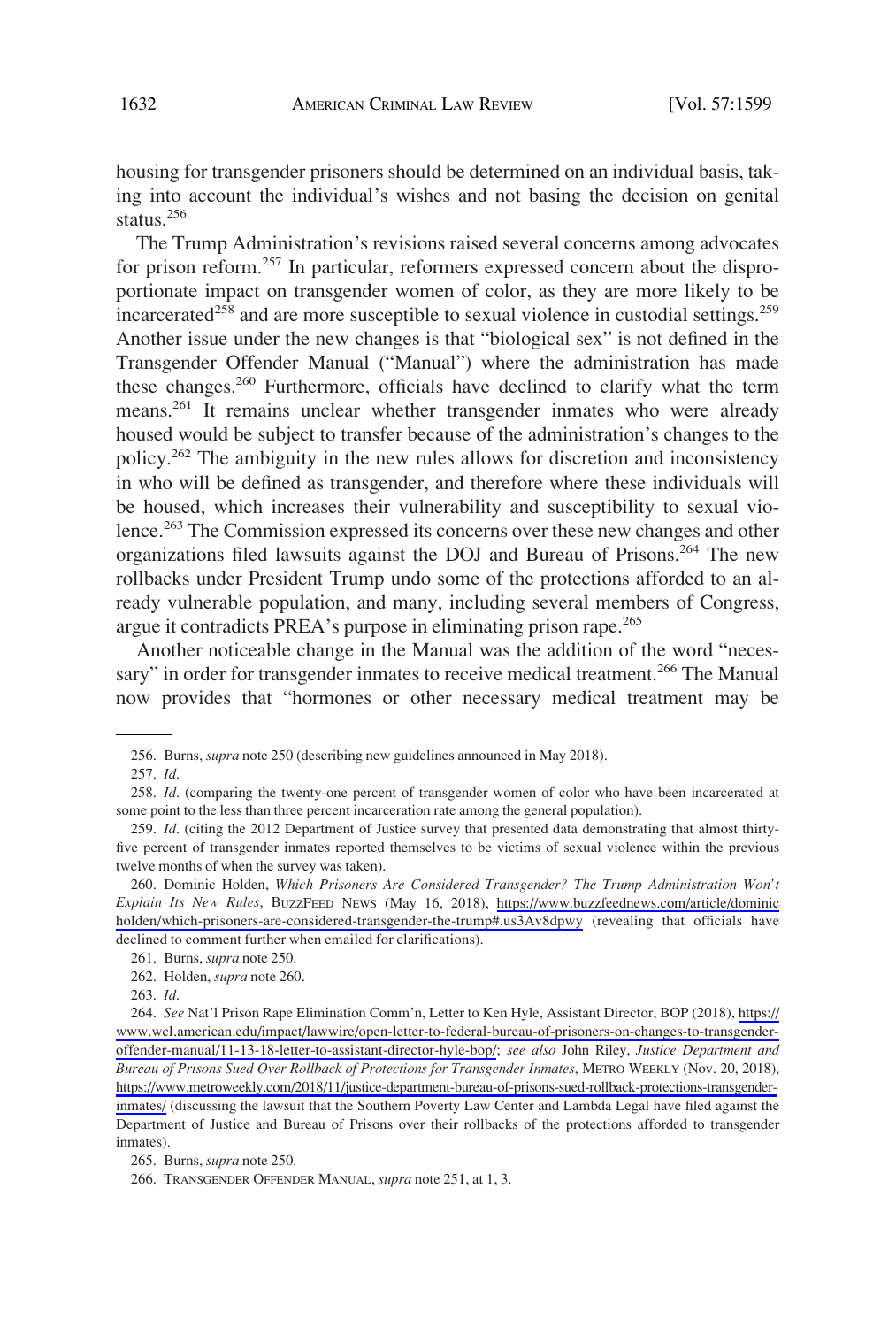housing for transgender prisoners should be determined on an individual basis, taking into account the individual's wishes and not basing the decision on genital status.[256]

The Trump Administration's revisions raised several concerns among advocates for prison reform.[257] In particular, reformers expressed concern about the disproportionate impact on transgender women of color, as they are more likely to be incarcerated[258] and are more susceptible to sexual violence in custodial settings.[259] Another issue under the new changes is that "biological sex" is not defined in the Transgender Offender Manual ("Manual") where the administration has made these changes.[260] Furthermore, officials have declined to clarify what the term means.[261] It remains unclear whether transgender inmates who were already housed would be subject to transfer because of the administration's changes to the policy.[262] The ambiguity in the new rules allows for discretion and inconsistency in who will be defined as transgender, and therefore where these individuals will be housed, which increases their vulnerability and susceptibility to sexual violence.[263] The Commission expressed its concerns over these new changes and other organizations filed lawsuits against the DOJ and Bureau of Prisons.[264] The new rollbacks under President Trump undo some of the protections afforded to an already vulnerable population, and many, including several members of Congress, argue it contradicts PREA's purpose in eliminating prison rape.[265]

Another noticeable change in the Manual was the addition of the word "necessary" in order for transgender inmates to receive medical treatment.[266] The Manual now provides that "hormones or other necessary medical treatment may be

---

256. Burns, *supra* note 250 (describing new guidelines announced in May 2018).

257. *Id*.

258. *Id*. (comparing the twenty-one percent of transgender women of color who have been incarcerated at some point to the less than three percent incarceration rate among the general population).

259. *Id*. (citing the 2012 Department of Justice survey that presented data demonstrating that almost thirty-five percent of transgender inmates reported themselves to be victims of sexual violence within the previous twelve months of when the survey was taken).

260. Dominic Holden, *Which Prisoners Are Considered Transgender? The Trump Administration Won't Explain Its New Rules*, BUZZFEED NEWS (May 16, 2018), https://www.buzzfeednews.com/article/dominicholden/which-prisoners-are-considered-transgender-the-trump#.us3Av8dpwy (revealing that officials have declined to comment further when emailed for clarifications).

261. Burns, *supra* note 250.

262. Holden, *supra* note 260.

263. *Id*.

264. *See* Nat'l Prison Rape Elimination Comm'n, Letter to Ken Hyle, Assistant Director, BOP (2018), https://www.wcl.american.edu/impact/lawwire/open-letter-to-federal-bureau-of-prisoners-on-changes-to-transgender-offender-manual/11-13-18-letter-to-assistant-director-hyle-bop/; *see also* John Riley, *Justice Department and Bureau of Prisons Sued Over Rollback of Protections for Transgender Inmates*, METRO WEEKLY (Nov. 20, 2018), https://www.metroweekly.com/2018/11/justice-department-bureau-of-prisons-sued-rollback-protections-transgender-inmates/ (discussing the lawsuit that the Southern Poverty Law Center and Lambda Legal have filed against the Department of Justice and Bureau of Prisons over their rollbacks of the protections afforded to transgender inmates).

265. Burns, *supra* note 250.

266. TRANSGENDER OFFENDER MANUAL, *supra* note 251, at 1, 3.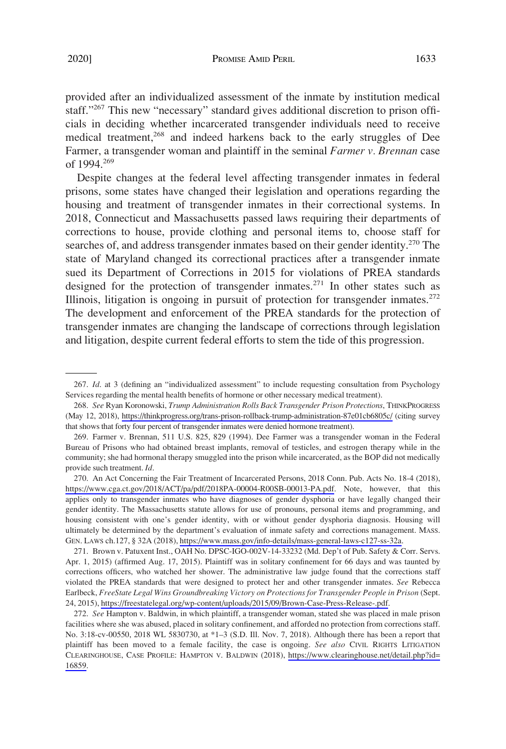provided after an individualized assessment of the inmate by institution medical staff."[267] This new "necessary" standard gives additional discretion to prison officials in deciding whether incarcerated transgender individuals need to receive medical treatment,[268] and indeed harkens back to the early struggles of Dee Farmer, a transgender woman and plaintiff in the seminal *Farmer v. Brennan* case of 1994.[269]

Despite changes at the federal level affecting transgender inmates in federal prisons, some states have changed their legislation and operations regarding the housing and treatment of transgender inmates in their correctional systems. In 2018, Connecticut and Massachusetts passed laws requiring their departments of corrections to house, provide clothing and personal items to, choose staff for searches of, and address transgender inmates based on their gender identity.[270] The state of Maryland changed its correctional practices after a transgender inmate sued its Department of Corrections in 2015 for violations of PREA standards designed for the protection of transgender inmates.[271] In other states such as Illinois, litigation is ongoing in pursuit of protection for transgender inmates.[272] The development and enforcement of the PREA standards for the protection of transgender inmates are changing the landscape of corrections through legislation and litigation, despite current federal efforts to stem the tide of this progression.

---

267. *Id*. at 3 (defining an "individualized assessment" to include requesting consultation from Psychology Services regarding the mental health benefits of hormone or other necessary medical treatment).

268. *See* Ryan Koronowski, *Trump Administration Rolls Back Transgender Prison Protections*, THINKPROGRESS (May 12, 2018), https://thinkprogress.org/trans-prison-rollback-trump-administration-87e01cb6805c/ (citing survey that shows that forty four percent of transgender inmates were denied hormone treatment).

269. Farmer v. Brennan, 511 U.S. 825, 829 (1994). Dee Farmer was a transgender woman in the Federal Bureau of Prisons who had obtained breast implants, removal of testicles, and estrogen therapy while in the community; she had hormonal therapy smuggled into the prison while incarcerated, as the BOP did not medically provide such treatment. *Id*.

270. An Act Concerning the Fair Treatment of Incarcerated Persons, 2018 Conn. Pub. Acts No. 18-4 (2018), https://www.cga.ct.gov/2018/ACT/pa/pdf/2018PA-00004-R00SB-00013-PA.pdf. Note, however, that this applies only to transgender inmates who have diagnoses of gender dysphoria or have legally changed their gender identity. The Massachusetts statute allows for use of pronouns, personal items and programming, and housing consistent with one's gender identity, with or without gender dysphoria diagnosis. Housing will ultimately be determined by the department's evaluation of inmate safety and corrections management. MASS. GEN. LAWS ch.127, § 32A (2018), https://www.mass.gov/info-details/mass-general-laws-c127-ss-32a.

271. Brown v. Patuxent Inst., OAH No. DPSC-IGO-002V-14-33232 (Md. Dep't of Pub. Safety & Corr. Servs. Apr. 1, 2015) (affirmed Aug. 17, 2015). Plaintiff was in solitary confinement for 66 days and was taunted by corrections officers, who watched her shower. The administrative law judge found that the corrections staff violated the PREA standards that were designed to protect her and other transgender inmates. *See* Rebecca Earlbeck, *FreeState Legal Wins Groundbreaking Victory on Protections for Transgender People in Prison* (Sept. 24, 2015), https://freestatelegal.org/wp-content/uploads/2015/09/Brown-Case-Press-Release-.pdf.

272. *See* Hampton v. Baldwin, in which plaintiff, a transgender woman, stated she was placed in male prison facilities where she was abused, placed in solitary confinement, and afforded no protection from corrections staff. No. 3:18-cv-00550, 2018 WL 5830730, at *1–3 (S.D. Ill. Nov. 7, 2018). Although there has been a report that plaintiff has been moved to a female facility, the case is ongoing. *See also* CIVIL RIGHTS LITIGATION CLEARINGHOUSE, CASE PROFILE: HAMPTON V. BALDWIN (2018), https://www.clearinghouse.net/detail.php?id=16859.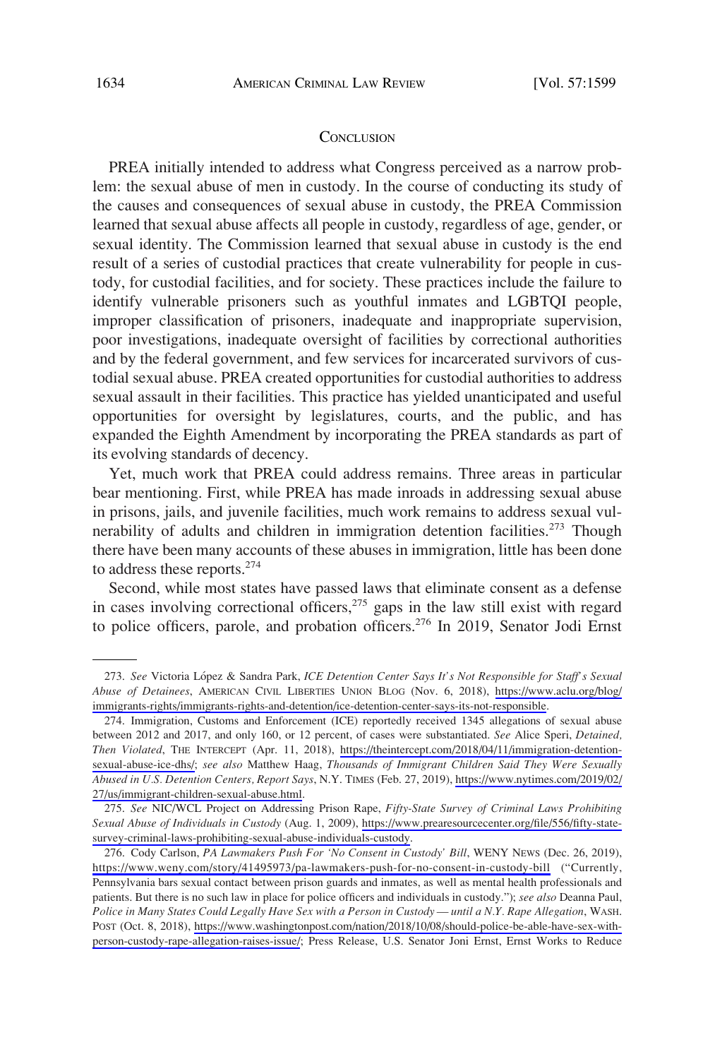## CONCLUSION

PREA initially intended to address what Congress perceived as a narrow problem: the sexual abuse of men in custody. In the course of conducting its study of the causes and consequences of sexual abuse in custody, the PREA Commission learned that sexual abuse affects all people in custody, regardless of age, gender, or sexual identity. The Commission learned that sexual abuse in custody is the end result of a series of custodial practices that create vulnerability for people in custody, for custodial facilities, and for society. These practices include the failure to identify vulnerable prisoners such as youthful inmates and LGBTQI people, improper classification of prisoners, inadequate and inappropriate supervision, poor investigations, inadequate oversight of facilities by correctional authorities and by the federal government, and few services for incarcerated survivors of custodial sexual abuse. PREA created opportunities for custodial authorities to address sexual assault in their facilities. This practice has yielded unanticipated and useful opportunities for oversight by legislatures, courts, and the public, and has expanded the Eighth Amendment by incorporating the PREA standards as part of its evolving standards of decency.

Yet, much work that PREA could address remains. Three areas in particular bear mentioning. First, while PREA has made inroads in addressing sexual abuse in prisons, jails, and juvenile facilities, much work remains to address sexual vulnerability of adults and children in immigration detention facilities.[273] Though there have been many accounts of these abuses in immigration, little has been done to address these reports.[274]

Second, while most states have passed laws that eliminate consent as a defense in cases involving correctional officers,[275] gaps in the law still exist with regard to police officers, parole, and probation officers.[276] In 2019, Senator Jodi Ernst

---

273. *See* Victoria López & Sandra Park, *ICE Detention Center Says It's Not Responsible for Staff's Sexual Abuse of Detainees*, AMERICAN CIVIL LIBERTIES UNION BLOG (Nov. 6, 2018), https://www.aclu.org/blog/immigrants-rights/immigrants-rights-and-detention/ice-detention-center-says-its-not-responsible.

274. Immigration, Customs and Enforcement (ICE) reportedly received 1345 allegations of sexual abuse between 2012 and 2017, and only 160, or 12 percent, of cases were substantiated. *See* Alice Speri, *Detained, Then Violated*, THE INTERCEPT (Apr. 11, 2018), https://theintercept.com/2018/04/11/immigration-detention-sexual-abuse-ice-dhs/; *see also* Matthew Haag, *Thousands of Immigrant Children Said They Were Sexually Abused in U.S. Detention Centers, Report Says*, N.Y. TIMES (Feb. 27, 2019), https://www.nytimes.com/2019/02/27/us/immigrant-children-sexual-abuse.html.

275. *See* NIC/WCL Project on Addressing Prison Rape, *Fifty-State Survey of Criminal Laws Prohibiting Sexual Abuse of Individuals in Custody* (Aug. 1, 2009), https://www.prearesourcecenter.org/file/556/fifty-state-survey-criminal-laws-prohibiting-sexual-abuse-individuals-custody.

276. Cody Carlson, *PA Lawmakers Push For 'No Consent in Custody' Bill*, WENY NEWS (Dec. 26, 2019), https://www.weny.com/story/41495973/pa-lawmakers-push-for-no-consent-in-custody-bill ("Currently, Pennsylvania bars sexual contact between prison guards and inmates, as well as mental health professionals and patients. But there is no such law in place for police officers and individuals in custody."); *see also* Deanna Paul, *Police in Many States Could Legally Have Sex with a Person in Custody — until a N.Y. Rape Allegation*, WASH. POST (Oct. 8, 2018), https://www.washingtonpost.com/nation/2018/10/08/should-police-be-able-have-sex-with-person-custody-rape-allegation-raises-issue/; Press Release, U.S. Senator Joni Ernst, Ernst Works to Reduce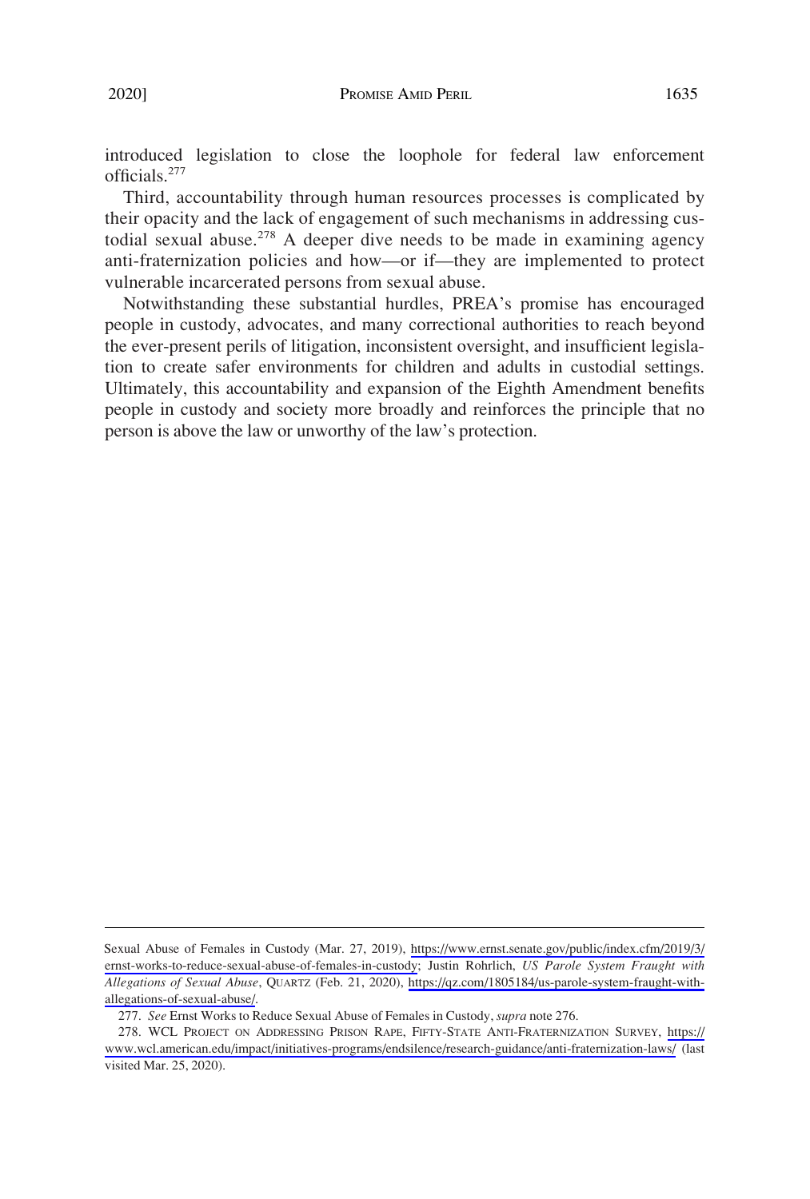introduced legislation to close the loophole for federal law enforcement officials.[277]

Third, accountability through human resources processes is complicated by their opacity and the lack of engagement of such mechanisms in addressing custodial sexual abuse.[278] A deeper dive needs to be made in examining agency anti-fraternization policies and how—or if—they are implemented to protect vulnerable incarcerated persons from sexual abuse.

Notwithstanding these substantial hurdles, PREA's promise has encouraged people in custody, advocates, and many correctional authorities to reach beyond the ever-present perils of litigation, inconsistent oversight, and insufficient legislation to create safer environments for children and adults in custodial settings. Ultimately, this accountability and expansion of the Eighth Amendment benefits people in custody and society more broadly and reinforces the principle that no person is above the law or unworthy of the law's protection.

---

Sexual Abuse of Females in Custody (Mar. 27, 2019), https://www.ernst.senate.gov/public/index.cfm/2019/3/ernst-works-to-reduce-sexual-abuse-of-females-in-custody; Justin Rohrlich, *US Parole System Fraught with Allegations of Sexual Abuse*, QUARTZ (Feb. 21, 2020), https://qz.com/1805184/us-parole-system-fraught-with-allegations-of-sexual-abuse/.

277. *See* Ernst Works to Reduce Sexual Abuse of Females in Custody, *supra* note 276.

278. WCL PROJECT ON ADDRESSING PRISON RAPE, FIFTY-STATE ANTI-FRATERNIZATION SURVEY, https://www.wcl.american.edu/impact/initiatives-programs/endsilence/research-guidance/anti-fraternization-laws/ (last visited Mar. 25, 2020).